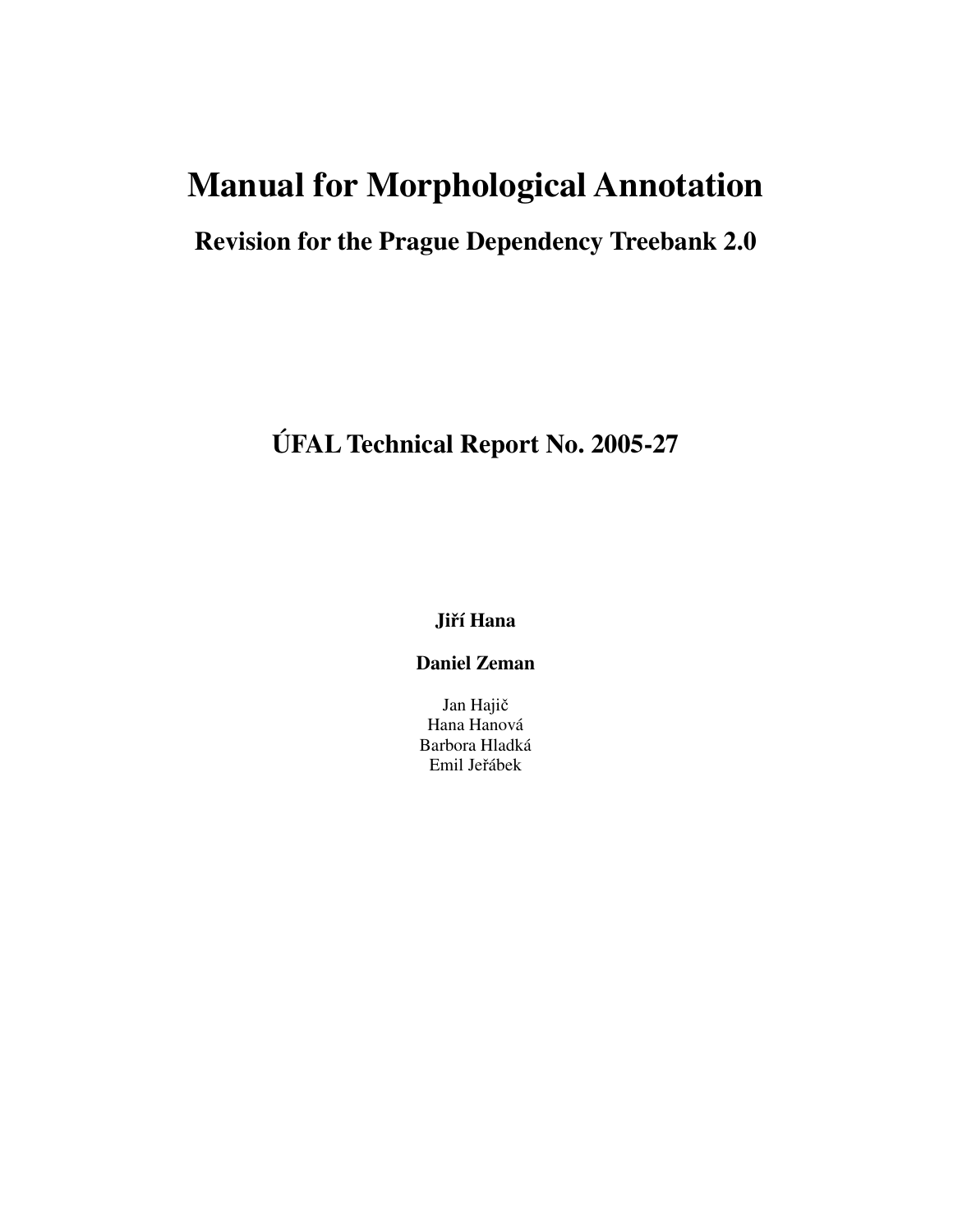# Manual for Morphological Annotation

## Revision for the Prague Dependency Treebank 2.0

## ÚFAL Technical Report No. 2005-27

**Jiří Hana**

**Daniel Zeman**

Jan Hajič
Hana Hanová
Barbora Hladká
Emil Jeřábek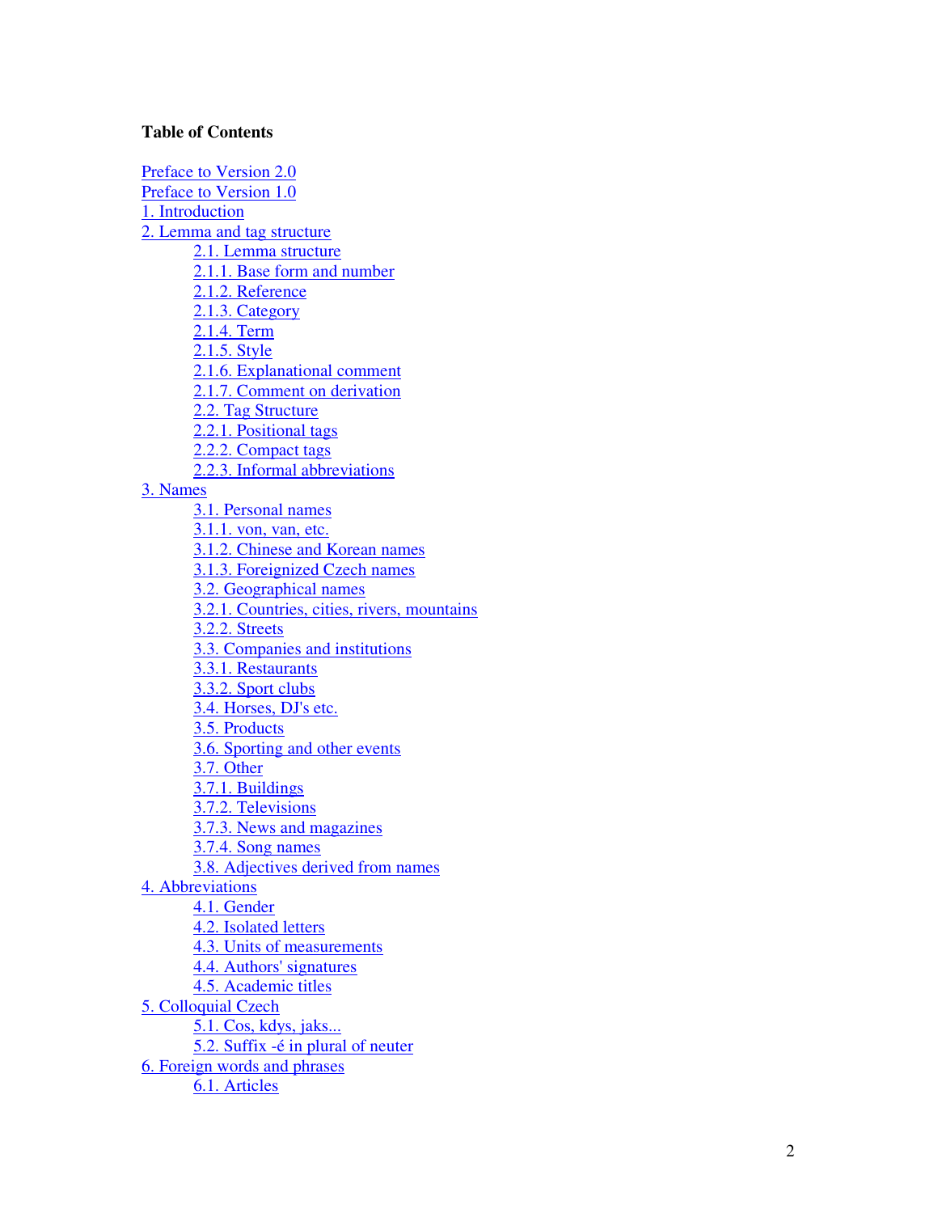**Table of Contents**

- Preface to Version 2.0
- Preface to Version 1.0
- 1. Introduction
- 2. Lemma and tag structure
    - 2.1. Lemma structure
    - 2.1.1. Base form and number
    - 2.1.2. Reference
    - 2.1.3. Category
    - 2.1.4. Term
    - 2.1.5. Style
    - 2.1.6. Explanational comment
    - 2.1.7. Comment on derivation
    - 2.2. Tag Structure
    - 2.2.1. Positional tags
    - 2.2.2. Compact tags
    - 2.2.3. Informal abbreviations
- 3. Names
    - 3.1. Personal names
    - 3.1.1. von, van, etc.
    - 3.1.2. Chinese and Korean names
    - 3.1.3. Foreignized Czech names
    - 3.2. Geographical names
    - 3.2.1. Countries, cities, rivers, mountains
    - 3.2.2. Streets
    - 3.3. Companies and institutions
    - 3.3.1. Restaurants
    - 3.3.2. Sport clubs
    - 3.4. Horses, DJ's etc.
    - 3.5. Products
    - 3.6. Sporting and other events
    - 3.7. Other
    - 3.7.1. Buildings
    - 3.7.2. Televisions
    - 3.7.3. News and magazines
    - 3.7.4. Song names
    - 3.8. Adjectives derived from names
- 4. Abbreviations
    - 4.1. Gender
    - 4.2. Isolated letters
    - 4.3. Units of measurements
    - 4.4. Authors' signatures
    - 4.5. Academic titles
- 5. Colloquial Czech
    - 5.1. Cos, kdys, jaks...
    - 5.2. Suffix -é in plural of neuter
- 6. Foreign words and phrases
    - 6.1. Articles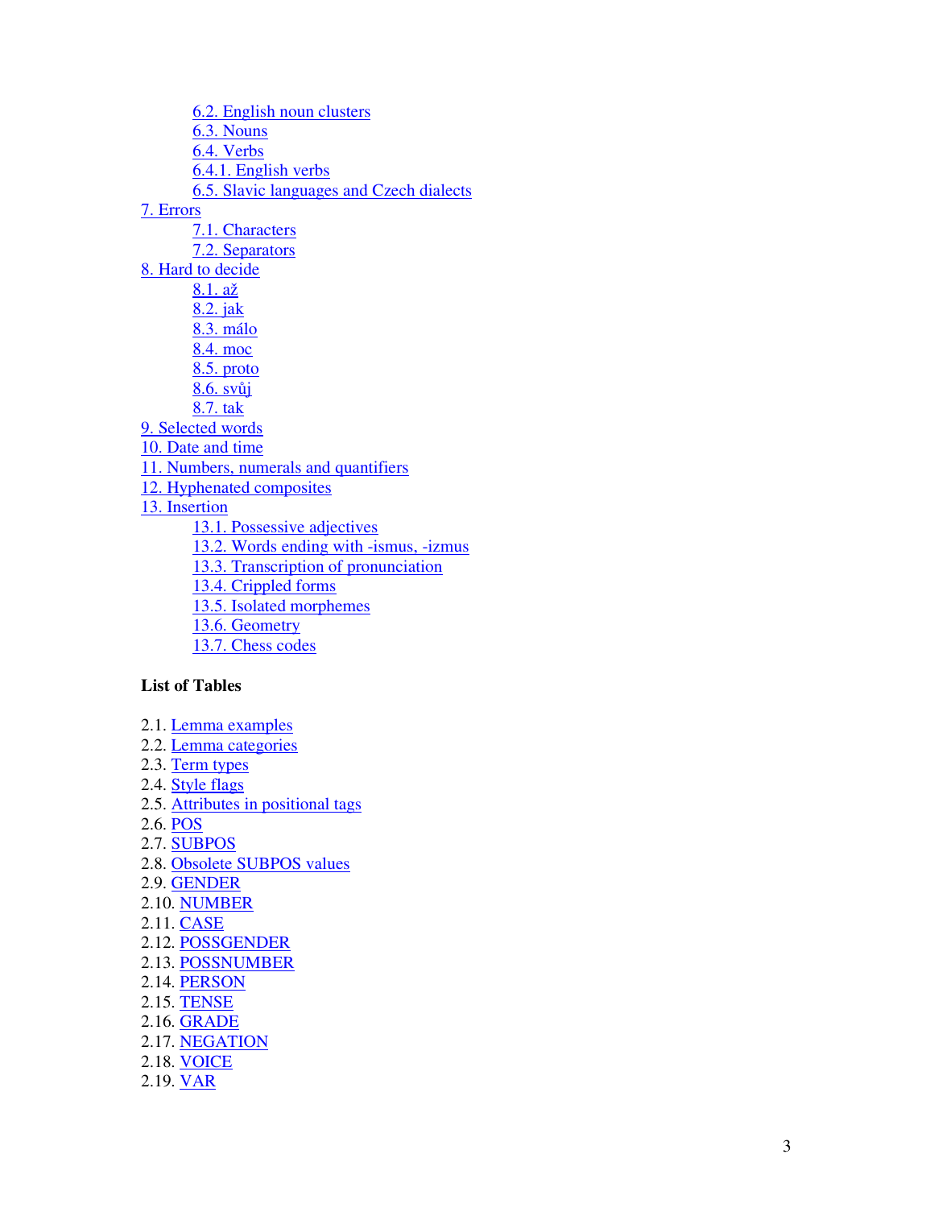- 6.2. English noun clusters
- 6.3. Nouns
- 6.4. Verbs
- 6.4.1. English verbs
- 6.5. Slavic languages and Czech dialects

7. Errors
- 7.1. Characters
- 7.2. Separators

8. Hard to decide
- 8.1. až
- 8.2. jak
- 8.3. málo
- 8.4. moc
- 8.5. proto
- 8.6. svůj
- 8.7. tak

9. Selected words

10. Date and time

11. Numbers, numerals and quantifiers

12. Hyphenated composites

13. Insertion
- 13.1. Possessive adjectives
- 13.2. Words ending with -ismus, -izmus
- 13.3. Transcription of pronunciation
- 13.4. Crippled forms
- 13.5. Isolated morphemes
- 13.6. Geometry
- 13.7. Chess codes

**List of Tables**

2.1. Lemma examples
2.2. Lemma categories
2.3. Term types
2.4. Style flags
2.5. Attributes in positional tags
2.6. POS
2.7. SUBPOS
2.8. Obsolete SUBPOS values
2.9. GENDER
2.10. NUMBER
2.11. CASE
2.12. POSSGENDER
2.13. POSSNUMBER
2.14. PERSON
2.15. TENSE
2.16. GRADE
2.17. NEGATION
2.18. VOICE
2.19. VAR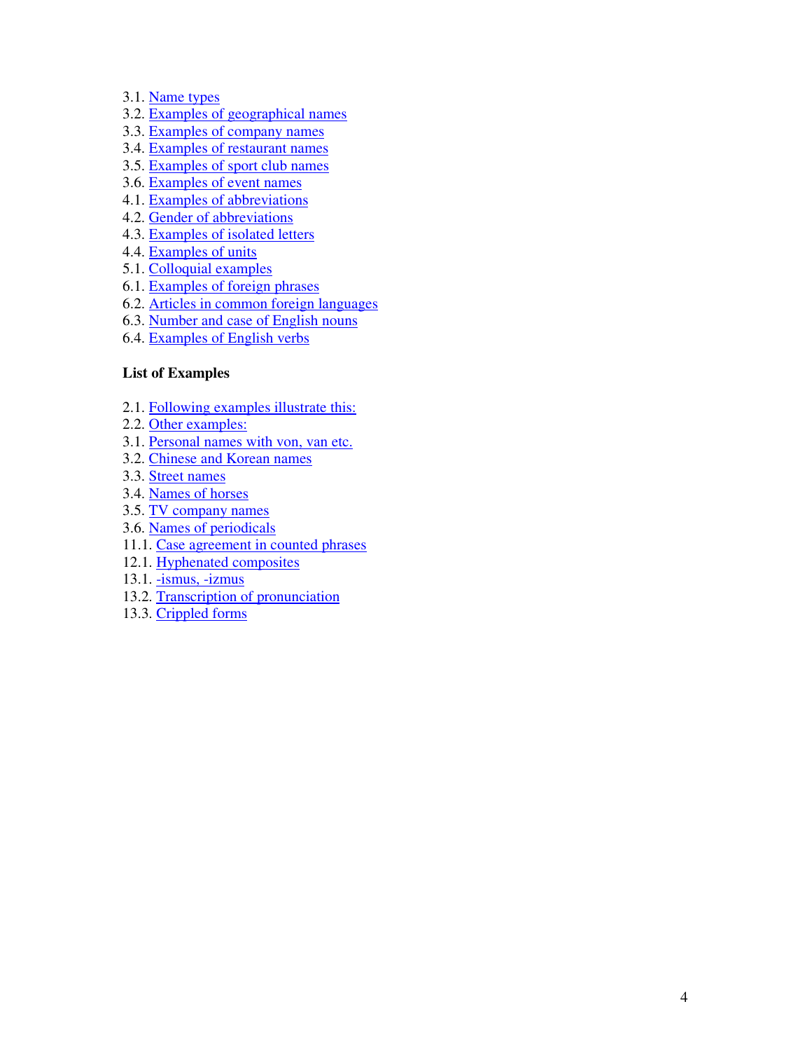3.1. Name types
3.2. Examples of geographical names
3.3. Examples of company names
3.4. Examples of restaurant names
3.5. Examples of sport club names
3.6. Examples of event names
4.1. Examples of abbreviations
4.2. Gender of abbreviations
4.3. Examples of isolated letters
4.4. Examples of units
5.1. Colloquial examples
6.1. Examples of foreign phrases
6.2. Articles in common foreign languages
6.3. Number and case of English nouns
6.4. Examples of English verbs

**List of Examples**

2.1. Following examples illustrate this:
2.2. Other examples:
3.1. Personal names with von, van etc.
3.2. Chinese and Korean names
3.3. Street names
3.4. Names of horses
3.5. TV company names
3.6. Names of periodicals
11.1. Case agreement in counted phrases
12.1. Hyphenated composites
13.1. -ismus, -izmus
13.2. Transcription of pronunciation
13.3. Crippled forms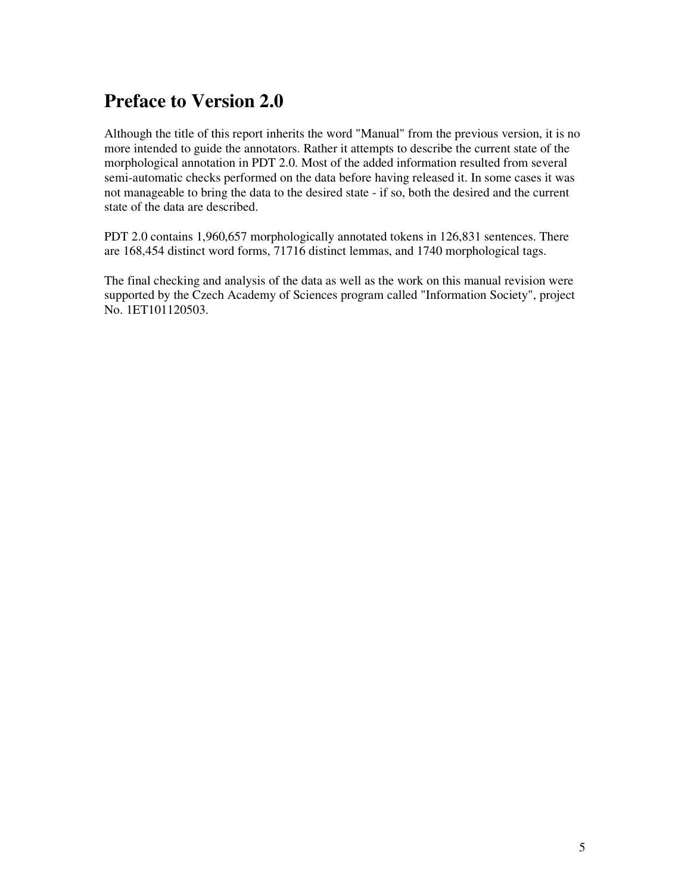# Preface to Version 2.0

Although the title of this report inherits the word "Manual" from the previous version, it is no more intended to guide the annotators. Rather it attempts to describe the current state of the morphological annotation in PDT 2.0. Most of the added information resulted from several semi-automatic checks performed on the data before having released it. In some cases it was not manageable to bring the data to the desired state - if so, both the desired and the current state of the data are described.

PDT 2.0 contains 1,960,657 morphologically annotated tokens in 126,831 sentences. There are 168,454 distinct word forms, 71716 distinct lemmas, and 1740 morphological tags.

The final checking and analysis of the data as well as the work on this manual revision were supported by the Czech Academy of Sciences program called "Information Society", project No. 1ET101120503.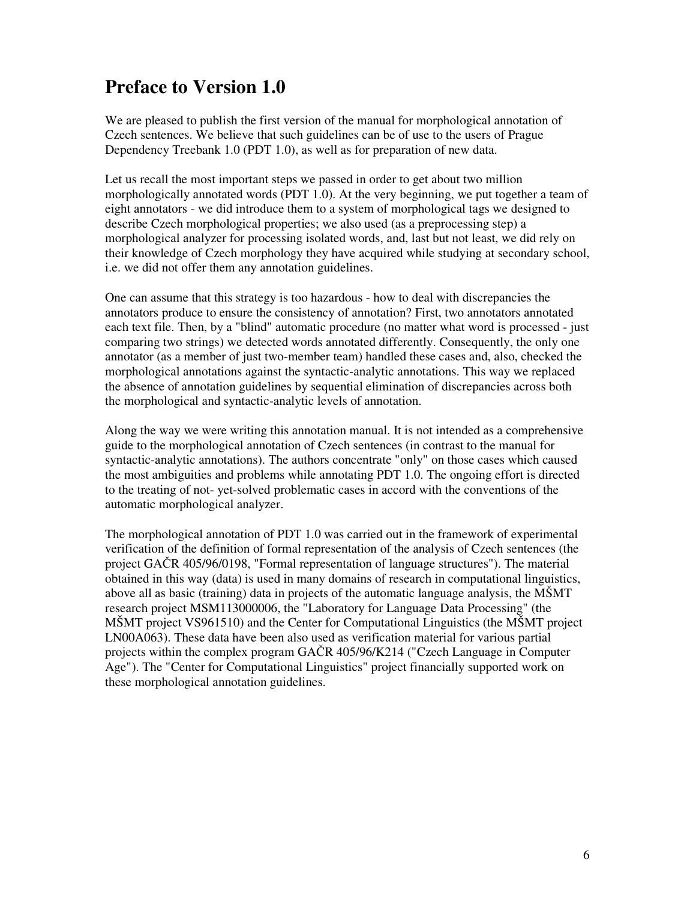# Preface to Version 1.0

We are pleased to publish the first version of the manual for morphological annotation of Czech sentences. We believe that such guidelines can be of use to the users of Prague Dependency Treebank 1.0 (PDT 1.0), as well as for preparation of new data.

Let us recall the most important steps we passed in order to get about two million morphologically annotated words (PDT 1.0). At the very beginning, we put together a team of eight annotators - we did introduce them to a system of morphological tags we designed to describe Czech morphological properties; we also used (as a preprocessing step) a morphological analyzer for processing isolated words, and, last but not least, we did rely on their knowledge of Czech morphology they have acquired while studying at secondary school, i.e. we did not offer them any annotation guidelines.

One can assume that this strategy is too hazardous - how to deal with discrepancies the annotators produce to ensure the consistency of annotation? First, two annotators annotated each text file. Then, by a "blind" automatic procedure (no matter what word is processed - just comparing two strings) we detected words annotated differently. Consequently, the only one annotator (as a member of just two-member team) handled these cases and, also, checked the morphological annotations against the syntactic-analytic annotations. This way we replaced the absence of annotation guidelines by sequential elimination of discrepancies across both the morphological and syntactic-analytic levels of annotation.

Along the way we were writing this annotation manual. It is not intended as a comprehensive guide to the morphological annotation of Czech sentences (in contrast to the manual for syntactic-analytic annotations). The authors concentrate "only" on those cases which caused the most ambiguities and problems while annotating PDT 1.0. The ongoing effort is directed to the treating of not- yet-solved problematic cases in accord with the conventions of the automatic morphological analyzer.

The morphological annotation of PDT 1.0 was carried out in the framework of experimental verification of the definition of formal representation of the analysis of Czech sentences (the project GAČR 405/96/0198, "Formal representation of language structures"). The material obtained in this way (data) is used in many domains of research in computational linguistics, above all as basic (training) data in projects of the automatic language analysis, the MŠMT research project MSM113000006, the "Laboratory for Language Data Processing" (the MŠMT project VS961510) and the Center for Computational Linguistics (the MŠMT project LN00A063). These data have been also used as verification material for various partial projects within the complex program GAČR 405/96/K214 ("Czech Language in Computer Age"). The "Center for Computational Linguistics" project financially supported work on these morphological annotation guidelines.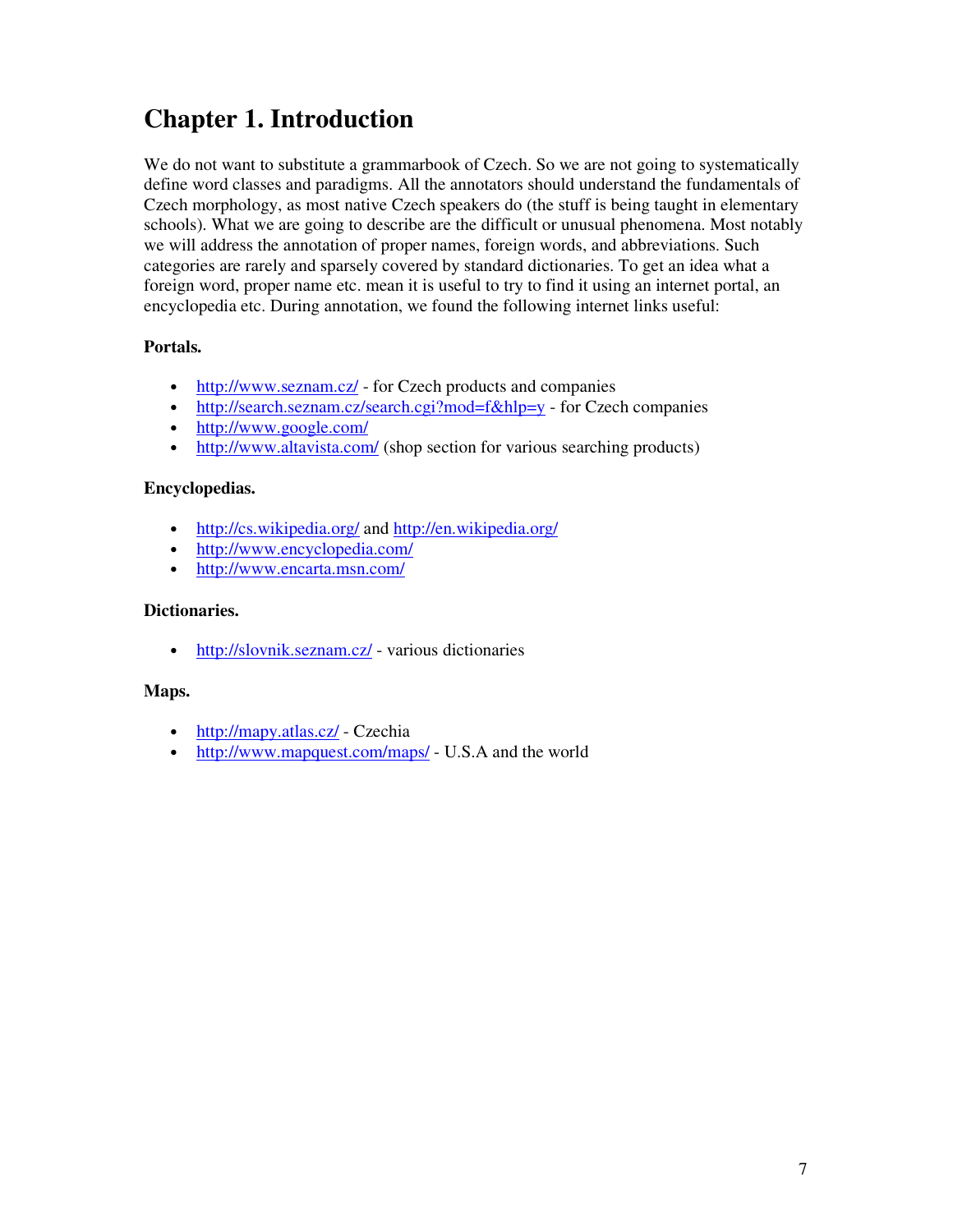# Chapter 1. Introduction

We do not want to substitute a grammarbook of Czech. So we are not going to systematically define word classes and paradigms. All the annotators should understand the fundamentals of Czech morphology, as most native Czech speakers do (the stuff is being taught in elementary schools). What we are going to describe are the difficult or unusual phenomena. Most notably we will address the annotation of proper names, foreign words, and abbreviations. Such categories are rarely and sparsely covered by standard dictionaries. To get an idea what a foreign word, proper name etc. mean it is useful to try to find it using an internet portal, an encyclopedia etc. During annotation, we found the following internet links useful:

**Portals.**

- http://www.seznam.cz/ - for Czech products and companies
- http://search.seznam.cz/search.cgi?mod=f&hlp=y - for Czech companies
- http://www.google.com/
- http://www.altavista.com/ (shop section for various searching products)

**Encyclopedias.**

- http://cs.wikipedia.org/ and http://en.wikipedia.org/
- http://www.encyclopedia.com/
- http://www.encarta.msn.com/

**Dictionaries.**

- http://slovnik.seznam.cz/ - various dictionaries

**Maps.**

- http://mapy.atlas.cz/ - Czechia
- http://www.mapquest.com/maps/ - U.S.A and the world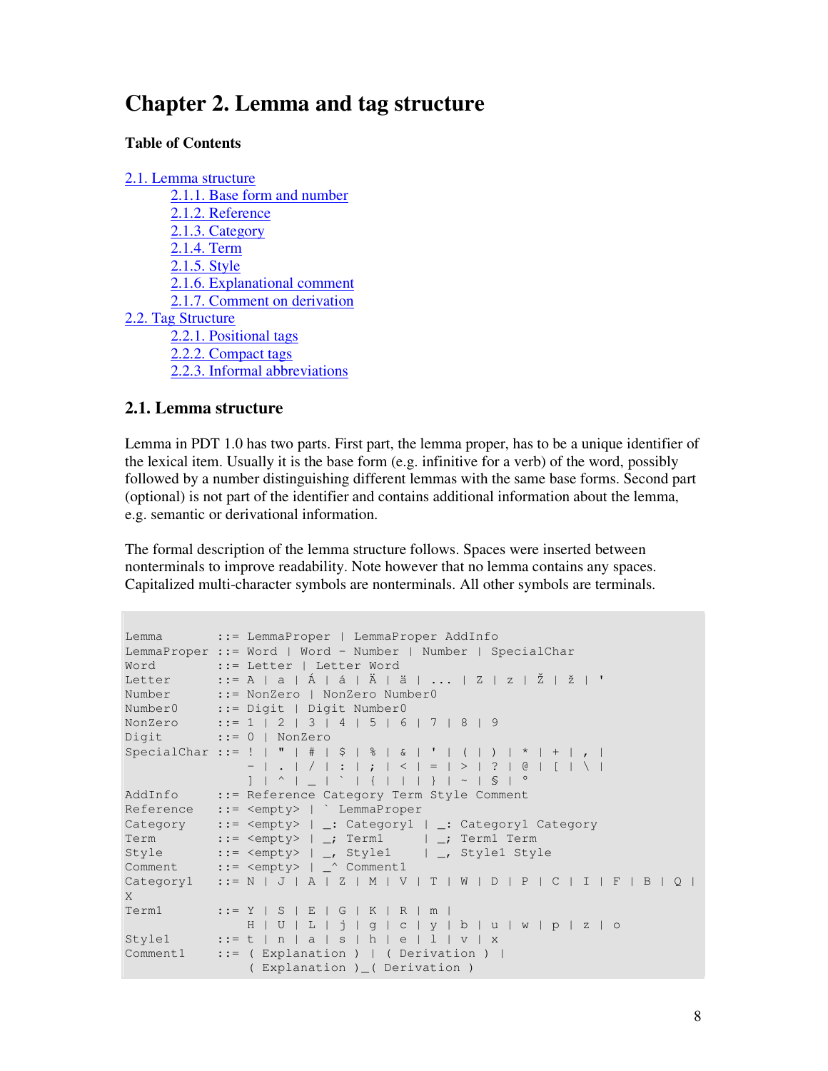# Chapter 2. Lemma and tag structure

**Table of Contents**

- 2.1. Lemma structure
  - 2.1.1. Base form and number
  - 2.1.2. Reference
  - 2.1.3. Category
  - 2.1.4. Term
  - 2.1.5. Style
  - 2.1.6. Explanational comment
  - 2.1.7. Comment on derivation
- 2.2. Tag Structure
  - 2.2.1. Positional tags
  - 2.2.2. Compact tags
  - 2.2.3. Informal abbreviations

## 2.1. Lemma structure

Lemma in PDT 1.0 has two parts. First part, the lemma proper, has to be a unique identifier of the lexical item. Usually it is the base form (e.g. infinitive for a verb) of the word, possibly followed by a number distinguishing different lemmas with the same base forms. Second part (optional) is not part of the identifier and contains additional information about the lemma, e.g. semantic or derivational information.

The formal description of the lemma structure follows. Spaces were inserted between nonterminals to improve readability. Note however that no lemma contains any spaces. Capitalized multi-character symbols are nonterminals. All other symbols are terminals.

```
Lemma       ::= LemmaProper | LemmaProper AddInfo
LemmaProper ::= Word | Word - Number | Number | SpecialChar
Word        ::= Letter | Letter Word
Letter      ::= A | a | Á | á | Ä | ä | ... | Z | z | Ž | ž | '
Number      ::= NonZero | NonZero Number0
Number0     ::= Digit | Digit Number0
NonZero     ::= 1 | 2 | 3 | 4 | 5 | 6 | 7 | 8 | 9
Digit       ::= 0 | NonZero
SpecialChar ::= ! | " | # | $ | % | & | ' | ( | ) | * | + | , |
                - | . | / | : | ; | < | = | > | ? | @ | [ | \ |
                ] | ^ | _ | ` | { | | | } | ~ | § | °
AddInfo     ::= Reference Category Term Style Comment
Reference   ::= <empty> | ` LemmaProper
Category    ::= <empty> | _: Category1 | _: Category1 Category
Term        ::= <empty> | _; Term1     | _; Term1 Term
Style       ::= <empty> | _, Style1    | _, Style1 Style
Comment     ::= <empty> | _^ Comment1
Category1   ::= N | J | A | Z | M | V | T | W | D | P | C | I | F | B | Q |
X
Term1       ::= Y | S | E | G | K | R | m |
                H | U | L | j | g | c | y | b | u | w | p | z | o
Style1      ::= t | n | a | s | h | e | l | v | x
Comment1    ::= ( Explanation ) | ( Derivation ) |
                ( Explanation )_( Derivation )
```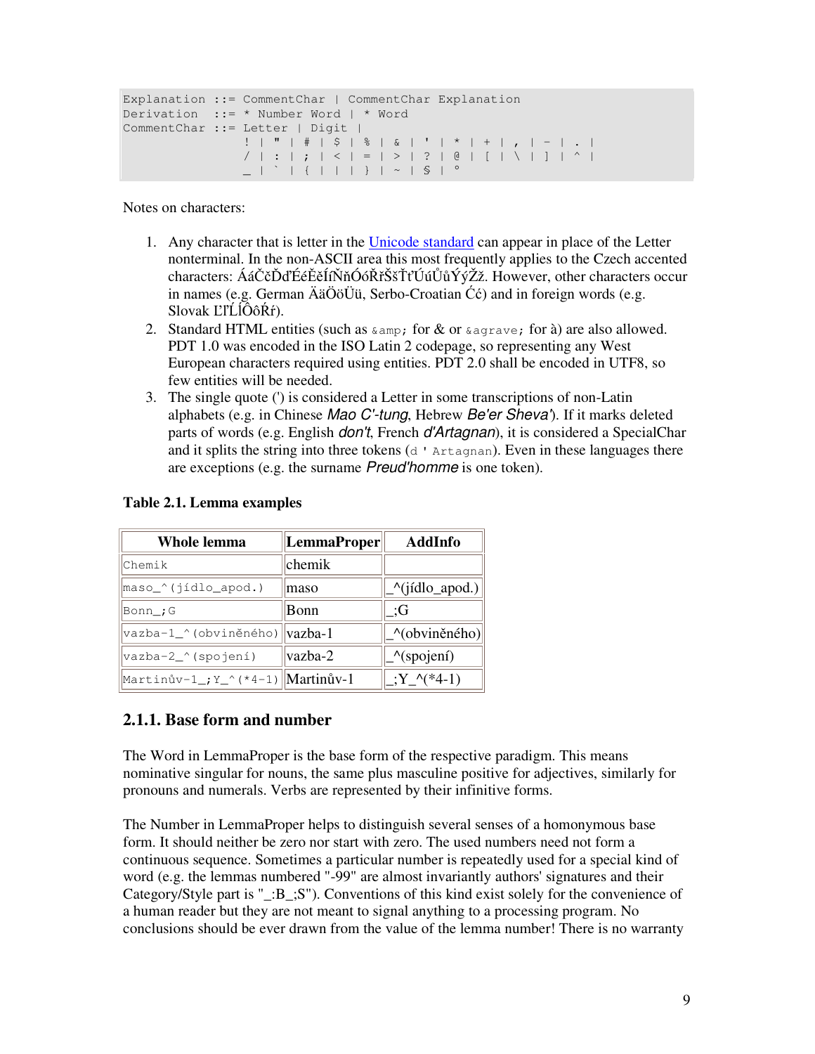```
Explanation ::= CommentChar | CommentChar Explanation
Derivation  ::= * Number Word | * Word
CommentChar ::= Letter | Digit |
                ! | " | # | $ | % | & | ' | * | + | , | - | . |
                / | : | ; | < | = | > | ? | @ | [ | \ | ] | ^ |
                _ | ` | { | | | } | ~ | § | °
```

Notes on characters:

1. Any character that is letter in the Unicode standard can appear in place of the Letter nonterminal. In the non-ASCII area this most frequently applies to the Czech accented characters: ÁáČčĎďÉéĚěÍíŇňÓóŘřŠšŤťÚúŮůÝýŽž. However, other characters occur in names (e.g. German ÄäÖöÜü, Serbo-Croatian Ćć) and in foreign words (e.g. Slovak ĽľĹĺÔôŔŕ).
2. Standard HTML entities (such as `&amp;` for & or `&agrave;` for à) are also allowed. PDT 1.0 was encoded in the ISO Latin 2 codepage, so representing any West European characters required using entities. PDT 2.0 shall be encoded in UTF8, so few entities will be needed.
3. The single quote (') is considered a Letter in some transcriptions of non-Latin alphabets (e.g. in Chinese *Mao C'-tung*, Hebrew *Be'er Sheva'*). If it marks deleted parts of words (e.g. English *don't*, French *d'Artagnan*), it is considered a SpecialChar and it splits the string into three tokens (`d ' Artagnan`). Even in these languages there are exceptions (e.g. the surname *Preud'homme* is one token).

**Table 2.1. Lemma examples**

| Whole lemma | LemmaProper | AddInfo |
|---|---|---|
| `Chemik` | chemik | |
| `maso_^(jídlo_apod.)` | maso | _^(jídlo_apod.) |
| `Bonn_;G` | Bonn | _;G |
| `vazba-1_^(obviněného)` | vazba-1 | _^(obviněného) |
| `vazba-2_^(spojení)` | vazba-2 | _^(spojení) |
| `Martinův-1_;Y_^(*4-1)` | Martinův-1 | _;Y_^(*4-1) |

### 2.1.1. Base form and number

The Word in LemmaProper is the base form of the respective paradigm. This means nominative singular for nouns, the same plus masculine positive for adjectives, similarly for pronouns and numerals. Verbs are represented by their infinitive forms.

The Number in LemmaProper helps to distinguish several senses of a homonymous base form. It should neither be zero nor start with zero. The used numbers need not form a continuous sequence. Sometimes a particular number is repeatedly used for a special kind of word (e.g. the lemmas numbered "-99" are almost invariantly authors' signatures and their Category/Style part is "_:B_;S"). Conventions of this kind exist solely for the convenience of a human reader but they are not meant to signal anything to a processing program. No conclusions should be ever drawn from the value of the lemma number! There is no warranty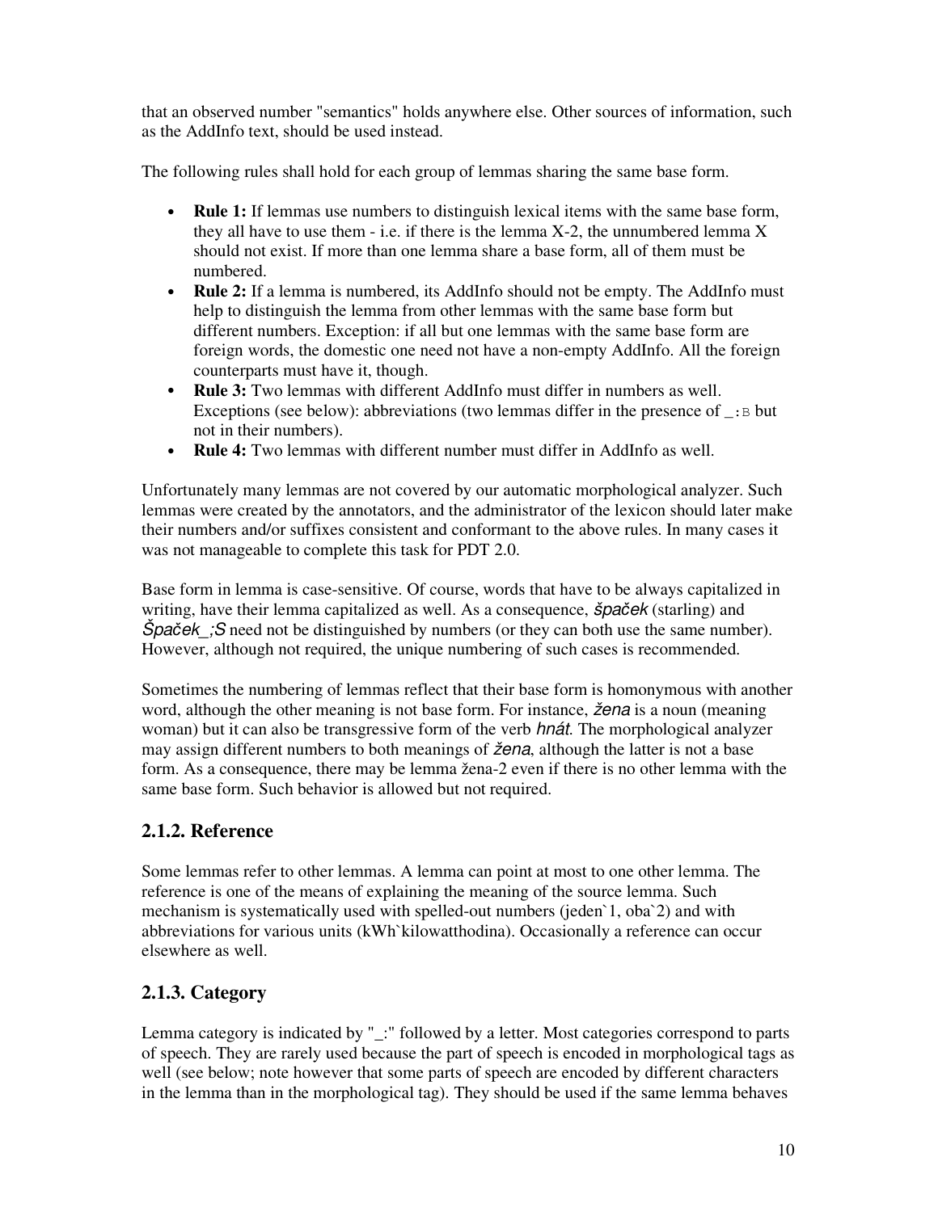that an observed number "semantics" holds anywhere else. Other sources of information, such as the AddInfo text, should be used instead.

The following rules shall hold for each group of lemmas sharing the same base form.

- **Rule 1:** If lemmas use numbers to distinguish lexical items with the same base form, they all have to use them - i.e. if there is the lemma X-2, the unnumbered lemma X should not exist. If more than one lemma share a base form, all of them must be numbered.
- **Rule 2:** If a lemma is numbered, its AddInfo should not be empty. The AddInfo must help to distinguish the lemma from other lemmas with the same base form but different numbers. Exception: if all but one lemmas with the same base form are foreign words, the domestic one need not have a non-empty AddInfo. All the foreign counterparts must have it, though.
- **Rule 3:** Two lemmas with different AddInfo must differ in numbers as well. Exceptions (see below): abbreviations (two lemmas differ in the presence of `_:B` but not in their numbers).
- **Rule 4:** Two lemmas with different number must differ in AddInfo as well.

Unfortunately many lemmas are not covered by our automatic morphological analyzer. Such lemmas were created by the annotators, and the administrator of the lexicon should later make their numbers and/or suffixes consistent and conformant to the above rules. In many cases it was not manageable to complete this task for PDT 2.0.

Base form in lemma is case-sensitive. Of course, words that have to be always capitalized in writing, have their lemma capitalized as well. As a consequence, *špaček* (starling) and *Špaček_;S* need not be distinguished by numbers (or they can both use the same number). However, although not required, the unique numbering of such cases is recommended.

Sometimes the numbering of lemmas reflect that their base form is homonymous with another word, although the other meaning is not base form. For instance, *žena* is a noun (meaning woman) but it can also be transgressive form of the verb *hnát*. The morphological analyzer may assign different numbers to both meanings of *žena*, although the latter is not a base form. As a consequence, there may be lemma žena-2 even if there is no other lemma with the same base form. Such behavior is allowed but not required.

## 2.1.2. Reference

Some lemmas refer to other lemmas. A lemma can point at most to one other lemma. The reference is one of the means of explaining the meaning of the source lemma. Such mechanism is systematically used with spelled-out numbers (jeden`1, oba`2) and with abbreviations for various units (kWh`kilowatthodina). Occasionally a reference can occur elsewhere as well.

## 2.1.3. Category

Lemma category is indicated by "_:" followed by a letter. Most categories correspond to parts of speech. They are rarely used because the part of speech is encoded in morphological tags as well (see below; note however that some parts of speech are encoded by different characters in the lemma than in the morphological tag). They should be used if the same lemma behaves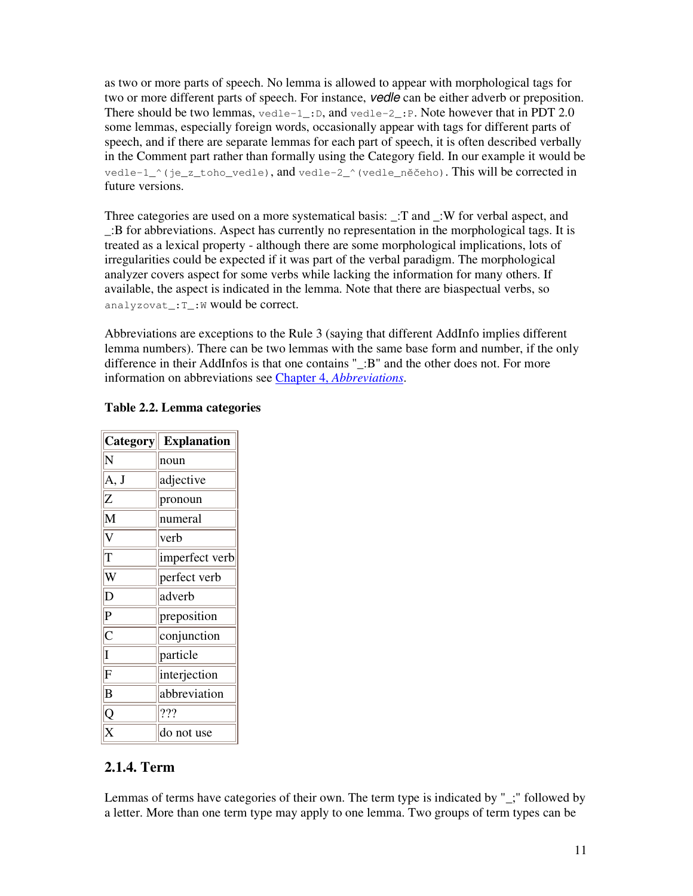as two or more parts of speech. No lemma is allowed to appear with morphological tags for two or more different parts of speech. For instance, *vedle* can be either adverb or preposition. There should be two lemmas, `vedle-1_:D`, and `vedle-2_:P`. Note however that in PDT 2.0 some lemmas, especially foreign words, occasionally appear with tags for different parts of speech, and if there are separate lemmas for each part of speech, it is often described verbally in the Comment part rather than formally using the Category field. In our example it would be `vedle-1_^(je_z_toho_vedle)`, and `vedle-2_^(vedle_něčeho)`. This will be corrected in future versions.

Three categories are used on a more systematical basis: _:T and _:W for verbal aspect, and _:B for abbreviations. Aspect has currently no representation in the morphological tags. It is treated as a lexical property - although there are some morphological implications, lots of irregularities could be expected if it was part of the verbal paradigm. The morphological analyzer covers aspect for some verbs while lacking the information for many others. If available, the aspect is indicated in the lemma. Note that there are biaspectual verbs, so `analyzovat_:T_:W` would be correct.

Abbreviations are exceptions to the Rule 3 (saying that different AddInfo implies different lemma numbers). There can be two lemmas with the same base form and number, if the only difference in their AddInfos is that one contains "_:B" and the other does not. For more information on abbreviations see Chapter 4, *Abbreviations*.

**Table 2.2. Lemma categories**

| Category | Explanation |
|---|---|
| N | noun |
| A, J | adjective |
| Z | pronoun |
| M | numeral |
| V | verb |
| T | imperfect verb |
| W | perfect verb |
| D | adverb |
| P | preposition |
| C | conjunction |
| I | particle |
| F | interjection |
| B | abbreviation |
| Q | ??? |
| X | do not use |

### 2.1.4. Term

Lemmas of terms have categories of their own. The term type is indicated by "_;" followed by a letter. More than one term type may apply to one lemma. Two groups of term types can be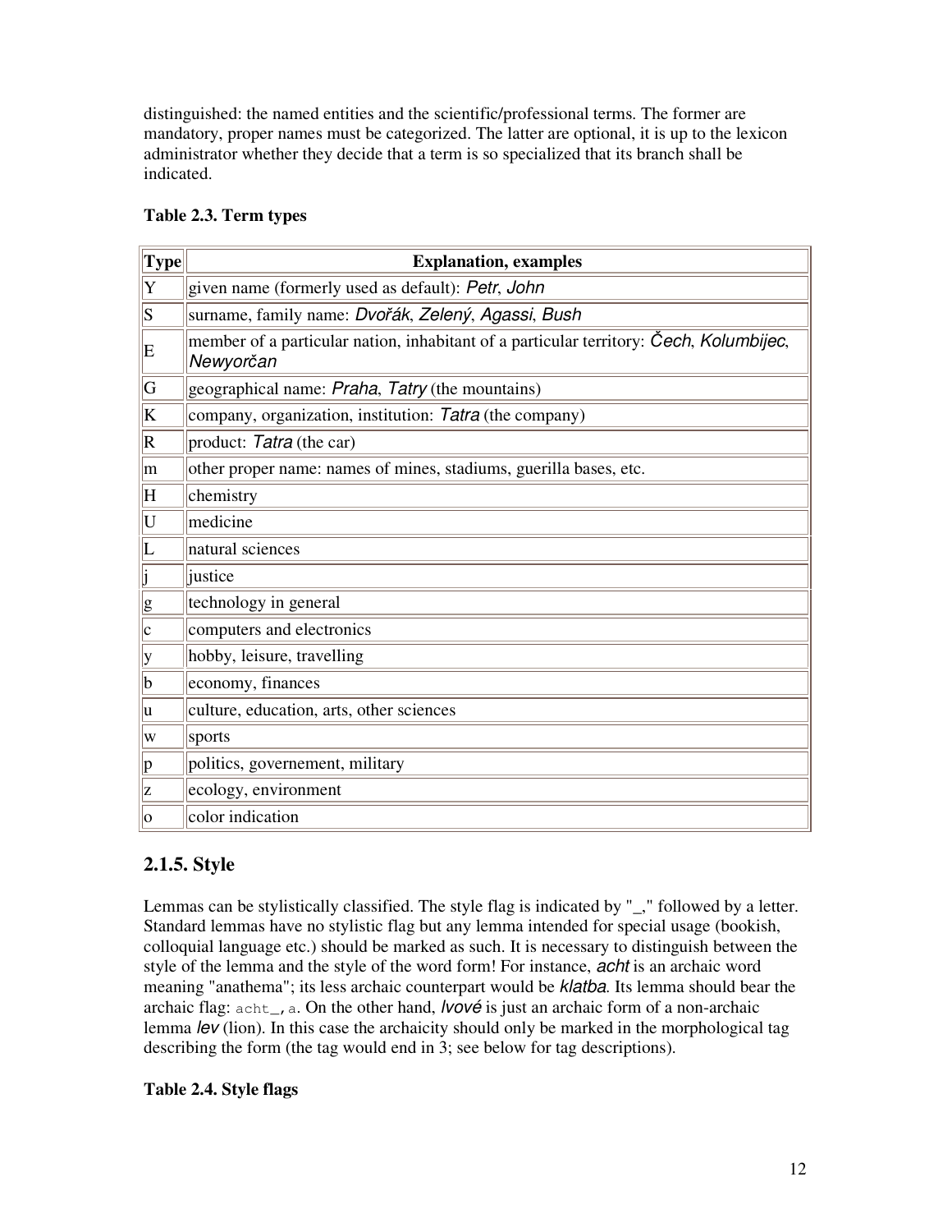distinguished: the named entities and the scientific/professional terms. The former are mandatory, proper names must be categorized. The latter are optional, it is up to the lexicon administrator whether they decide that a term is so specialized that its branch shall be indicated.

**Table 2.3. Term types**

| Type | Explanation, examples |
|---|---|
| Y | given name (formerly used as default): *Petr*, *John* |
| S | surname, family name: *Dvořák*, *Zelený*, *Agassi*, *Bush* |
| E | member of a particular nation, inhabitant of a particular territory: *Čech*, *Kolumbijec*, *Newyorčan* |
| G | geographical name: *Praha*, *Tatry* (the mountains) |
| K | company, organization, institution: *Tatra* (the company) |
| R | product: *Tatra* (the car) |
| m | other proper name: names of mines, stadiums, guerilla bases, etc. |
| H | chemistry |
| U | medicine |
| L | natural sciences |
| j | justice |
| g | technology in general |
| c | computers and electronics |
| y | hobby, leisure, travelling |
| b | economy, finances |
| u | culture, education, arts, other sciences |
| w | sports |
| p | politics, governement, military |
| z | ecology, environment |
| o | color indication |

## 2.1.5. Style

Lemmas can be stylistically classified. The style flag is indicated by "_," followed by a letter. Standard lemmas have no stylistic flag but any lemma intended for special usage (bookish, colloquial language etc.) should be marked as such. It is necessary to distinguish between the style of the lemma and the style of the word form! For instance, *acht* is an archaic word meaning "anathema"; its less archaic counterpart would be *klatba*. Its lemma should bear the archaic flag: `acht_,a`. On the other hand, *lvové* is just an archaic form of a non-archaic lemma *lev* (lion). In this case the archaicity should only be marked in the morphological tag describing the form (the tag would end in 3; see below for tag descriptions).

**Table 2.4. Style flags**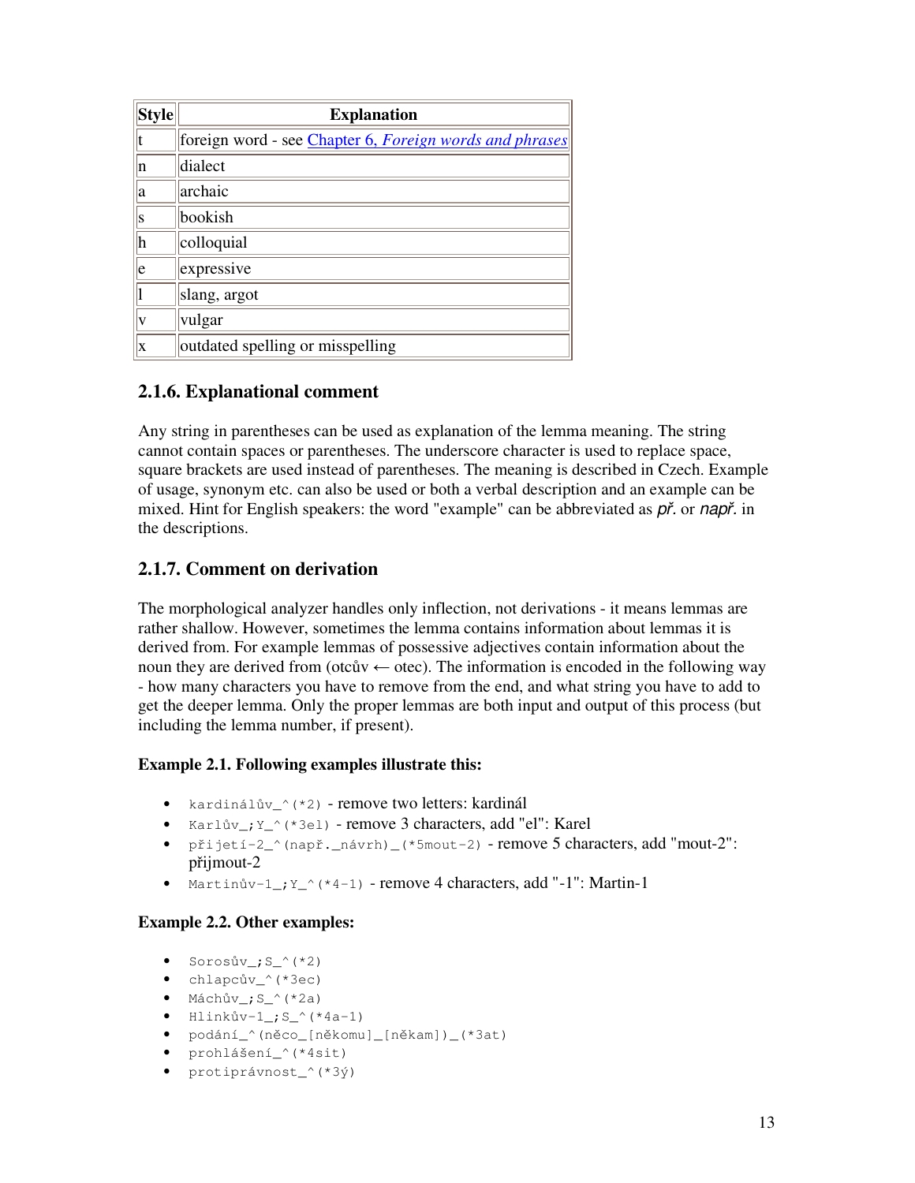| Style | Explanation |
| --- | --- |
| t | foreign word - see [Chapter 6, *Foreign words and phrases*]() |
| n | dialect |
| a | archaic |
| s | bookish |
| h | colloquial |
| e | expressive |
| l | slang, argot |
| v | vulgar |
| x | outdated spelling or misspelling |

### 2.1.6. Explanational comment

Any string in parentheses can be used as explanation of the lemma meaning. The string cannot contain spaces or parentheses. The underscore character is used to replace space, square brackets are used instead of parentheses. The meaning is described in Czech. Example of usage, synonym etc. can also be used or both a verbal description and an example can be mixed. Hint for English speakers: the word "example" can be abbreviated as *př.* or *např.* in the descriptions.

### 2.1.7. Comment on derivation

The morphological analyzer handles only inflection, not derivations - it means lemmas are rather shallow. However, sometimes the lemma contains information about lemmas it is derived from. For example lemmas of possessive adjectives contain information about the noun they are derived from (otcův ← otec). The information is encoded in the following way - how many characters you have to remove from the end, and what string you have to add to get the deeper lemma. Only the proper lemmas are both input and output of this process (but including the lemma number, if present).

**Example 2.1. Following examples illustrate this:**

- `kardinálův_^(*2)` - remove two letters: kardinál
- `Karlův_;Y_^(*3el)` - remove 3 characters, add "el": Karel
- `přijetí-2_^(např._návrh)_(*5mout-2)` - remove 5 characters, add "mout-2": přijmout-2
- `Martinův-1_;Y_^(*4-1)` - remove 4 characters, add "-1": Martin-1

**Example 2.2. Other examples:**

- `Sorosův_;S_^(*2)`
- `chlapcův_^(*3ec)`
- `Máchův_;S_^(*2a)`
- `Hlinkův-1_;S_^(*4a-1)`
- `podání_^(něco_[někomu]_[někam])_(*3at)`
- `prohlášení_^(*4sit)`
- `protiprávnost_^(*3ý)`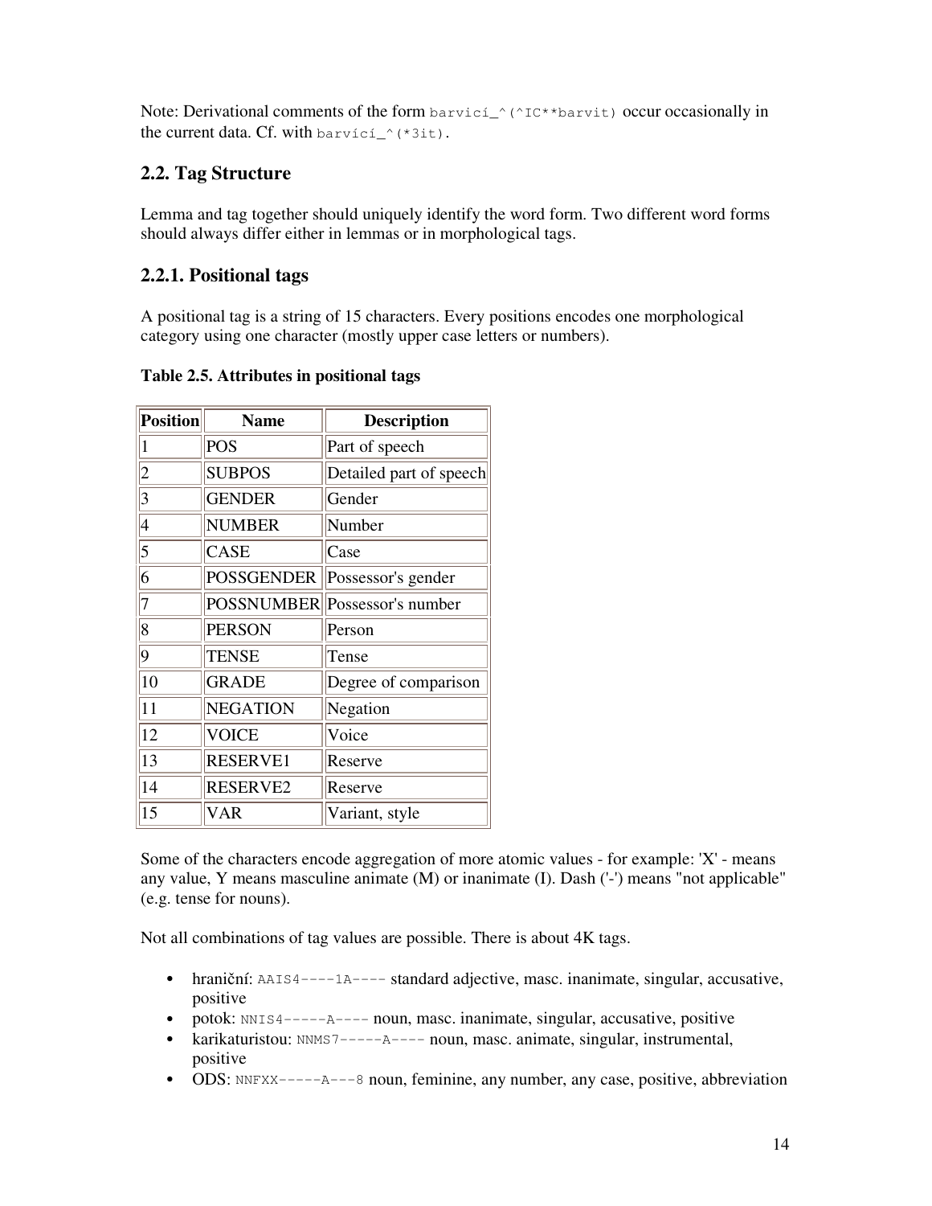Note: Derivational comments of the form `barvicí_^(^IC**barvit)` occur occasionally in the current data. Cf. with `barvící_^(*3it)`.

## 2.2. Tag Structure

Lemma and tag together should uniquely identify the word form. Two different word forms should always differ either in lemmas or in morphological tags.

### 2.2.1. Positional tags

A positional tag is a string of 15 characters. Every positions encodes one morphological category using one character (mostly upper case letters or numbers).

**Table 2.5. Attributes in positional tags**

| Position | Name | Description |
|---|---|---|
| 1 | POS | Part of speech |
| 2 | SUBPOS | Detailed part of speech |
| 3 | GENDER | Gender |
| 4 | NUMBER | Number |
| 5 | CASE | Case |
| 6 | POSSGENDER | Possessor's gender |
| 7 | POSSNUMBER | Possessor's number |
| 8 | PERSON | Person |
| 9 | TENSE | Tense |
| 10 | GRADE | Degree of comparison |
| 11 | NEGATION | Negation |
| 12 | VOICE | Voice |
| 13 | RESERVE1 | Reserve |
| 14 | RESERVE2 | Reserve |
| 15 | VAR | Variant, style |

Some of the characters encode aggregation of more atomic values - for example: 'X' - means any value, Y means masculine animate (M) or inanimate (I). Dash ('-') means "not applicable" (e.g. tense for nouns).

Not all combinations of tag values are possible. There is about 4K tags.

- hraniční: `AAIS4----1A----` standard adjective, masc. inanimate, singular, accusative, positive
- potok: `NNIS4-----A----` noun, masc. inanimate, singular, accusative, positive
- karikaturistou: `NNMS7-----A----` noun, masc. animate, singular, instrumental, positive
- ODS: `NNFXX-----A---8` noun, feminine, any number, any case, positive, abbreviation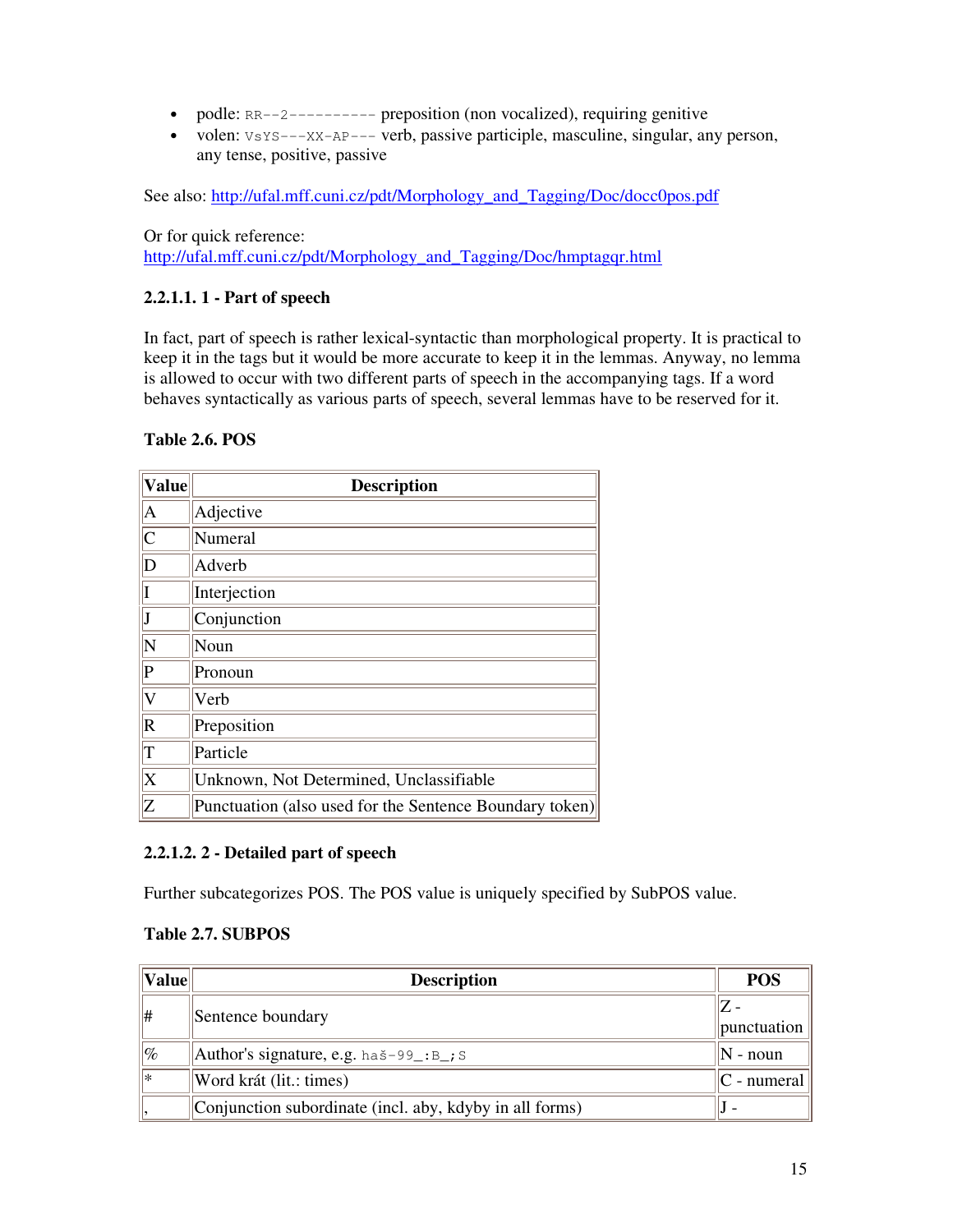- podle: `RR--2----------` preposition (non vocalized), requiring genitive
- volen: `VsYS---XX-AP---` verb, passive participle, masculine, singular, any person, any tense, positive, passive

See also: [http://ufal.mff.cuni.cz/pdt/Morphology_and_Tagging/Doc/docc0pos.pdf](http://ufal.mff.cuni.cz/pdt/Morphology_and_Tagging/Doc/docc0pos.pdf)

Or for quick reference:
[http://ufal.mff.cuni.cz/pdt/Morphology_and_Tagging/Doc/hmptagqr.html](http://ufal.mff.cuni.cz/pdt/Morphology_and_Tagging/Doc/hmptagqr.html)

#### 2.2.1.1. 1 - Part of speech

In fact, part of speech is rather lexical-syntactic than morphological property. It is practical to keep it in the tags but it would be more accurate to keep it in the lemmas. Anyway, no lemma is allowed to occur with two different parts of speech in the accompanying tags. If a word behaves syntactically as various parts of speech, several lemmas have to be reserved for it.

**Table 2.6. POS**

| Value | Description |
|---|---|
| A | Adjective |
| C | Numeral |
| D | Adverb |
| I | Interjection |
| J | Conjunction |
| N | Noun |
| P | Pronoun |
| V | Verb |
| R | Preposition |
| T | Particle |
| X | Unknown, Not Determined, Unclassifiable |
| Z | Punctuation (also used for the Sentence Boundary token) |

#### 2.2.1.2. 2 - Detailed part of speech

Further subcategorizes POS. The POS value is uniquely specified by SubPOS value.

**Table 2.7. SUBPOS**

| Value | Description | POS |
|---|---|---|
| # | Sentence boundary | Z - punctuation |
| % | Author's signature, e.g. `haš-99_:B_;S` | N - noun |
| * | Word krát (lit.: times) | C - numeral |
| , | Conjunction subordinate (incl. aby, kdyby in all forms) | J - |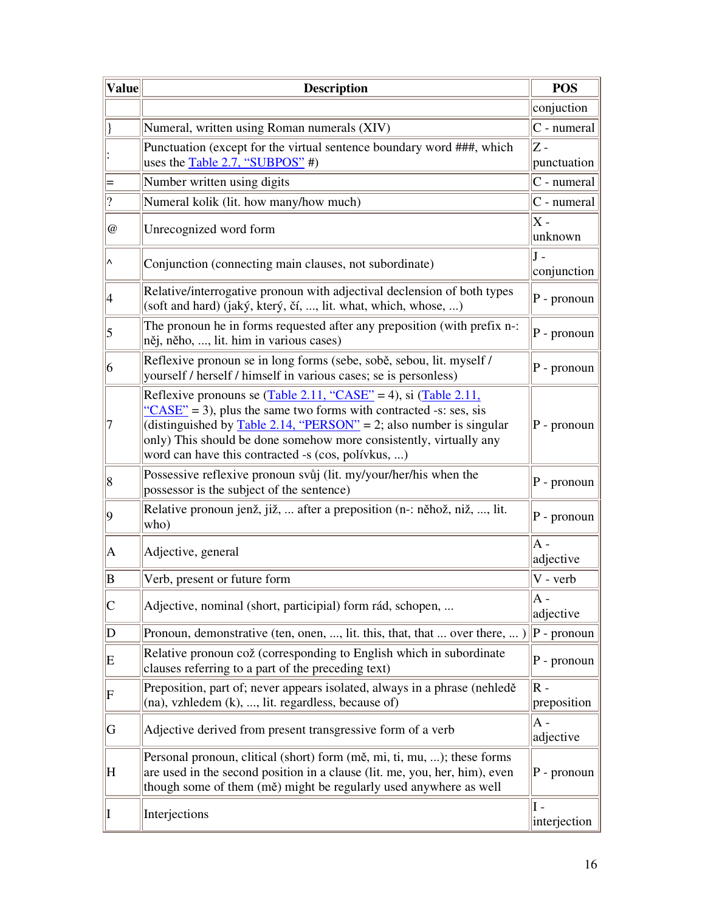| Value | Description | POS |
| --- | --- | --- |
| | | conjuction |
| } | Numeral, written using Roman numerals (XIV) | C - numeral |
| : | Punctuation (except for the virtual sentence boundary word ###, which uses the Table 2.7, “SUBPOS” #) | Z - punctuation |
| = | Number written using digits | C - numeral |
| ? | Numeral kolik (lit. how many/how much) | C - numeral |
| @ | Unrecognized word form | X - unknown |
| ^ | Conjunction (connecting main clauses, not subordinate) | J - conjunction |
| 4 | Relative/interrogative pronoun with adjectival declension of both types (soft and hard) (jaký, který, čí, ..., lit. what, which, whose, ...) | P - pronoun |
| 5 | The pronoun he in forms requested after any preposition (with prefix n-: něj, něho, ..., lit. him in various cases) | P - pronoun |
| 6 | Reflexive pronoun se in long forms (sebe, sobě, sebou, lit. myself / yourself / herself / himself in various cases; se is personless) | P - pronoun |
| 7 | Reflexive pronouns se (Table 2.11, “CASE” = 4), si (Table 2.11, “CASE” = 3), plus the same two forms with contracted -s: ses, sis (distinguished by Table 2.14, “PERSON” = 2; also number is singular only) This should be done somehow more consistently, virtually any word can have this contracted -s (cos, polívkus, ...) | P - pronoun |
| 8 | Possessive reflexive pronoun svůj (lit. my/your/her/his when the possessor is the subject of the sentence) | P - pronoun |
| 9 | Relative pronoun jenž, již, ... after a preposition (n-: něhož, niž, ..., lit. who) | P - pronoun |
| A | Adjective, general | A - adjective |
| B | Verb, present or future form | V - verb |
| C | Adjective, nominal (short, participial) form rád, schopen, ... | A - adjective |
| D | Pronoun, demonstrative (ten, onen, ..., lit. this, that, that ... over there, ... ) | P - pronoun |
| E | Relative pronoun což (corresponding to English which in subordinate clauses referring to a part of the preceding text) | P - pronoun |
| F | Preposition, part of; never appears isolated, always in a phrase (nehledě (na), vzhledem (k), ..., lit. regardless, because of) | R - preposition |
| G | Adjective derived from present transgressive form of a verb | A - adjective |
| H | Personal pronoun, clitical (short) form (mě, mi, ti, mu, ...); these forms are used in the second position in a clause (lit. me, you, her, him), even though some of them (mě) might be regularly used anywhere as well | P - pronoun |
| I | Interjections | I - interjection |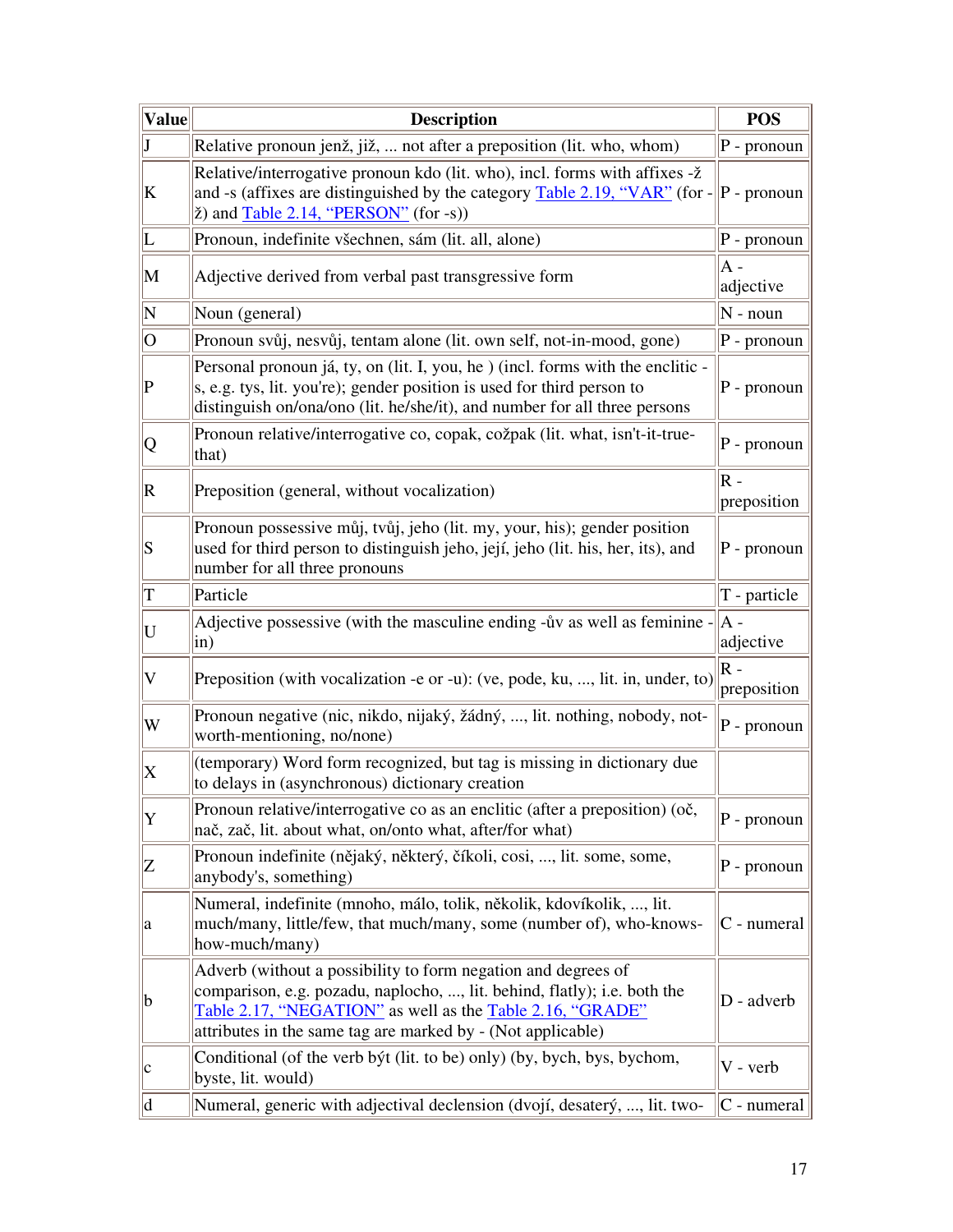| Value | Description | POS |
| --- | --- | --- |
| J | Relative pronoun jenž, již, ... not after a preposition (lit. who, whom) | P - pronoun |
| K | Relative/interrogative pronoun kdo (lit. who), incl. forms with affixes -ž and -s (affixes are distinguished by the category Table 2.19, “VAR” (for -ž) and Table 2.14, “PERSON” (for -s)) | P - pronoun |
| L | Pronoun, indefinite všechnen, sám (lit. all, alone) | P - pronoun |
| M | Adjective derived from verbal past transgressive form | A - adjective |
| N | Noun (general) | N - noun |
| O | Pronoun svůj, nesvůj, tentam alone (lit. own self, not-in-mood, gone) | P - pronoun |
| P | Personal pronoun já, ty, on (lit. I, you, he ) (incl. forms with the enclitic -s, e.g. tys, lit. you're); gender position is used for third person to distinguish on/ona/ono (lit. he/she/it), and number for all three persons | P - pronoun |
| Q | Pronoun relative/interrogative co, copak, cožpak (lit. what, isn't-it-true-that) | P - pronoun |
| R | Preposition (general, without vocalization) | R - preposition |
| S | Pronoun possessive můj, tvůj, jeho (lit. my, your, his); gender position used for third person to distinguish jeho, její, jeho (lit. his, her, its), and number for all three pronouns | P - pronoun |
| T | Particle | T - particle |
| U | Adjective possessive (with the masculine ending -ův as well as feminine -in) | A - adjective |
| V | Preposition (with vocalization -e or -u): (ve, pode, ku, ..., lit. in, under, to) | R - preposition |
| W | Pronoun negative (nic, nikdo, nijaký, žádný, ..., lit. nothing, nobody, not-worth-mentioning, no/none) | P - pronoun |
| X | (temporary) Word form recognized, but tag is missing in dictionary due to delays in (asynchronous) dictionary creation | |
| Y | Pronoun relative/interrogative co as an enclitic (after a preposition) (oč, nač, zač, lit. about what, on/onto what, after/for what) | P - pronoun |
| Z | Pronoun indefinite (nějaký, některý, číkoli, cosi, ..., lit. some, some, anybody's, something) | P - pronoun |
| a | Numeral, indefinite (mnoho, málo, tolik, několik, kdovíkolik, ..., lit. much/many, little/few, that much/many, some (number of), who-knows-how-much/many) | C - numeral |
| b | Adverb (without a possibility to form negation and degrees of comparison, e.g. pozadu, naplocho, ..., lit. behind, flatly); i.e. both the Table 2.17, “NEGATION” as well as the Table 2.16, “GRADE” attributes in the same tag are marked by - (Not applicable) | D - adverb |
| c | Conditional (of the verb být (lit. to be) only) (by, bych, bys, bychom, byste, lit. would) | V - verb |
| d | Numeral, generic with adjectival declension (dvojí, desaterý, ..., lit. two- | C - numeral |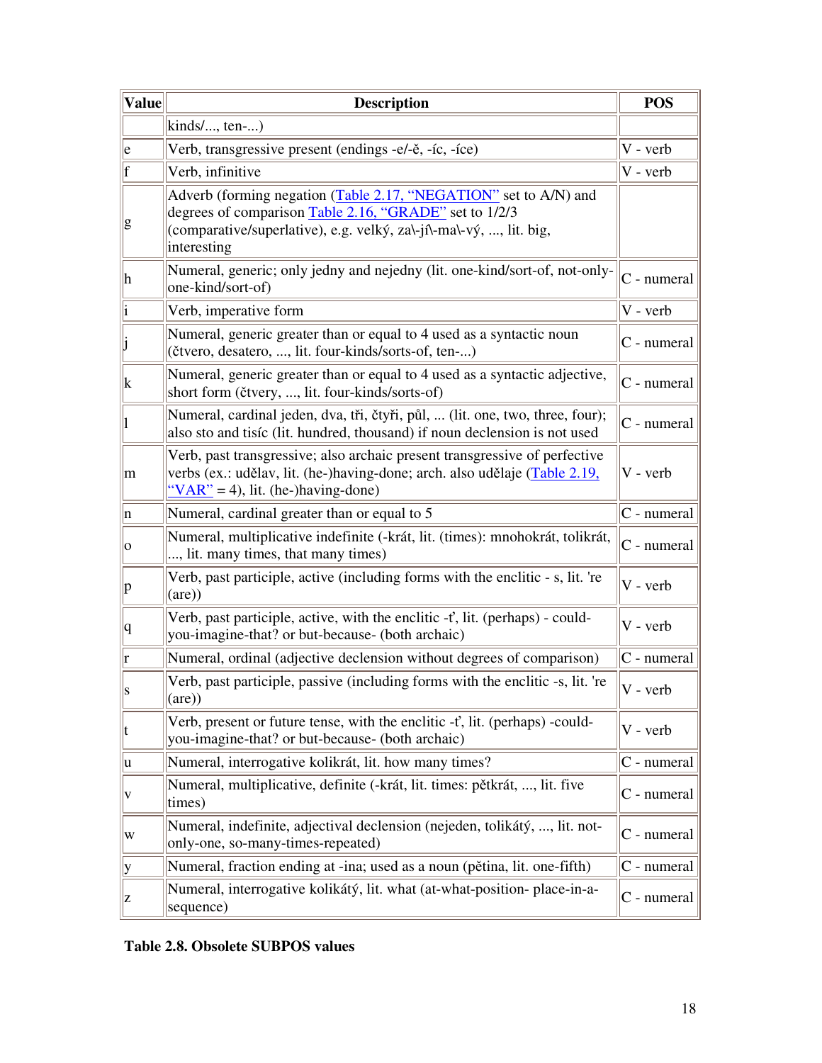| Value | Description | POS |
|---|---|---|
| | kinds/..., ten-...) | |
| e | Verb, transgressive present (endings -e/-ě, -íc, -íce) | V - verb |
| f | Verb, infinitive | V - verb |
| g | Adverb (forming negation (Table 2.17, "NEGATION" set to A/N) and degrees of comparison Table 2.16, "GRADE" set to 1/2/3 (comparative/superlative), e.g. velký, za\-jí\-ma\-vý, ..., lit. big, interesting | |
| h | Numeral, generic; only jedny and nejedny (lit. one-kind/sort-of, not-only-one-kind/sort-of) | C - numeral |
| i | Verb, imperative form | V - verb |
| j | Numeral, generic greater than or equal to 4 used as a syntactic noun (čtvero, desatero, ..., lit. four-kinds/sorts-of, ten-...) | C - numeral |
| k | Numeral, generic greater than or equal to 4 used as a syntactic adjective, short form (čtvery, ..., lit. four-kinds/sorts-of) | C - numeral |
| l | Numeral, cardinal jeden, dva, tři, čtyři, půl, ... (lit. one, two, three, four); also sto and tisíc (lit. hundred, thousand) if noun declension is not used | C - numeral |
| m | Verb, past transgressive; also archaic present transgressive of perfective verbs (ex.: udělav, lit. (he-)having-done; arch. also udělaje (Table 2.19, "VAR" = 4), lit. (he-)having-done) | V - verb |
| n | Numeral, cardinal greater than or equal to 5 | C - numeral |
| o | Numeral, multiplicative indefinite (-krát, lit. (times): mnohokrát, tolikrát, ..., lit. many times, that many times) | C - numeral |
| p | Verb, past participle, active (including forms with the enclitic - s, lit. 're (are)) | V - verb |
| q | Verb, past participle, active, with the enclitic -ť, lit. (perhaps) - could-you-imagine-that? or but-because- (both archaic) | V - verb |
| r | Numeral, ordinal (adjective declension without degrees of comparison) | C - numeral |
| s | Verb, past participle, passive (including forms with the enclitic -s, lit. 're (are)) | V - verb |
| t | Verb, present or future tense, with the enclitic -ť, lit. (perhaps) -could-you-imagine-that? or but-because- (both archaic) | V - verb |
| u | Numeral, interrogative kolikrát, lit. how many times? | C - numeral |
| v | Numeral, multiplicative, definite (-krát, lit. times: pětkrát, ..., lit. five times) | C - numeral |
| w | Numeral, indefinite, adjectival declension (nejeden, tolikátý, ..., lit. not-only-one, so-many-times-repeated) | C - numeral |
| y | Numeral, fraction ending at -ina; used as a noun (pětina, lit. one-fifth) | C - numeral |
| z | Numeral, interrogative kolikátý, lit. what (at-what-position- place-in-a-sequence) | C - numeral |

**Table 2.8. Obsolete SUBPOS values**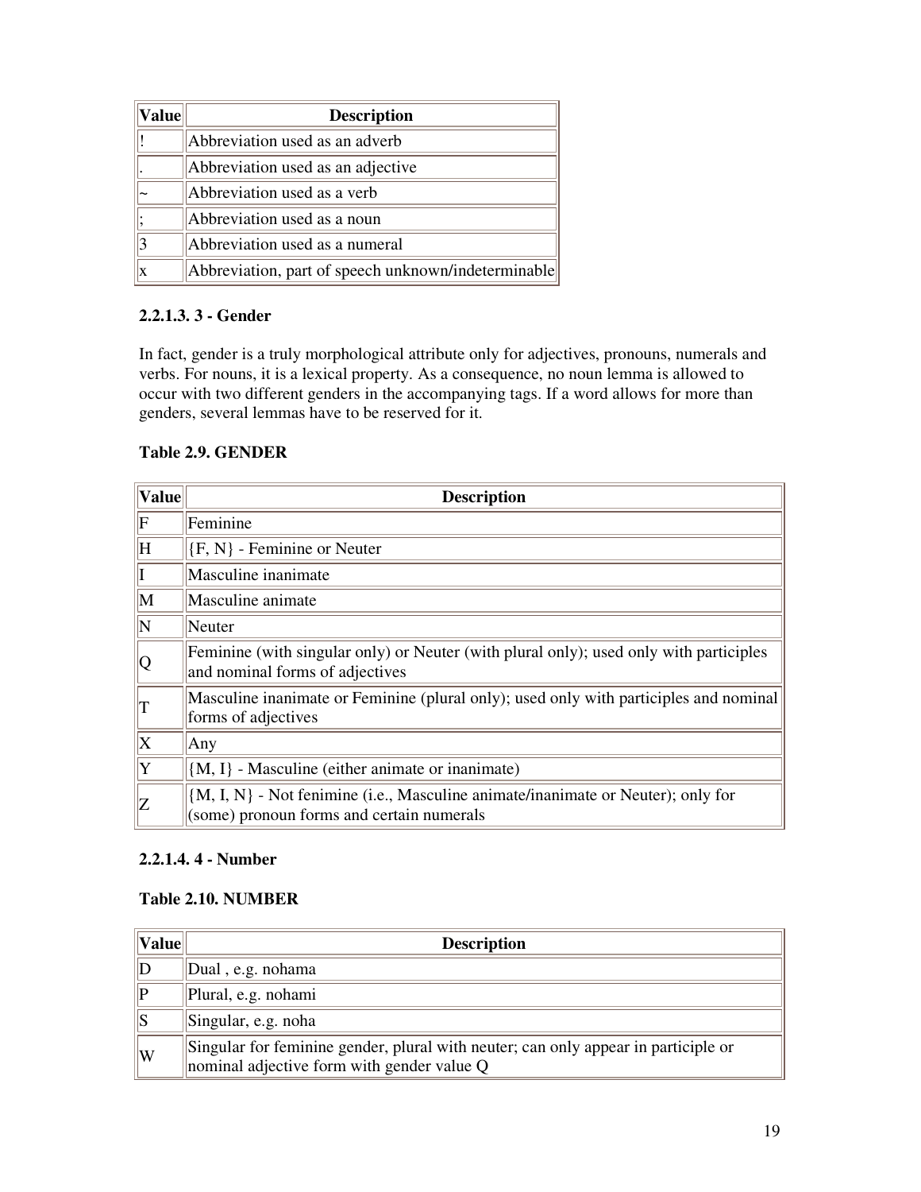| Value | Description |
|---|---|
| ! | Abbreviation used as an adverb |
| . | Abbreviation used as an adjective |
| ~ | Abbreviation used as a verb |
| ; | Abbreviation used as a noun |
| 3 | Abbreviation used as a numeral |
| x | Abbreviation, part of speech unknown/indeterminable |

#### 2.2.1.3. 3 - Gender

In fact, gender is a truly morphological attribute only for adjectives, pronouns, numerals and verbs. For nouns, it is a lexical property. As a consequence, no noun lemma is allowed to occur with two different genders in the accompanying tags. If a word allows for more than genders, several lemmas have to be reserved for it.

**Table 2.9. GENDER**

| Value | Description |
|---|---|
| F | Feminine |
| H | {F, N} - Feminine or Neuter |
| I | Masculine inanimate |
| M | Masculine animate |
| N | Neuter |
| Q | Feminine (with singular only) or Neuter (with plural only); used only with participles and nominal forms of adjectives |
| T | Masculine inanimate or Feminine (plural only); used only with participles and nominal forms of adjectives |
| X | Any |
| Y | {M, I} - Masculine (either animate or inanimate) |
| Z | {M, I, N} - Not fenimine (i.e., Masculine animate/inanimate or Neuter); only for (some) pronoun forms and certain numerals |

#### 2.2.1.4. 4 - Number

**Table 2.10. NUMBER**

| Value | Description |
|---|---|
| D | Dual , e.g. nohama |
| P | Plural, e.g. nohami |
| S | Singular, e.g. noha |
| W | Singular for feminine gender, plural with neuter; can only appear in participle or nominal adjective form with gender value Q |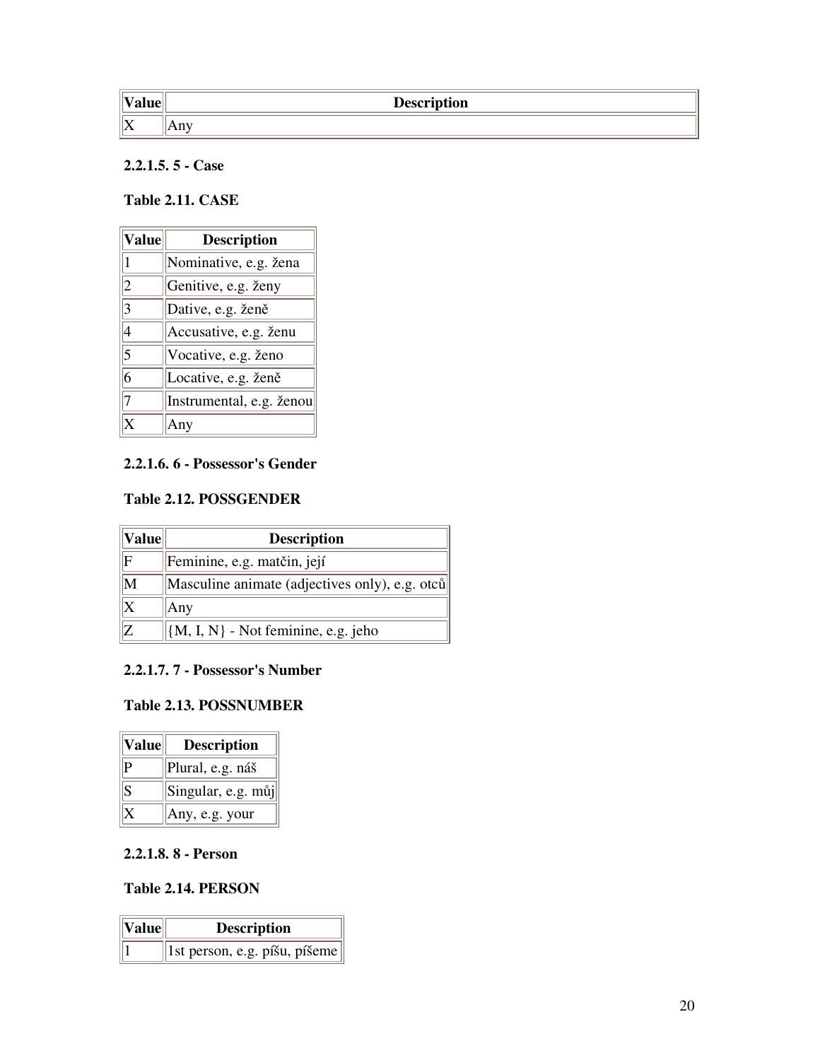| Value | Description |
|---|---|
| X | Any |

#### 2.2.1.5. 5 - Case

**Table 2.11. CASE**

| Value | Description |
|---|---|
| 1 | Nominative, e.g. žena |
| 2 | Genitive, e.g. ženy |
| 3 | Dative, e.g. ženě |
| 4 | Accusative, e.g. ženu |
| 5 | Vocative, e.g. ženo |
| 6 | Locative, e.g. ženě |
| 7 | Instrumental, e.g. ženou |
| X | Any |

#### 2.2.1.6. 6 - Possessor's Gender

**Table 2.12. POSSGENDER**

| Value | Description |
|---|---|
| F | Feminine, e.g. matčin, její |
| M | Masculine animate (adjectives only), e.g. otců |
| X | Any |
| Z | {M, I, N} - Not feminine, e.g. jeho |

#### 2.2.1.7. 7 - Possessor's Number

**Table 2.13. POSSNUMBER**

| Value | Description |
|---|---|
| P | Plural, e.g. náš |
| S | Singular, e.g. můj |
| X | Any, e.g. your |

#### 2.2.1.8. 8 - Person

**Table 2.14. PERSON**

| Value | Description |
|---|---|
| 1 | 1st person, e.g. píšu, píšeme |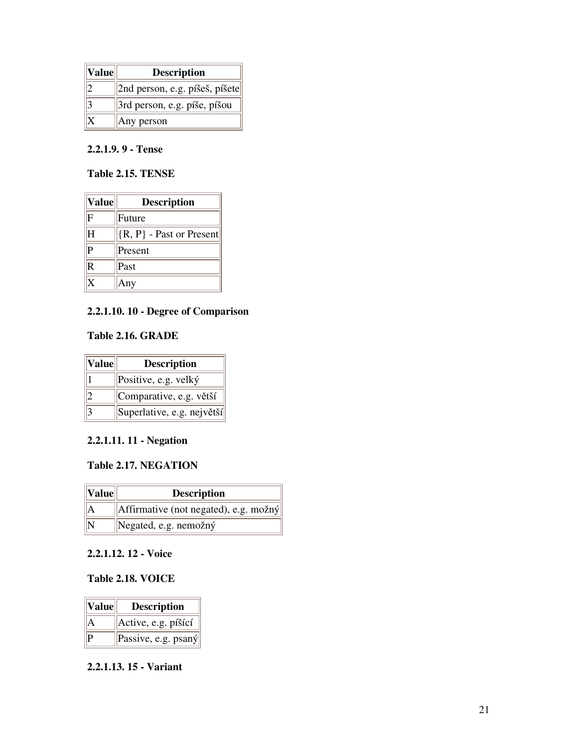| Value | Description |
| --- | --- |
| 2 | 2nd person, e.g. píšeš, píšete |
| 3 | 3rd person, e.g. píše, píšou |
| X | Any person |

#### 2.2.1.9. 9 - Tense

**Table 2.15. TENSE**

| Value | Description |
| --- | --- |
| F | Future |
| H | {R, P} - Past or Present |
| P | Present |
| R | Past |
| X | Any |

#### 2.2.1.10. 10 - Degree of Comparison

**Table 2.16. GRADE**

| Value | Description |
| --- | --- |
| 1 | Positive, e.g. velký |
| 2 | Comparative, e.g. větší |
| 3 | Superlative, e.g. největší |

#### 2.2.1.11. 11 - Negation

**Table 2.17. NEGATION**

| Value | Description |
| --- | --- |
| A | Affirmative (not negated), e.g. možný |
| N | Negated, e.g. nemožný |

#### 2.2.1.12. 12 - Voice

**Table 2.18. VOICE**

| Value | Description |
| --- | --- |
| A | Active, e.g. píšící |
| P | Passive, e.g. psaný |

#### 2.2.1.13. 15 - Variant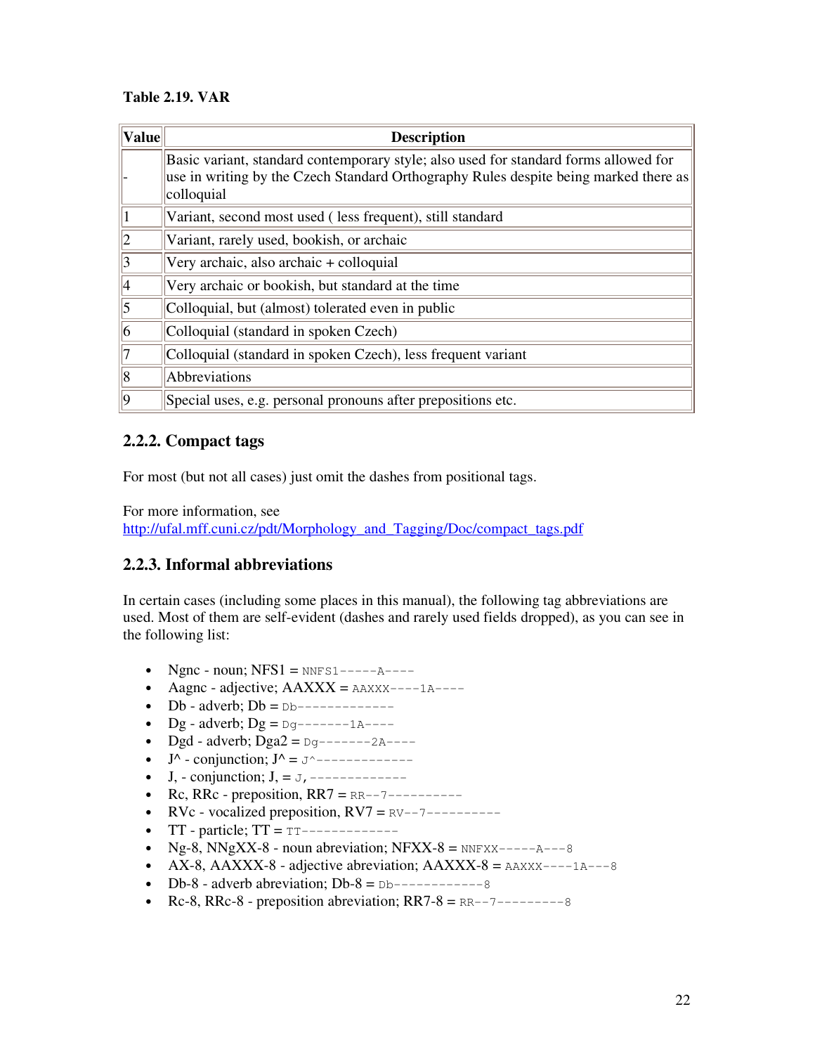**Table 2.19. VAR**

| Value | Description |
| --- | --- |
| - | Basic variant, standard contemporary style; also used for standard forms allowed for use in writing by the Czech Standard Orthography Rules despite being marked there as colloquial |
| 1 | Variant, second most used ( less frequent), still standard |
| 2 | Variant, rarely used, bookish, or archaic |
| 3 | Very archaic, also archaic + colloquial |
| 4 | Very archaic or bookish, but standard at the time |
| 5 | Colloquial, but (almost) tolerated even in public |
| 6 | Colloquial (standard in spoken Czech) |
| 7 | Colloquial (standard in spoken Czech), less frequent variant |
| 8 | Abbreviations |
| 9 | Special uses, e.g. personal pronouns after prepositions etc. |

### 2.2.2. Compact tags

For most (but not all cases) just omit the dashes from positional tags.

For more information, see
http://ufal.mff.cuni.cz/pdt/Morphology_and_Tagging/Doc/compact_tags.pdf

### 2.2.3. Informal abbreviations

In certain cases (including some places in this manual), the following tag abbreviations are used. Most of them are self-evident (dashes and rarely used fields dropped), as you can see in the following list:

- Ngnc - noun; NFS1 = `NNFS1-----A----`
- Aagnc - adjective; AAXXX = `AAXXX----1A----`
- Db - adverb; Db = `Db-------------`
- Dg - adverb; Dg = `Dg-------1A----`
- Dgd - adverb; Dga2 = `Dg-------2A----`
- J^ - conjunction; J^ = `J^-------------`
- J, - conjunction; J, = `J,-------------`
- Rc, RRc - preposition, RR7 = `RR--7----------`
- RVc - vocalized preposition, RV7 = `RV--7----------`
- TT - particle; TT = `TT-------------`
- Ng-8, NNgXX-8 - noun abreviation; NFXX-8 = `NNFXX-----A---8`
- AX-8, AAXXX-8 - adjective abreviation; AAXXX-8 = `AAXXX----1A---8`
- Db-8 - adverb abreviation; Db-8 = `Db------------8`
- Rc-8, RRc-8 - preposition abreviation; RR7-8 = `RR--7---------8`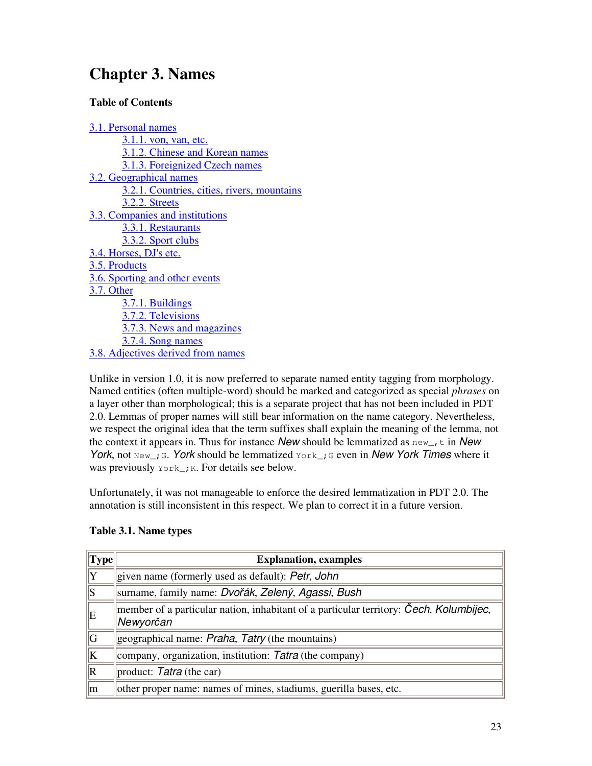# Chapter 3. Names

**Table of Contents**

- 3.1. Personal names
  - 3.1.1. von, van, etc.
  - 3.1.2. Chinese and Korean names
  - 3.1.3. Foreignized Czech names
- 3.2. Geographical names
  - 3.2.1. Countries, cities, rivers, mountains
  - 3.2.2. Streets
- 3.3. Companies and institutions
  - 3.3.1. Restaurants
  - 3.3.2. Sport clubs
- 3.4. Horses, DJ's etc.
- 3.5. Products
- 3.6. Sporting and other events
- 3.7. Other
  - 3.7.1. Buildings
  - 3.7.2. Televisions
  - 3.7.3. News and magazines
  - 3.7.4. Song names
- 3.8. Adjectives derived from names

Unlike in version 1.0, it is now preferred to separate named entity tagging from morphology. Named entities (often multiple-word) should be marked and categorized as special *phrases* on a layer other than morphological; this is a separate project that has not been included in PDT 2.0. Lemmas of proper names will still bear information on the name category. Nevertheless, we respect the original idea that the term suffixes shall explain the meaning of the lemma, not the context it appears in. Thus for instance *New* should be lemmatized as `new_,t` in *New York*, not `New_;G`. *York* should be lemmatized `York_;G` even in *New York Times* where it was previously `York_;K`. For details see below.

Unfortunately, it was not manageable to enforce the desired lemmatization in PDT 2.0. The annotation is still inconsistent in this respect. We plan to correct it in a future version.

**Table 3.1. Name types**

| Type | Explanation, examples |
|---|---|
| Y | given name (formerly used as default): *Petr*, *John* |
| S | surname, family name: *Dvořák*, *Zelený*, *Agassi*, *Bush* |
| E | member of a particular nation, inhabitant of a particular territory: *Čech*, *Kolumbijec*, *Newyorčan* |
| G | geographical name: *Praha*, *Tatry* (the mountains) |
| K | company, organization, institution: *Tatra* (the company) |
| R | product: *Tatra* (the car) |
| m | other proper name: names of mines, stadiums, guerilla bases, etc. |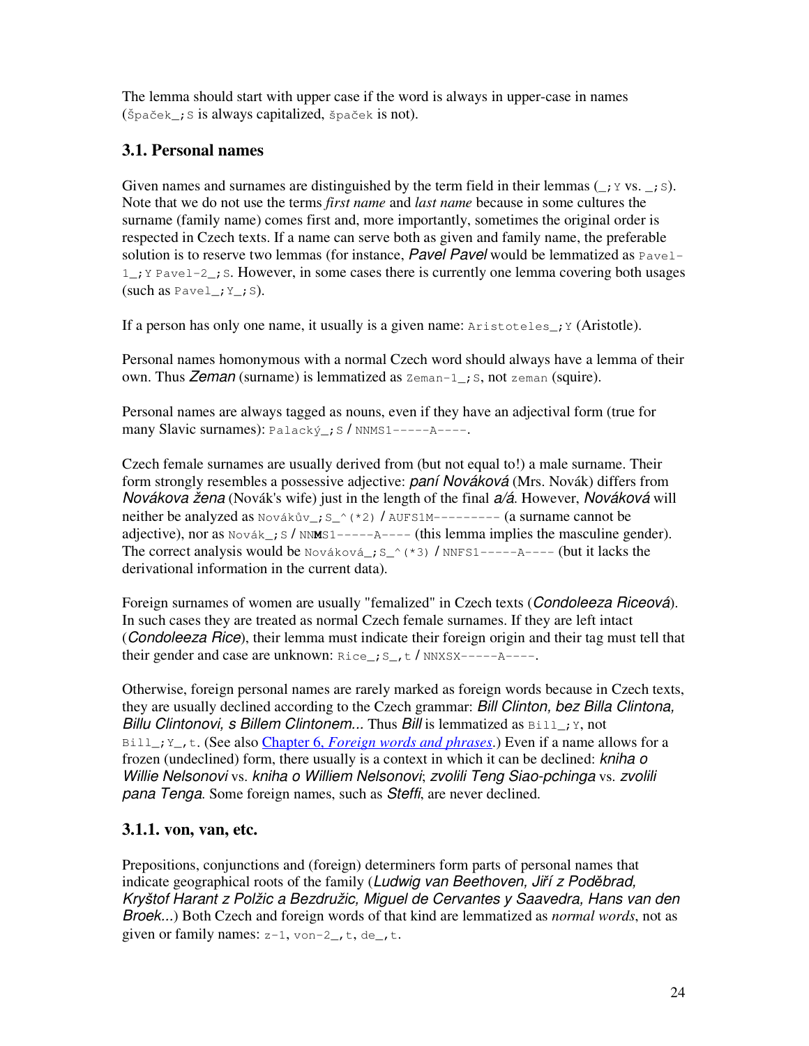The lemma should start with upper case if the word is always in upper-case in names (`Špaček_;S` is always capitalized, `špaček` is not).

### 3.1. Personal names

Given names and surnames are distinguished by the term field in their lemmas (`_;Y` vs. `_;S`). Note that we do not use the terms *first name* and *last name* because in some cultures the surname (family name) comes first and, more importantly, sometimes the original order is respected in Czech texts. If a name can serve both as given and family name, the preferable solution is to reserve two lemmas (for instance, *Pavel Pavel* would be lemmatized as `Pavel-1_;Y Pavel-2_;S`. However, in some cases there is currently one lemma covering both usages (such as `Pavel_;Y_;S`).

If a person has only one name, it usually is a given name: `Aristoteles_;Y` (Aristotle).

Personal names homonymous with a normal Czech word should always have a lemma of their own. Thus *Zeman* (surname) is lemmatized as `Zeman-1_;S`, not `zeman` (squire).

Personal names are always tagged as nouns, even if they have an adjectival form (true for many Slavic surnames): `Palacký_;S` / `NNMS1-----A----`.

Czech female surnames are usually derived from (but not equal to!) a male surname. Their form strongly resembles a possessive adjective: *paní Nováková* (Mrs. Novák) differs from *Novákova žena* (Novák's wife) just in the length of the final *a/á*. However, *Nováková* will neither be analyzed as `Novákův_;S_^(*2)` / `AUFS1M---------` (a surname cannot be adjective), nor as `Novák_;S` / `NN`**`M`**`S1-----A----` (this lemma implies the masculine gender). The correct analysis would be `Nováková_;S_^(*3)` / `NNFS1-----A----` (but it lacks the derivational information in the current data).

Foreign surnames of women are usually "femalized" in Czech texts (*Condoleeza Riceová*). In such cases they are treated as normal Czech female surnames. If they are left intact (*Condoleeza Rice*), their lemma must indicate their foreign origin and their tag must tell that their gender and case are unknown: `Rice_;S_,t` / `NNXSX-----A----`.

Otherwise, foreign personal names are rarely marked as foreign words because in Czech texts, they are usually declined according to the Czech grammar: *Bill Clinton, bez Billa Clintona, Billu Clintonovi, s Billem Clintonem...* Thus *Bill* is lemmatized as `Bill_;Y`, not `Bill_;Y_,t`. (See also Chapter 6, *Foreign words and phrases*.) Even if a name allows for a frozen (undeclined) form, there usually is a context in which it can be declined: *kniha o Willie Nelsonovi* vs. *kniha o Williem Nelsonovi*; *zvolili Teng Siao-pchinga* vs. *zvolili pana Tenga*. Some foreign names, such as *Steffi*, are never declined.

#### 3.1.1. von, van, etc.

Prepositions, conjunctions and (foreign) determiners form parts of personal names that indicate geographical roots of the family (*Ludwig van Beethoven, Jiří z Poděbrad, Kryštof Harant z Polžic a Bezdružic, Miguel de Cervantes y Saavedra, Hans van den Broek...*) Both Czech and foreign words of that kind are lemmatized as *normal words*, not as given or family names: `z-1`, `von-2_,t`, `de_,t`.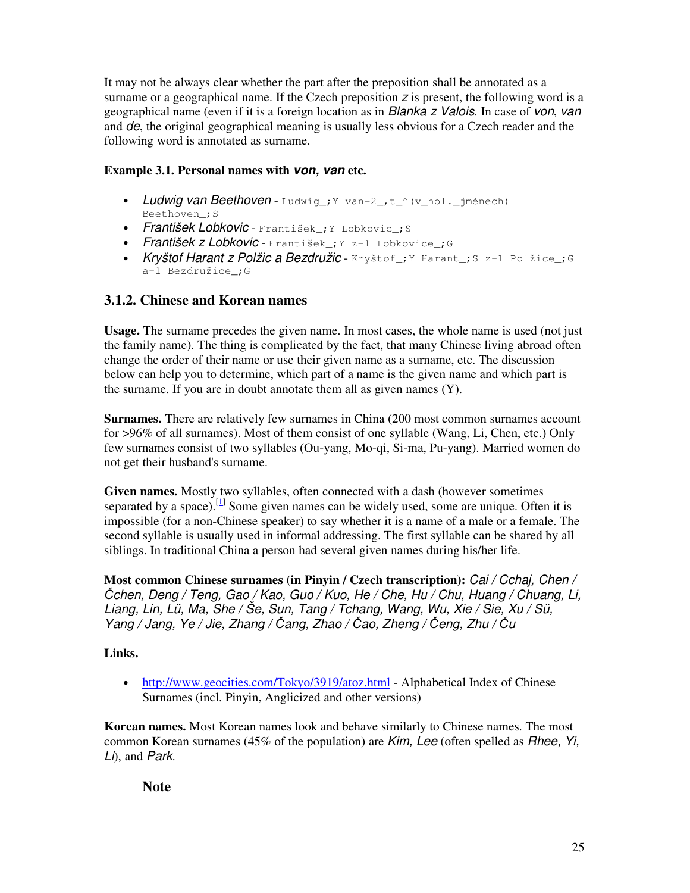It may not be always clear whether the part after the preposition shall be annotated as a surname or a geographical name. If the Czech preposition *z* is present, the following word is a geographical name (even if it is a foreign location as in *Blanka z Valois*. In case of *von*, *van* and *de*, the original geographical meaning is usually less obvious for a Czech reader and the following word is annotated as surname.

**Example 3.1. Personal names with *von, van* etc.**

- *Ludwig van Beethoven* - `Ludwig_;Y van-2_,t_^(v_hol._jménech) Beethoven_;S`
- *František Lobkovic* - `František_;Y Lobkovic_;S`
- *František z Lobkovic* - `František_;Y z-1 Lobkovice_;G`
- *Kryštof Harant z Polžic a Bezdružic* - `Kryštof_;Y Harant_;S z-1 Polžice_;G a-1 Bezdružice_;G`

### 3.1.2. Chinese and Korean names

**Usage.** The surname precedes the given name. In most cases, the whole name is used (not just the family name). The thing is complicated by the fact, that many Chinese living abroad often change the order of their name or use their given name as a surname, etc. The discussion below can help you to determine, which part of a name is the given name and which part is the surname. If you are in doubt annotate them all as given names (Y).

**Surnames.** There are relatively few surnames in China (200 most common surnames account for >96% of all surnames). Most of them consist of one syllable (Wang, Li, Chen, etc.) Only few surnames consist of two syllables (Ou-yang, Mo-qi, Si-ma, Pu-yang). Married women do not get their husband's surname.

**Given names.** Mostly two syllables, often connected with a dash (however sometimes separated by a space).[1] Some given names can be widely used, some are unique. Often it is impossible (for a non-Chinese speaker) to say whether it is a name of a male or a female. The second syllable is usually used in informal addressing. The first syllable can be shared by all siblings. In traditional China a person had several given names during his/her life.

**Most common Chinese surnames (in Pinyin / Czech transcription):** *Cai / Cchaj, Chen / Čchen, Deng / Teng, Gao / Kao, Guo / Kuo, He / Che, Hu / Chu, Huang / Chuang, Li, Liang, Lin, Lü, Ma, She / Še, Sun, Tang / Tchang, Wang, Wu, Xie / Sie, Xu / Sü, Yang / Jang, Ye / Jie, Zhang / Čang, Zhao / Čao, Zheng / Čeng, Zhu / Ču*

**Links.**

- http://www.geocities.com/Tokyo/3919/atoz.html - Alphabetical Index of Chinese Surnames (incl. Pinyin, Anglicized and other versions)

**Korean names.** Most Korean names look and behave similarly to Chinese names. The most common Korean surnames (45% of the population) are *Kim, Lee* (often spelled as *Rhee, Yi, Li*), and *Park*.

**Note**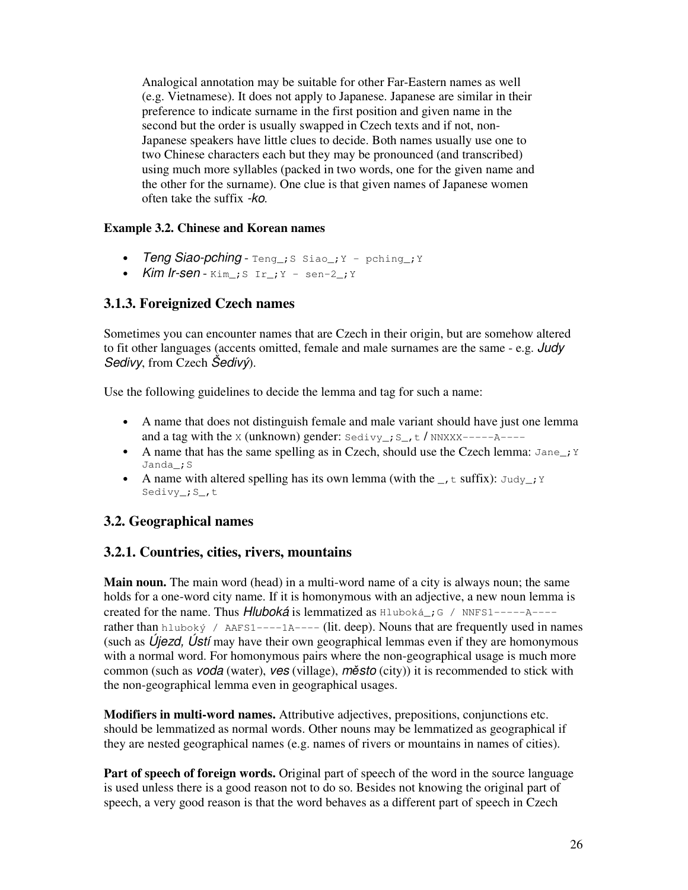Analogical annotation may be suitable for other Far-Eastern names as well (e.g. Vietnamese). It does not apply to Japanese. Japanese are similar in their preference to indicate surname in the first position and given name in the second but the order is usually swapped in Czech texts and if not, non-Japanese speakers have little clues to decide. Both names usually use one to two Chinese characters each but they may be pronounced (and transcribed) using much more syllables (packed in two words, one for the given name and the other for the surname). One clue is that given names of Japanese women often take the suffix *-ko*.

**Example 3.2. Chinese and Korean names**

- *Teng Siao-pching* - `Teng_;S Siao_;Y - pching_;Y`
- *Kim Ir-sen* - `Kim_;S Ir_;Y - sen-2_;Y`

### 3.1.3. Foreignized Czech names

Sometimes you can encounter names that are Czech in their origin, but are somehow altered to fit other languages (accents omitted, female and male surnames are the same - e.g. *Judy Sedivy*, from Czech *Šedivý*).

Use the following guidelines to decide the lemma and tag for such a name:

- A name that does not distinguish female and male variant should have just one lemma and a tag with the `X` (unknown) gender: `Sedivy_;S_,t` / `NNXXX-----A----`
- A name that has the same spelling as in Czech, should use the Czech lemma: `Jane_;Y Janda_;S`
- A name with altered spelling has its own lemma (with the `_,t` suffix): `Judy_;Y Sedivy_;S_,t`

## 3.2. Geographical names

### 3.2.1. Countries, cities, rivers, mountains

**Main noun.** The main word (head) in a multi-word name of a city is always noun; the same holds for a one-word city name. If it is homonymous with an adjective, a new noun lemma is created for the name. Thus *Hluboká* is lemmatized as `Hluboká_;G / NNFS1-----A----` rather than `hluboký / AAFS1----1A----` (lit. deep). Nouns that are frequently used in names (such as *Újezd, Ústí* may have their own geographical lemmas even if they are homonymous with a normal word. For homonymous pairs where the non-geographical usage is much more common (such as *voda* (water), *ves* (village), *město* (city)) it is recommended to stick with the non-geographical lemma even in geographical usages.

**Modifiers in multi-word names.** Attributive adjectives, prepositions, conjunctions etc. should be lemmatized as normal words. Other nouns may be lemmatized as geographical if they are nested geographical names (e.g. names of rivers or mountains in names of cities).

**Part of speech of foreign words.** Original part of speech of the word in the source language is used unless there is a good reason not to do so. Besides not knowing the original part of speech, a very good reason is that the word behaves as a different part of speech in Czech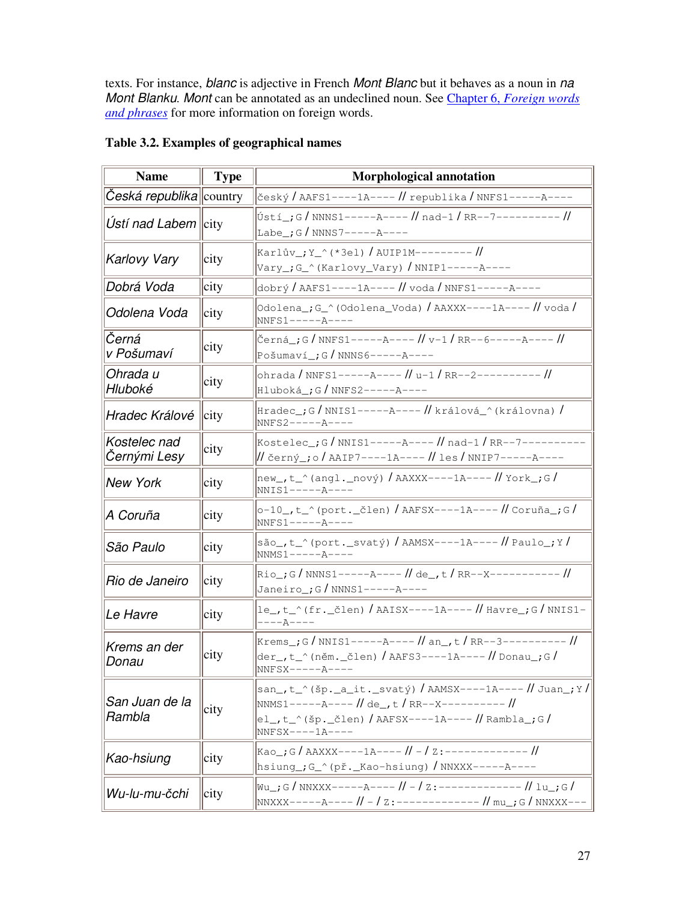texts. For instance, *blanc* is adjective in French *Mont Blanc* but it behaves as a noun in *na Mont Blanku*. *Mont* can be annotated as an undeclined noun. See Chapter 6, *Foreign words and phrases* for more information on foreign words.

**Table 3.2. Examples of geographical names**

| Name | Type | Morphological annotation |
|---|---|---|
| *Česká republika* | country | `český` / `AAFS1----1A----` // `republika` / `NNFS1-----A----` |
| *Ústí nad Labem* | city | `Ústí_;G` / `NNNS1-----A----` // `nad-1` / `RR--7----------` // `Labe_;G` / `NNNS7-----A----` |
| *Karlovy Vary* | city | `Karlův_;Y_^(*3el)` / `AUIP1M---------` // `Vary_;G_^(Karlovy_Vary)` / `NNIP1-----A----` |
| *Dobrá Voda* | city | `dobrý` / `AAFS1----1A----` // `voda` / `NNFS1-----A----` |
| *Odolena Voda* | city | `Odolena_;G_^(Odolena_Voda)` / `AAXXX----1A----` // `voda` / `NNFS1-----A----` |
| *Černá v Pošumaví* | city | `Černá_;G` / `NNFS1-----A----` // `v-1` / `RR--6-----A----` // `Pošumaví_;G` / `NNNS6-----A----` |
| *Ohrada u Hluboké* | city | `ohrada` / `NNFS1-----A----` // `u-1` / `RR--2----------` // `Hluboká_;G` / `NNFS2-----A----` |
| *Hradec Králové* | city | `Hradec_;G` / `NNIS1-----A----` // `králová_^(královna)` / `NNFS2-----A----` |
| *Kostelec nad Černými Lesy* | city | `Kostelec_;G` / `NNIS1-----A----` // `nad-1` / `RR--7----------` // `černý_;o` / `AAIP7----1A----` // `les` / `NNIP7-----A----` |
| *New York* | city | `new_,t_^(angl._nový)` / `AAXXX----1A----` // `York_;G` / `NNIS1-----A----` |
| *A Coruña* | city | `o-10_,t_^(port._člen)` / `AAFSX----1A----` // `Coruña_;G` / `NNFS1-----A----` |
| *São Paulo* | city | `são_,t_^(port._svatý)` / `AAMSX----1A----` // `Paulo_;Y` / `NNMS1-----A----` |
| *Rio de Janeiro* | city | `Rio_;G` / `NNNS1-----A----` // `de_,t` / `RR--X----------` // `Janeiro_;G` / `NNNS1-----A----` |
| *Le Havre* | city | `le_,t_^(fr._člen)` / `AAISX----1A----` // `Havre_;G` / `NNIS1-----A----` |
| *Krems an der Donau* | city | `Krems_;G` / `NNIS1-----A----` // `an_,t` / `RR--3----------` // `der_,t_^(něm._člen)` / `AAFS3----1A----` // `Donau_;G` / `NNFSX-----A----` |
| *San Juan de la Rambla* | city | `san_,t_^(šp._a_it._svatý)` / `AAMSX----1A----` // `Juan_;Y` / `NNMS1-----A----` // `de_,t` / `RR--X----------` // `el_,t_^(šp._člen)` / `AAFSX----1A----` // `Rambla_;G` / `NNFSX----1A----` |
| *Kao-hsiung* | city | `Kao_;G` / `AAXXX----1A----` // `-` / `Z:-------------` // `hsiung_;G_^(př._Kao-hsiung)` / `NNXXX-----A----` |
| *Wu-lu-mu-čchi* | city | `Wu_;G` / `NNXXX-----A----` // `-` / `Z:-------------` // `lu_;G` / `NNXXX-----A----` // `-` / `Z:-------------` // `mu_;G` / `NNXXX---` |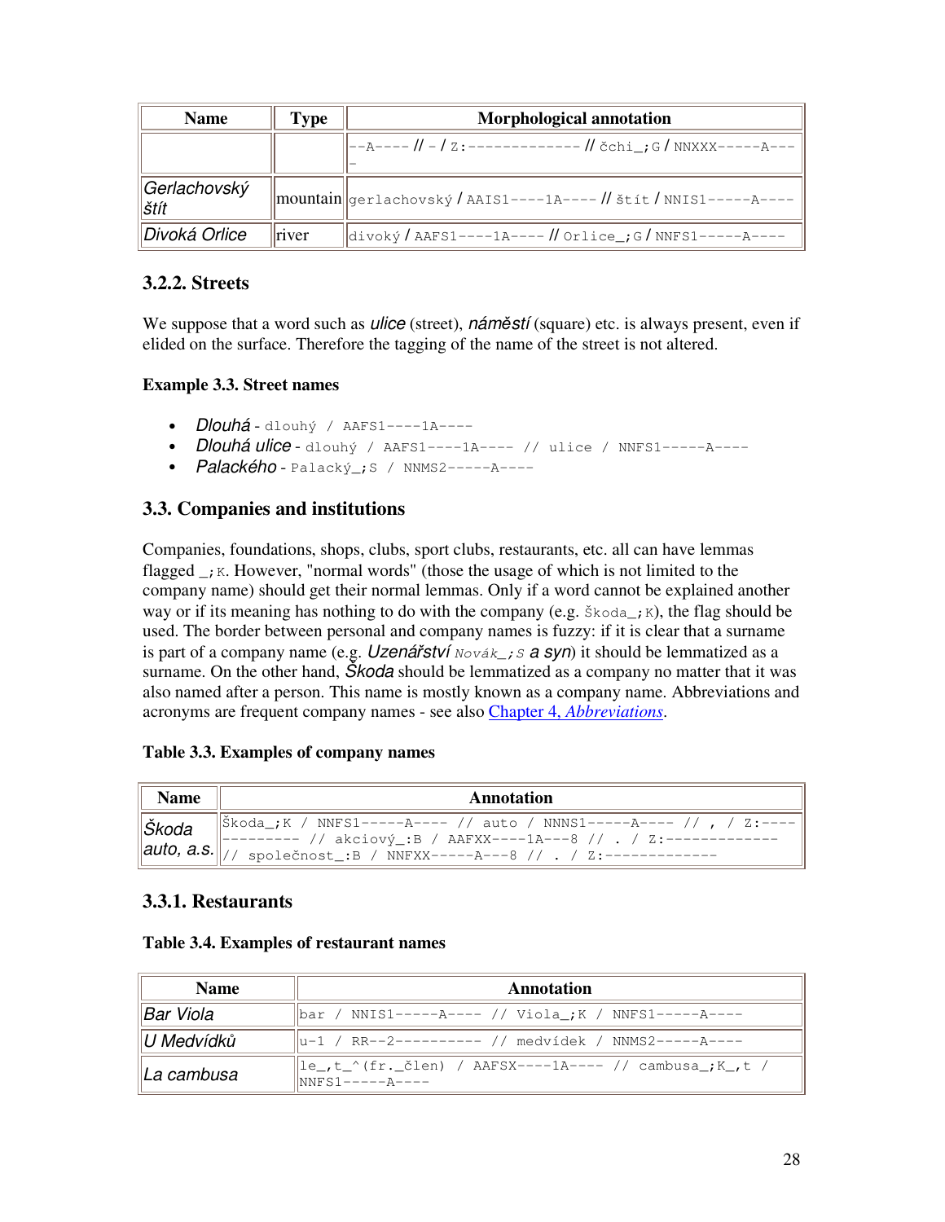| Name | Type | Morphological annotation |
| --- | --- | --- |
| | | --A---- // - / Z:------------- // čchi_;G / NNXXX-----A---- |
| Gerlachovský štít | mountain | gerlachovský / AAIS1----1A---- // štít / NNIS1-----A---- |
| Divoká Orlice | river | divoký / AAFS1----1A---- // Orlice_;G / NNFS1-----A---- |

### 3.2.2. Streets

We suppose that a word such as *ulice* (street), *náměstí* (square) etc. is always present, even if elided on the surface. Therefore the tagging of the name of the street is not altered.

**Example 3.3. Street names**

- *Dlouhá* - dlouhý / AAFS1----1A----
- *Dlouhá ulice* - dlouhý / AAFS1----1A---- // ulice / NNFS1-----A----
- *Palackého* - Palacký_;S / NNMS2-----A----

## 3.3. Companies and institutions

Companies, foundations, shops, clubs, sport clubs, restaurants, etc. all can have lemmas flagged _;K. However, "normal words" (those the usage of which is not limited to the company name) should get their normal lemmas. Only if a word cannot be explained another way or if its meaning has nothing to do with the company (e.g. Škoda_;K), the flag should be used. The border between personal and company names is fuzzy: if it is clear that a surname is part of a company name (e.g. *Uzenářství* Novák_;S *a syn*) it should be lemmatized as a surname. On the other hand, *Škoda* should be lemmatized as a company no matter that it was also named after a person. This name is mostly known as a company name. Abbreviations and acronyms are frequent company names - see also Chapter 4, *Abbreviations*.

**Table 3.3. Examples of company names**

| Name | Annotation |
| --- | --- |
| Škoda auto, a.s. | Škoda_;K / NNFS1-----A---- // auto / NNNS1-----A---- // , / Z:------------- // akciový_:B / AAFXX----1A---8 // . / Z:------------- // společnost_:B / NNFXX-----A---8 // . / Z:------------- |

### 3.3.1. Restaurants

**Table 3.4. Examples of restaurant names**

| Name | Annotation |
| --- | --- |
| Bar Viola | bar / NNIS1-----A---- // Viola_;K / NNFS1-----A---- |
| U Medvídků | u-1 / RR--2---------- // medvídek / NNMS2-----A---- |
| La cambusa | le_,t_^(fr._člen) / AAFSX----1A---- // cambusa_;K_,t / NNFS1-----A---- |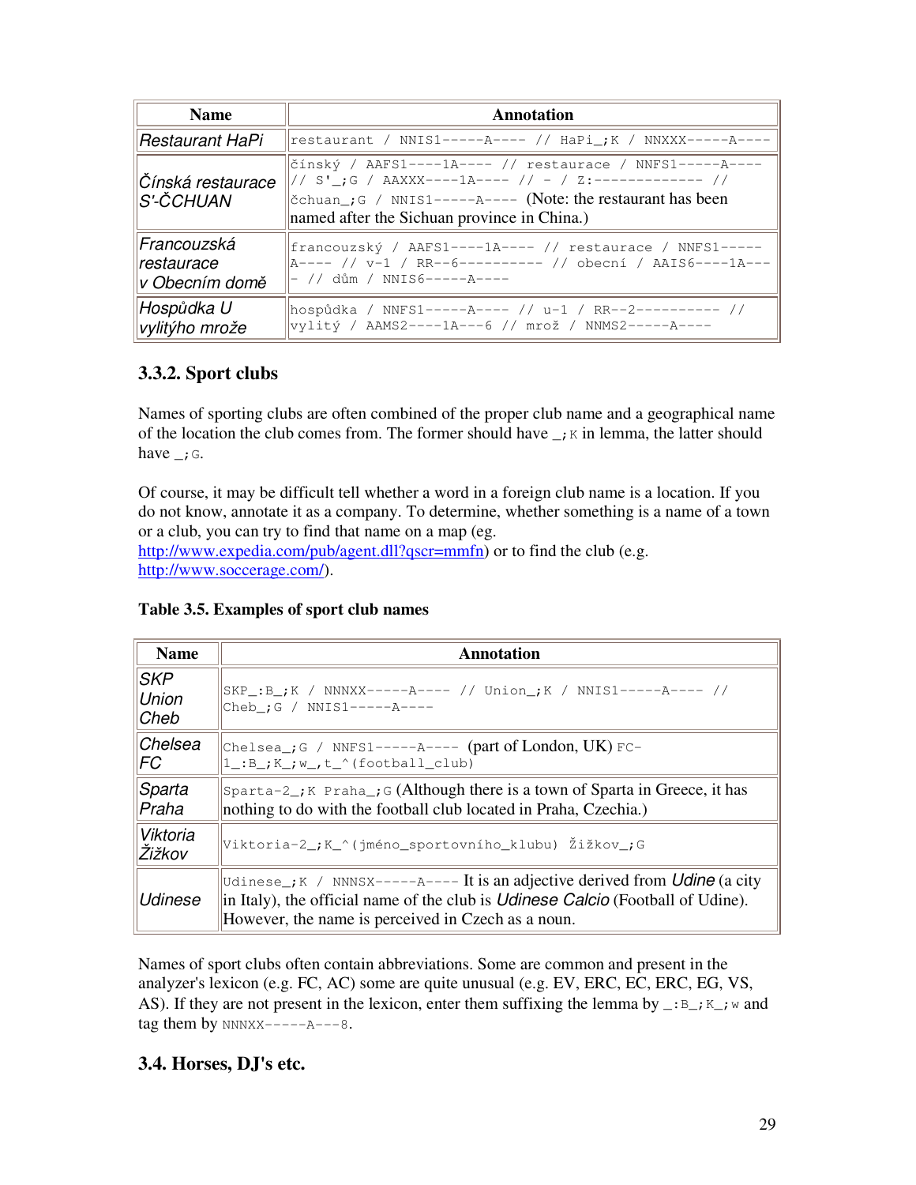| Name | Annotation |
| --- | --- |
| *Restaurant HaPi* | `restaurant / NNIS1-----A---- // HaPi_;K / NNXXX-----A----` |
| *Čínská restaurace S'-ČCHUAN* | `čínský / AAFS1----1A---- // restaurace / NNFS1-----A---- // S'_;G / AAXXX----1A---- // - / Z:------------- // čchuan_;G / NNIS1-----A----` (Note: the restaurant has been named after the Sichuan province in China.) |
| *Francouzská restaurace v Obecním domě* | `francouzský / AAFS1----1A---- // restaurace / NNFS1-----A---- // v-1 / RR--6---------- // obecní / AAIS6----1A---- // dům / NNIS6-----A----` |
| *Hospůdka U vylitýho mrože* | `hospůdka / NNFS1-----A---- // u-1 / RR--2---------- // vylitý / AAMS2----1A---6 // mrož / NNMS2-----A----` |

### 3.3.2. Sport clubs

Names of sporting clubs are often combined of the proper club name and a geographical name of the location the club comes from. The former should have `_;K` in lemma, the latter should have `_;G`.

Of course, it may be difficult tell whether a word in a foreign club name is a location. If you do not know, annotate it as a company. To determine, whether something is a name of a town or a club, you can try to find that name on a map (eg. http://www.expedia.com/pub/agent.dll?qscr=mmfn) or to find the club (e.g. http://www.soccerage.com/).

**Table 3.5. Examples of sport club names**

| Name | Annotation |
| --- | --- |
| *SKP Union Cheb* | `SKP_:B_;K / NNNXX-----A---- // Union_;K / NNIS1-----A---- // Cheb_;G / NNIS1-----A----` |
| *Chelsea FC* | `Chelsea_;G / NNFS1-----A----` (part of London, UK) `FC-1_:B_;K_;w_,t_^(football_club)` |
| *Sparta Praha* | `Sparta-2_;K Praha_;G` (Although there is a town of Sparta in Greece, it has nothing to do with the football club located in Praha, Czechia.) |
| *Viktoria Žižkov* | `Viktoria-2_;K_^(jméno_sportovního_klubu) Žižkov_;G` |
| *Udinese* | `Udinese_;K / NNNSX-----A----` It is an adjective derived from *Udine* (a city in Italy), the official name of the club is *Udinese Calcio* (Football of Udine). However, the name is perceived in Czech as a noun. |

Names of sport clubs often contain abbreviations. Some are common and present in the analyzer's lexicon (e.g. FC, AC) some are quite unusual (e.g. EV, ERC, EC, ERC, EG, VS, AS). If they are not present in the lexicon, enter them suffixing the lemma by `_:B_;K_;w` and tag them by `NNNXX-----A---8`.

## 3.4. Horses, DJ's etc.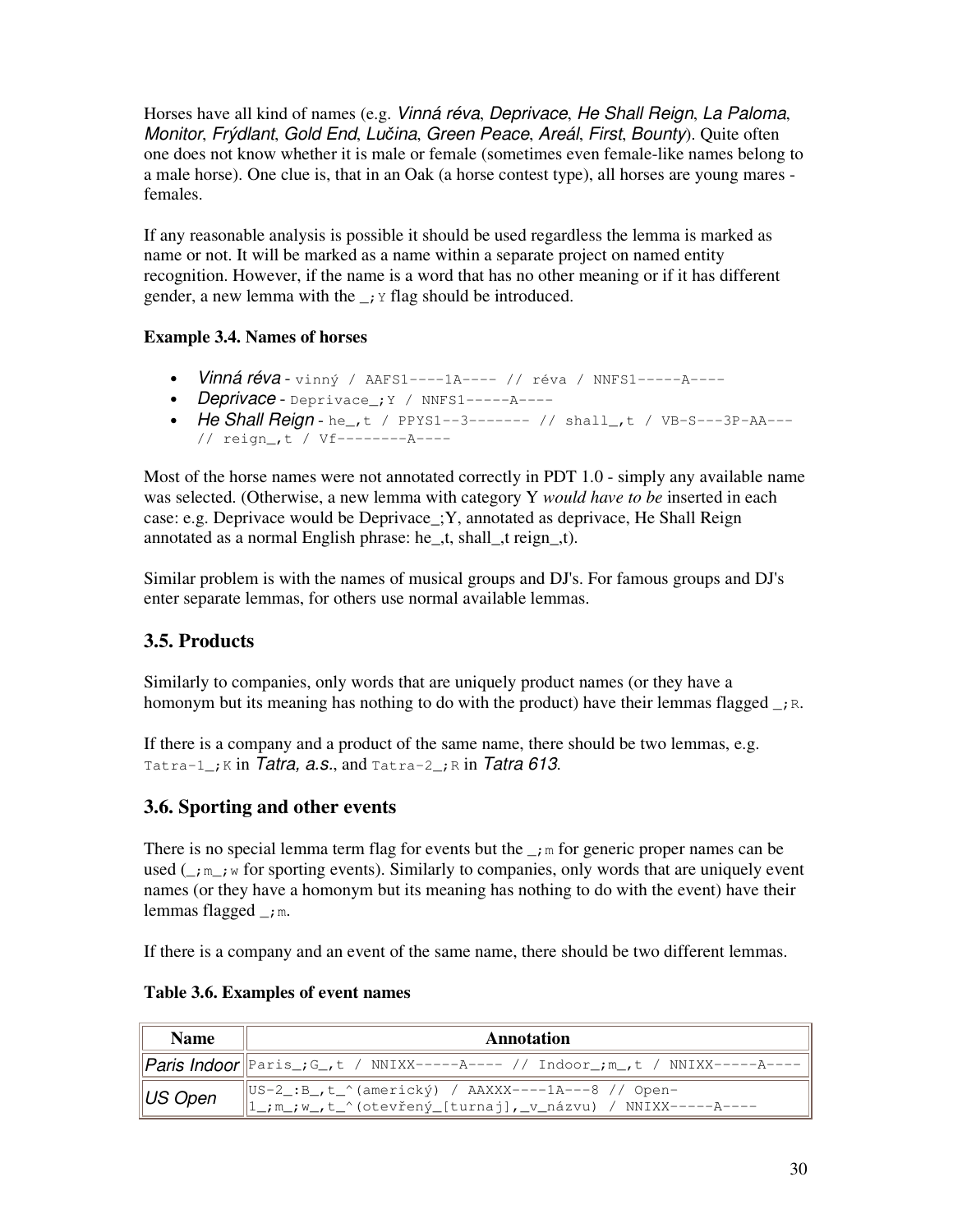Horses have all kind of names (e.g. *Vinná réva*, *Deprivace*, *He Shall Reign*, *La Paloma*, *Monitor*, *Frýdlant*, *Gold End*, *Lučina*, *Green Peace*, *Areál*, *First*, *Bounty*). Quite often one does not know whether it is male or female (sometimes even female-like names belong to a male horse). One clue is, that in an Oak (a horse contest type), all horses are young mares - females.

If any reasonable analysis is possible it should be used regardless the lemma is marked as name or not. It will be marked as a name within a separate project on named entity recognition. However, if the name is a word that has no other meaning or if it has different gender, a new lemma with the `_;Y` flag should be introduced.

**Example 3.4. Names of horses**

- *Vinná réva* - `vinný / AAFS1----1A---- // réva / NNFS1-----A----`
- *Deprivace* - `Deprivace_;Y / NNFS1-----A----`
- *He Shall Reign* - `he_,t / PPYS1--3------- // shall_,t / VB-S---3P-AA--- // reign_,t / Vf--------A----`

Most of the horse names were not annotated correctly in PDT 1.0 - simply any available name was selected. (Otherwise, a new lemma with category Y *would have to be* inserted in each case: e.g. Deprivace would be Deprivace_;Y, annotated as deprivace, He Shall Reign annotated as a normal English phrase: he_,t, shall_,t reign_,t).

Similar problem is with the names of musical groups and DJ's. For famous groups and DJ's enter separate lemmas, for others use normal available lemmas.

## 3.5. Products

Similarly to companies, only words that are uniquely product names (or they have a homonym but its meaning has nothing to do with the product) have their lemmas flagged `_;R`.

If there is a company and a product of the same name, there should be two lemmas, e.g. `Tatra-1_;K` in *Tatra, a.s.*, and `Tatra-2_;R` in *Tatra 613*.

## 3.6. Sporting and other events

There is no special lemma term flag for events but the `_;m` for generic proper names can be used (`_;m_;w` for sporting events). Similarly to companies, only words that are uniquely event names (or they have a homonym but its meaning has nothing to do with the event) have their lemmas flagged `_;m`.

If there is a company and an event of the same name, there should be two different lemmas.

**Table 3.6. Examples of event names**

| Name | Annotation |
|---|---|
| *Paris Indoor* | `Paris_;G_,t / NNIXX-----A---- // Indoor_;m_,t / NNIXX-----A----` |
| *US Open* | `US-2_:B_,t_^(americký) / AAXXX----1A---8 // Open-1_;m_;w_,t_^(otevřený_[turnaj],_v_názvu) / NNIXX-----A----` |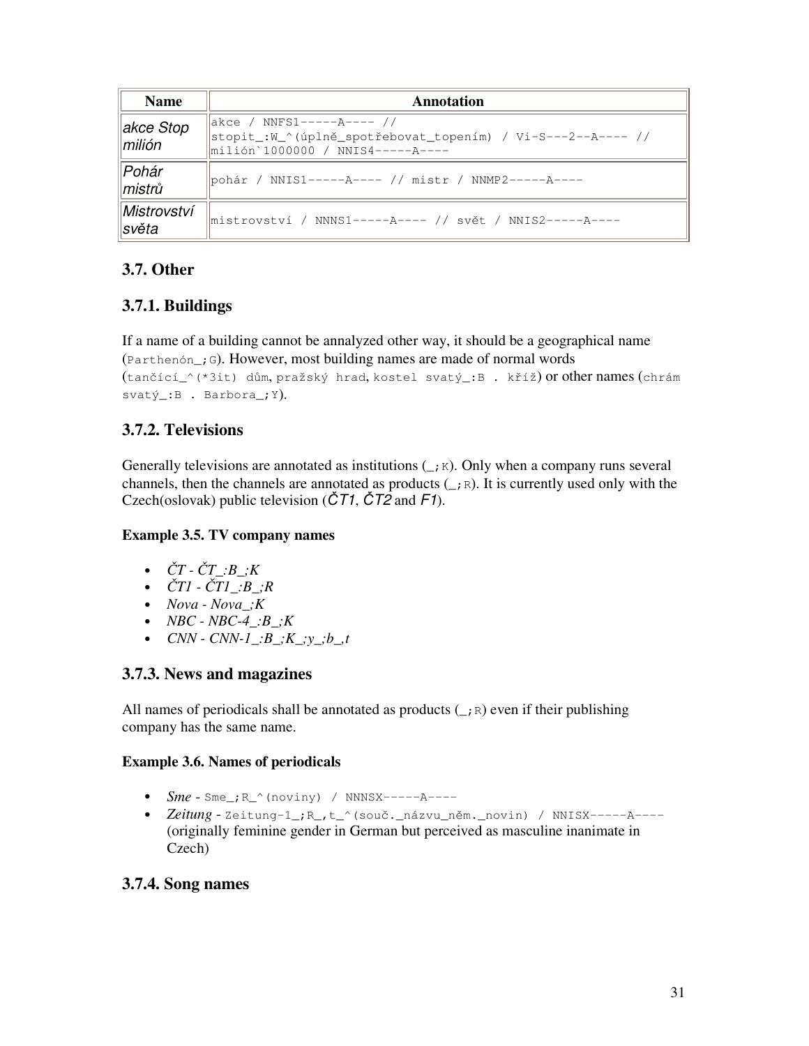| Name | Annotation |
| --- | --- |
| *akce Stop milión* | akce / NNFS1-----A---- // stopit_:W_^(úplně_spotřebovat_topením) / Vi-S---2--A---- // milión`1000000 / NNIS4-----A---- |
| *Pohár mistrů* | pohár / NNIS1-----A---- // mistr / NNMP2-----A---- |
| *Mistrovství světa* | mistrovství / NNNS1-----A---- // svět / NNIS2-----A---- |

## 3.7. Other

### 3.7.1. Buildings

If a name of a building cannot be annalyzed other way, it should be a geographical name (Parthenón_;G). However, most building names are made of normal words (tančící_^(*3it) dům, pražský hrad, kostel svatý_:B . kříž) or other names (chrám svatý_:B . Barbora_;Y).

### 3.7.2. Televisions

Generally televisions are annotated as institutions (_;K). Only when a company runs several channels, then the channels are annotated as products (_;R). It is currently used only with the Czech(oslovak) public television (*ČT1*, *ČT2* and *F1*).

**Example 3.5. TV company names**

- *ČT - ČT_:B_;K*
- *ČT1 - ČT1_:B_;R*
- *Nova - Nova_;K*
- *NBC - NBC-4_:B_;K*
- *CNN - CNN-1_:B_;K_;y_;b_,t*

### 3.7.3. News and magazines

All names of periodicals shall be annotated as products (_;R) even if their publishing company has the same name.

**Example 3.6. Names of periodicals**

- ***Sme*** - Sme_;R_^(noviny) / NNNSX-----A----
- ***Zeitung*** - Zeitung-1_;R_,t_^(souč._názvu_něm._novin) / NNISX-----A---- (originally feminine gender in German but perceived as masculine inanimate in Czech)

### 3.7.4. Song names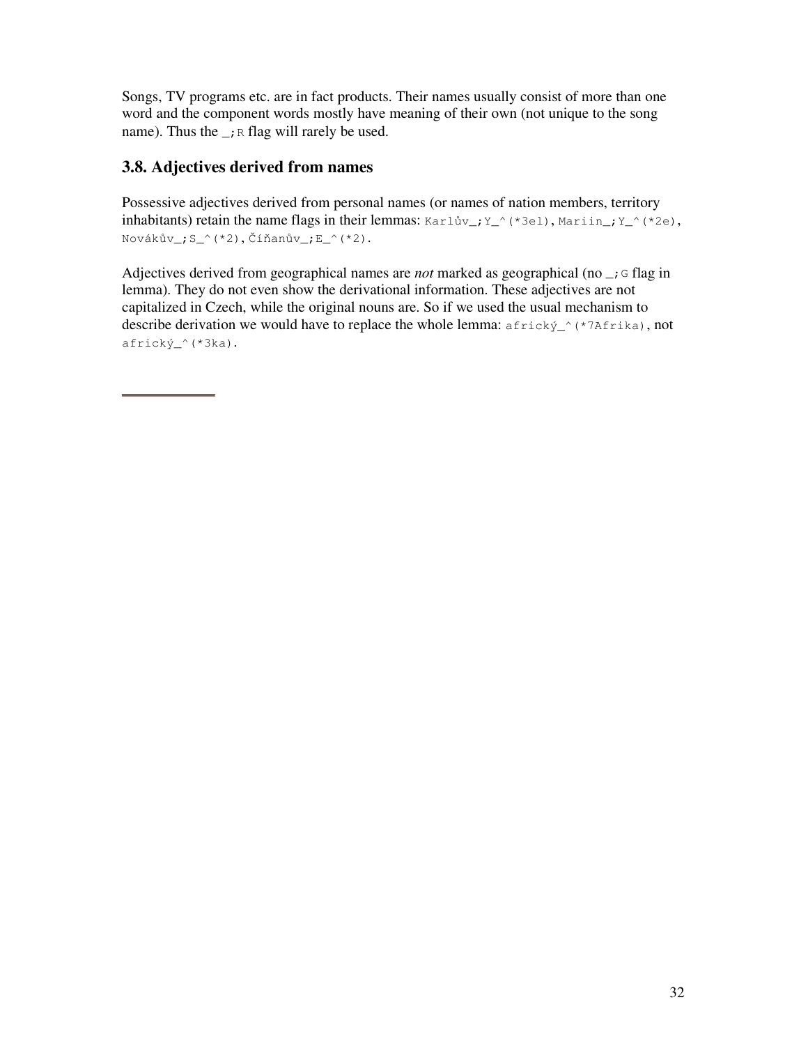Songs, TV programs etc. are in fact products. Their names usually consist of more than one word and the component words mostly have meaning of their own (not unique to the song name). Thus the `_;R` flag will rarely be used.

## 3.8. Adjectives derived from names

Possessive adjectives derived from personal names (or names of nation members, territory inhabitants) retain the name flags in their lemmas: `Karlův_;Y_^(*3el)`, `Mariin_;Y_^(*2e)`, `Novákův_;S_^(*2)`, `Číňanův_;E_^(*2)`.

Adjectives derived from geographical names are *not* marked as geographical (no `_;G` flag in lemma). They do not even show the derivational information. These adjectives are not capitalized in Czech, while the original nouns are. So if we used the usual mechanism to describe derivation we would have to replace the whole lemma: `africký_^(*7Afrika)`, not `africký_^(*3ka)`.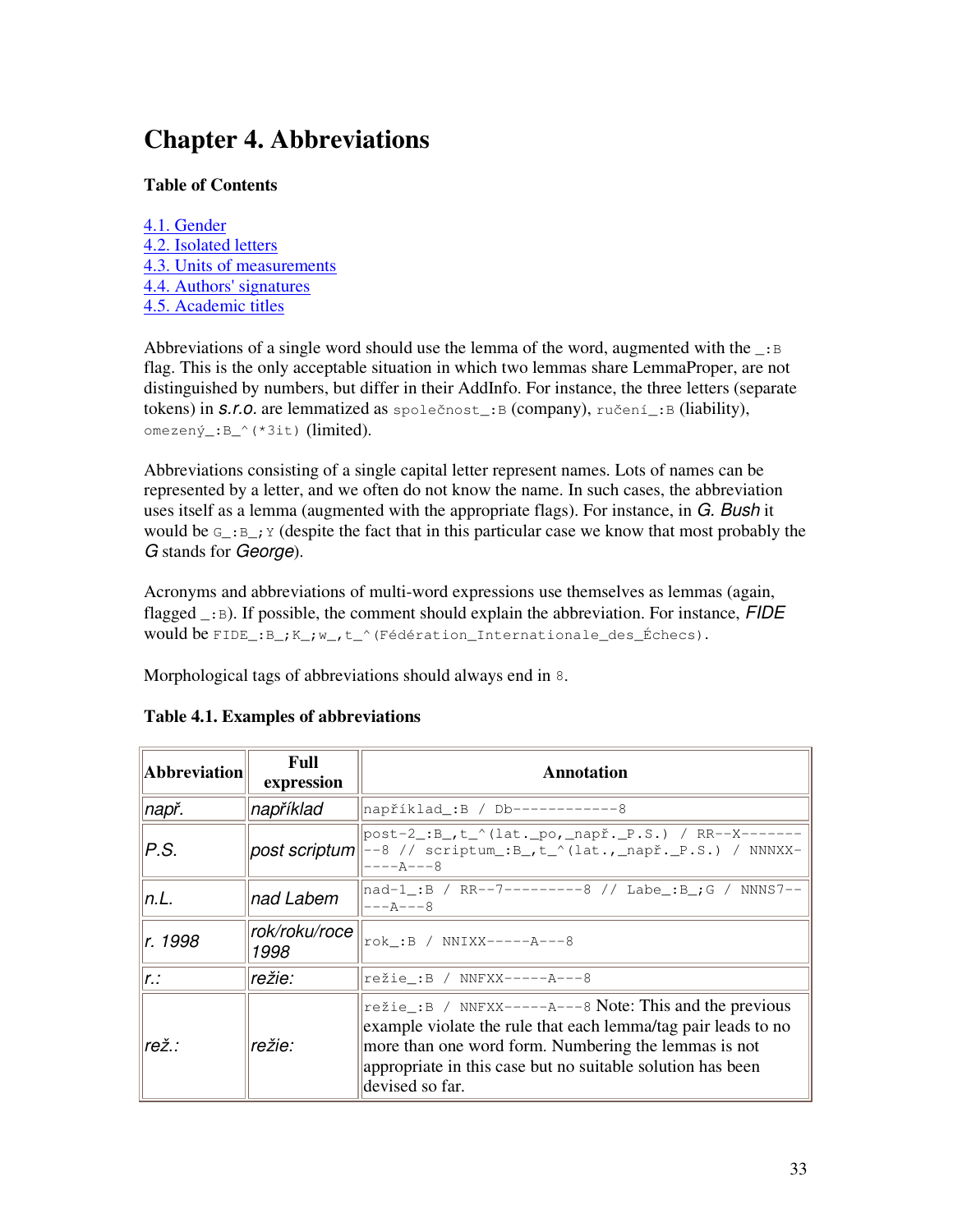# Chapter 4. Abbreviations

**Table of Contents**

4.1. Gender
4.2. Isolated letters
4.3. Units of measurements
4.4. Authors' signatures
4.5. Academic titles

Abbreviations of a single word should use the lemma of the word, augmented with the `_:B` flag. This is the only acceptable situation in which two lemmas share LemmaProper, are not distinguished by numbers, but differ in their AddInfo. For instance, the three letters (separate tokens) in *s.r.o.* are lemmatized as `společnost_:B` (company), `ručení_:B` (liability), `omezený_:B_^(*3it)` (limited).

Abbreviations consisting of a single capital letter represent names. Lots of names can be represented by a letter, and we often do not know the name. In such cases, the abbreviation uses itself as a lemma (augmented with the appropriate flags). For instance, in *G. Bush* it would be `G_:B_;Y` (despite the fact that in this particular case we know that most probably the *G* stands for *George*).

Acronyms and abbreviations of multi-word expressions use themselves as lemmas (again, flagged `_:B`). If possible, the comment should explain the abbreviation. For instance, *FIDE* would be `FIDE_:B_;K_;w_,t_^(Fédération_Internationale_des_Échecs)`.

Morphological tags of abbreviations should always end in `8`.

**Table 4.1. Examples of abbreviations**

| Abbreviation | Full expression | Annotation |
|---|---|---|
| *např.* | *například* | `například_:B / Db-------------8` |
| *P.S.* | *post scriptum* | `post-2_:B_,t_^(lat._po,_např._P.S.) / RR--X---------8 // scriptum_:B_,t_^(lat.,_např._P.S.) / NNNXX-----A---8` |
| *n.L.* | *nad Labem* | `nad-1_:B / RR--7----------8 // Labe_:B_;G / NNNS7-----A---8` |
| *r. 1998* | *rok/roku/roce 1998* | `rok_:B / NNIXX-----A---8` |
| *r.:* | *režie:* | `režie_:B / NNFXX-----A---8` |
| *rež.:* | *režie:* | `režie_:B / NNFXX-----A---8` Note: This and the previous example violate the rule that each lemma/tag pair leads to no more than one word form. Numbering the lemmas is not appropriate in this case but no suitable solution has been devised so far. |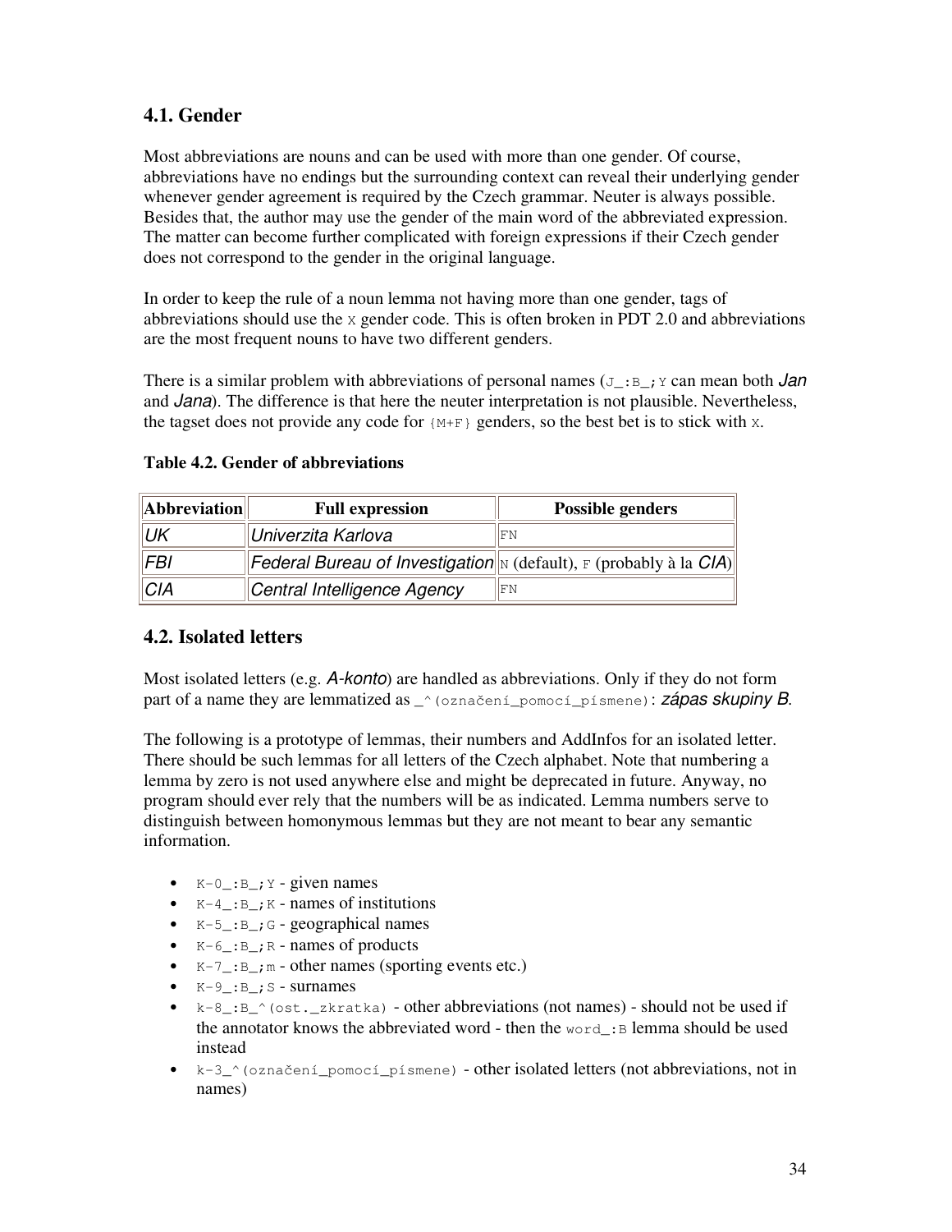### 4.1. Gender

Most abbreviations are nouns and can be used with more than one gender. Of course, abbreviations have no endings but the surrounding context can reveal their underlying gender whenever gender agreement is required by the Czech grammar. Neuter is always possible. Besides that, the author may use the gender of the main word of the abbreviated expression. The matter can become further complicated with foreign expressions if their Czech gender does not correspond to the gender in the original language.

In order to keep the rule of a noun lemma not having more than one gender, tags of abbreviations should use the `X` gender code. This is often broken in PDT 2.0 and abbreviations are the most frequent nouns to have two different genders.

There is a similar problem with abbreviations of personal names (`J_:B_;Y` can mean both *Jan* and *Jana*). The difference is that here the neuter interpretation is not plausible. Nevertheless, the tagset does not provide any code for `{M+F}` genders, so the best bet is to stick with `X`.

**Table 4.2. Gender of abbreviations**

| Abbreviation | Full expression | Possible genders |
|---|---|---|
| *UK* | *Univerzita Karlova* | `FN` |
| *FBI* | *Federal Bureau of Investigation* | `N` (default), `F` (probably à la *CIA*) |
| *CIA* | *Central Intelligence Agency* | `FN` |

### 4.2. Isolated letters

Most isolated letters (e.g. *A-konto*) are handled as abbreviations. Only if they do not form part of a name they are lemmatized as `_^(označení_pomocí_písmene)`: *zápas skupiny B*.

The following is a prototype of lemmas, their numbers and AddInfos for an isolated letter. There should be such lemmas for all letters of the Czech alphabet. Note that numbering a lemma by zero is not used anywhere else and might be deprecated in future. Anyway, no program should ever rely that the numbers will be as indicated. Lemma numbers serve to distinguish between homonymous lemmas but they are not meant to bear any semantic information.

- `K-0_:B_;Y` - given names
- `K-4_:B_;K` - names of institutions
- `K-5_:B_;G` - geographical names
- `K-6_:B_;R` - names of products
- `K-7_:B_;m` - other names (sporting events etc.)
- `K-9_:B_;S` - surnames
- `k-8_:B_^(ost._zkratka)` - other abbreviations (not names) - should not be used if the annotator knows the abbreviated word - then the `word_:B` lemma should be used instead
- `k-3_^(označení_pomocí_písmene)` - other isolated letters (not abbreviations, not in names)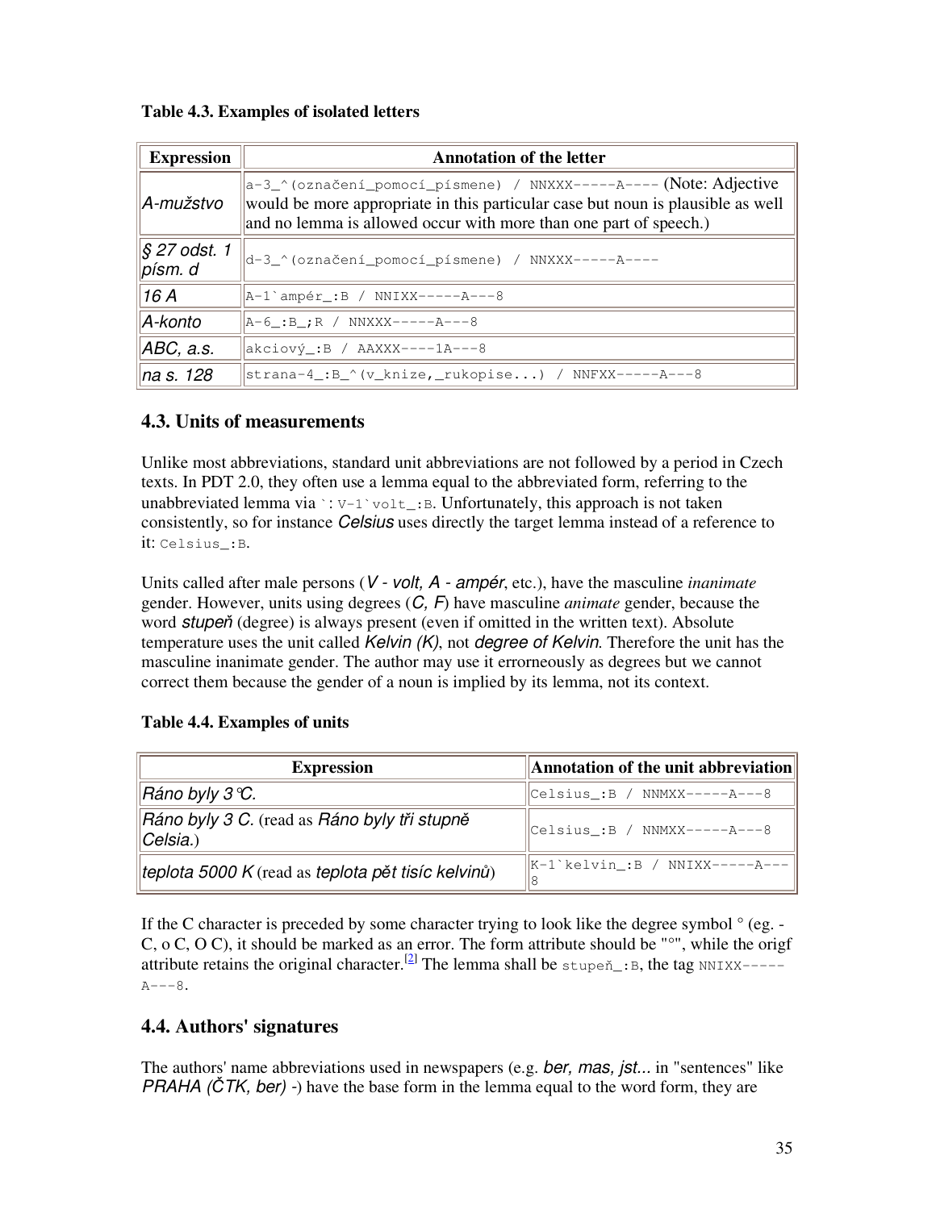**Table 4.3. Examples of isolated letters**

| Expression | Annotation of the letter |
| --- | --- |
| *A-mužstvo* | `a-3_^(označení_pomocí_písmene) / NNXXX-----A----` (Note: Adjective would be more appropriate in this particular case but noun is plausible as well and no lemma is allowed occur with more than one part of speech.) |
| *§ 27 odst. 1 písm. d* | `d-3_^(označení_pomocí_písmene) / NNXXX-----A----` |
| *16 A* | `A-1`ampér_:B / NNIXX-----A---8` |
| *A-konto* | `A-6_:B_;R / NNXXX-----A---8` |
| *ABC, a.s.* | `akciový_:B / AAXXX----1A---8` |
| *na s. 128* | `strana-4_:B_^(v_knize,_rukopise...) / NNFXX-----A---8` |

## 4.3. Units of measurements

Unlike most abbreviations, standard unit abbreviations are not followed by a period in Czech texts. In PDT 2.0, they often use a lemma equal to the abbreviated form, referring to the unabbreviated lemma via `` ` ``: `V-1`volt_:B`. Unfortunately, this approach is not taken consistently, so for instance *Celsius* uses directly the target lemma instead of a reference to it: `Celsius_:B`.

Units called after male persons (*V - volt, A - ampér*, etc.), have the masculine *inanimate* gender. However, units using degrees (*C, F*) have masculine *animate* gender, because the word *stupeň* (degree) is always present (even if omitted in the written text). Absolute temperature uses the unit called *Kelvin (K)*, not *degree of Kelvin*. Therefore the unit has the masculine inanimate gender. The author may use it errorneously as degrees but we cannot correct them because the gender of a noun is implied by its lemma, not its context.

**Table 4.4. Examples of units**

| Expression | Annotation of the unit abbreviation |
| --- | --- |
| *Ráno byly 3 °C.* | `Celsius_:B / NNMXX-----A---8` |
| *Ráno byly 3 C.* (read as *Ráno byly tři stupně Celsia.*) | `Celsius_:B / NNMXX-----A---8` |
| *teplota 5000 K* (read as *teplota pět tisíc kelvinů*) | `K-1`kelvin_:B / NNIXX-----A---8` |

If the C character is preceded by some character trying to look like the degree symbol ° (eg. -C, o C, O C), it should be marked as an error. The form attribute should be "°", while the origf attribute retains the original character.[2] The lemma shall be `stupeň_:B`, the tag `NNIXX-----A---8`.

## 4.4. Authors' signatures

The authors' name abbreviations used in newspapers (e.g. *ber, mas, jst...* in "sentences" like *PRAHA (ČTK, ber)* -) have the base form in the lemma equal to the word form, they are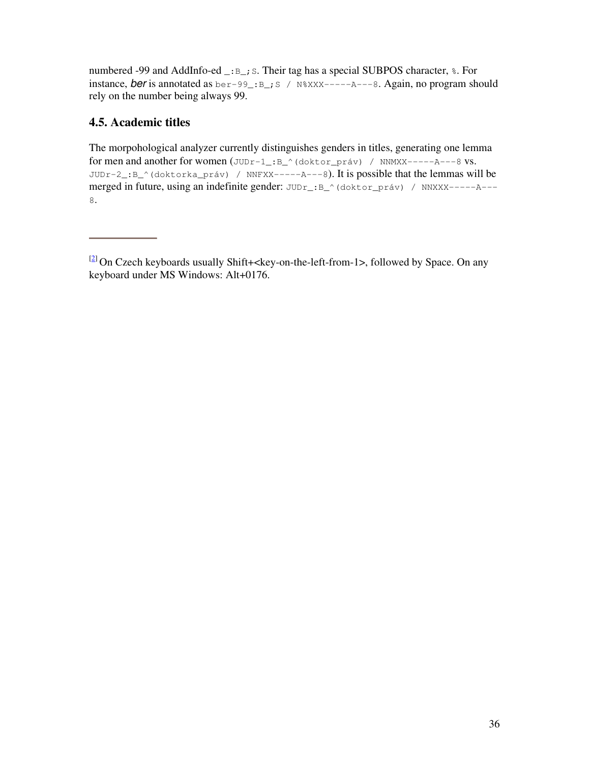numbered -99 and AddInfo-ed `_:B_;S`. Their tag has a special SUBPOS character, `%`. For instance, *ber* is annotated as `ber-99_:B_;S / N%XXX-----A---8`. Again, no program should rely on the number being always 99.

### 4.5. Academic titles

The morpohological analyzer currently distinguishes genders in titles, generating one lemma for men and another for women (`JUDr-1_:B_^(doktor_práv) / NNMXX-----A---8` vs. `JUDr-2_:B_^(doktorka_práv) / NNFXX-----A---8`). It is possible that the lemmas will be merged in future, using an indefinite gender: `JUDr_:B_^(doktor_práv) / NNXXX-----A---8`.

---

[2] On Czech keyboards usually Shift+<key-on-the-left-from-1>, followed by Space. On any keyboard under MS Windows: Alt+0176.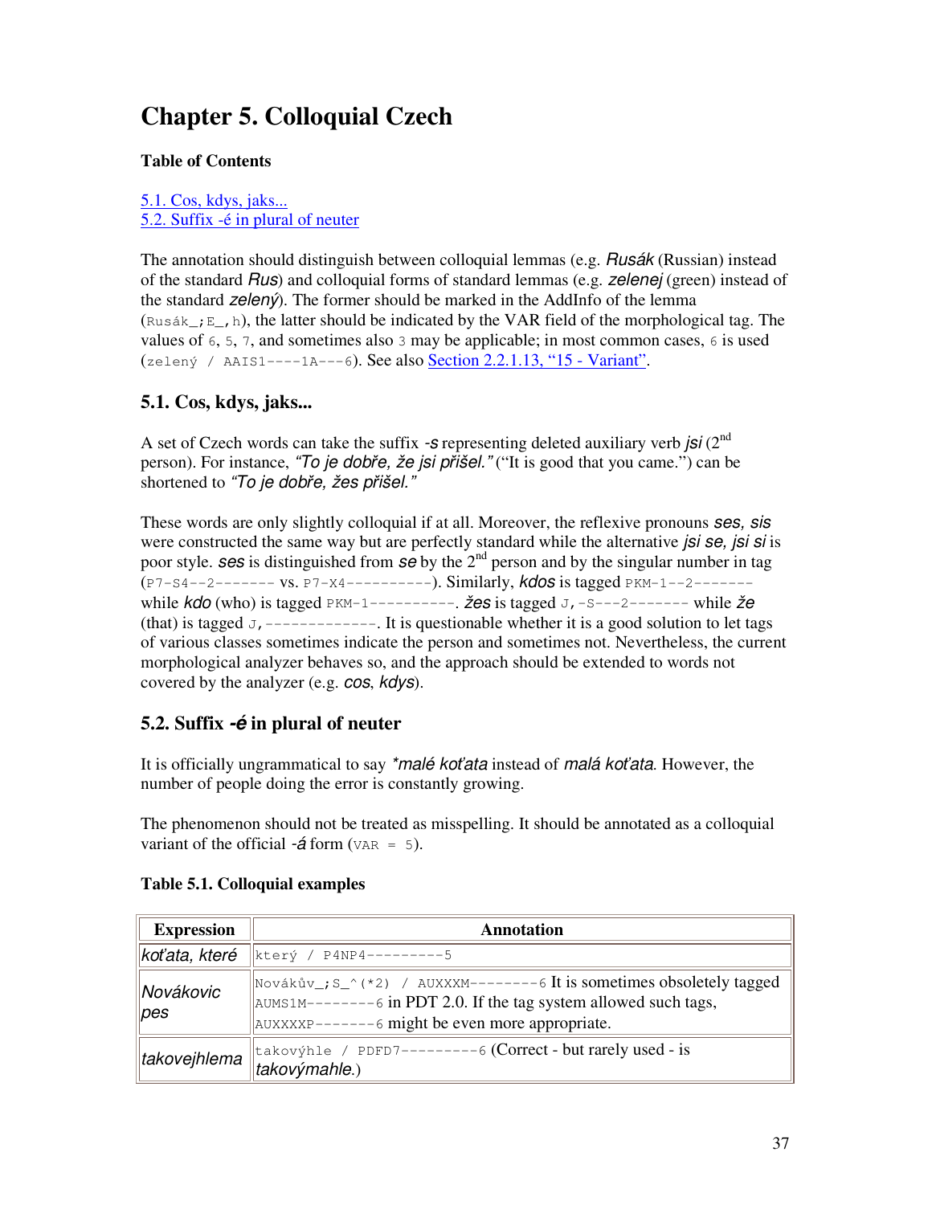# Chapter 5. Colloquial Czech

**Table of Contents**

5.1. Cos, kdys, jaks...
5.2. Suffix -é in plural of neuter

The annotation should distinguish between colloquial lemmas (e.g. *Rusák* (Russian) instead of the standard *Rus*) and colloquial forms of standard lemmas (e.g. *zelenej* (green) instead of the standard *zelený*). The former should be marked in the AddInfo of the lemma (`Rusák_;E_,h`), the latter should be indicated by the VAR field of the morphological tag. The values of `6`, `5`, `7`, and sometimes also `3` may be applicable; in most common cases, `6` is used (`zelený / AAIS1----1A---6`). See also Section 2.2.1.13, "15 - Variant".

## 5.1. Cos, kdys, jaks...

A set of Czech words can take the suffix *-s* representing deleted auxiliary verb *jsi* (2nd person). For instance, *"To je dobře, že jsi přišel."* ("It is good that you came.") can be shortened to *"To je dobře, žes přišel."*

These words are only slightly colloquial if at all. Moreover, the reflexive pronouns *ses, sis* were constructed the same way but are perfectly standard while the alternative *jsi se, jsi si* is poor style. *ses* is distinguished from *se* by the 2nd person and by the singular number in tag (`P7-S4--2-------` vs. `P7-X4----------`). Similarly, *kdos* is tagged `PKM-1--2-------` while *kdo* (who) is tagged `PKM-1----------`. *žes* is tagged `J,-S---2-------` while *že* (that) is tagged `J,-------------`. It is questionable whether it is a good solution to let tags of various classes sometimes indicate the person and sometimes not. Nevertheless, the current morphological analyzer behaves so, and the approach should be extended to words not covered by the analyzer (e.g. *cos*, *kdys*).

## 5.2. Suffix *-é* in plural of neuter

It is officially ungrammatical to say *\*malé koťata* instead of *malá koťata*. However, the number of people doing the error is constantly growing.

The phenomenon should not be treated as misspelling. It should be annotated as a colloquial variant of the official *-á* form (`VAR = 5`).

**Table 5.1. Colloquial examples**

| Expression | Annotation |
|---|---|
| *koťata, které* | `který / P4NP4---------5` |
| *Novákovic pes* | `Novákův_;S_^(*2) / AUXXXM--------6` It is sometimes obsoletely tagged `AUMS1M--------6` in PDT 2.0. If the tag system allowed such tags, `AUXXXXP-------6` might be even more appropriate. |
| *takovejhlema* | `takovýhle / PDFD7---------6` (Correct - but rarely used - is *takovýmahle*.) |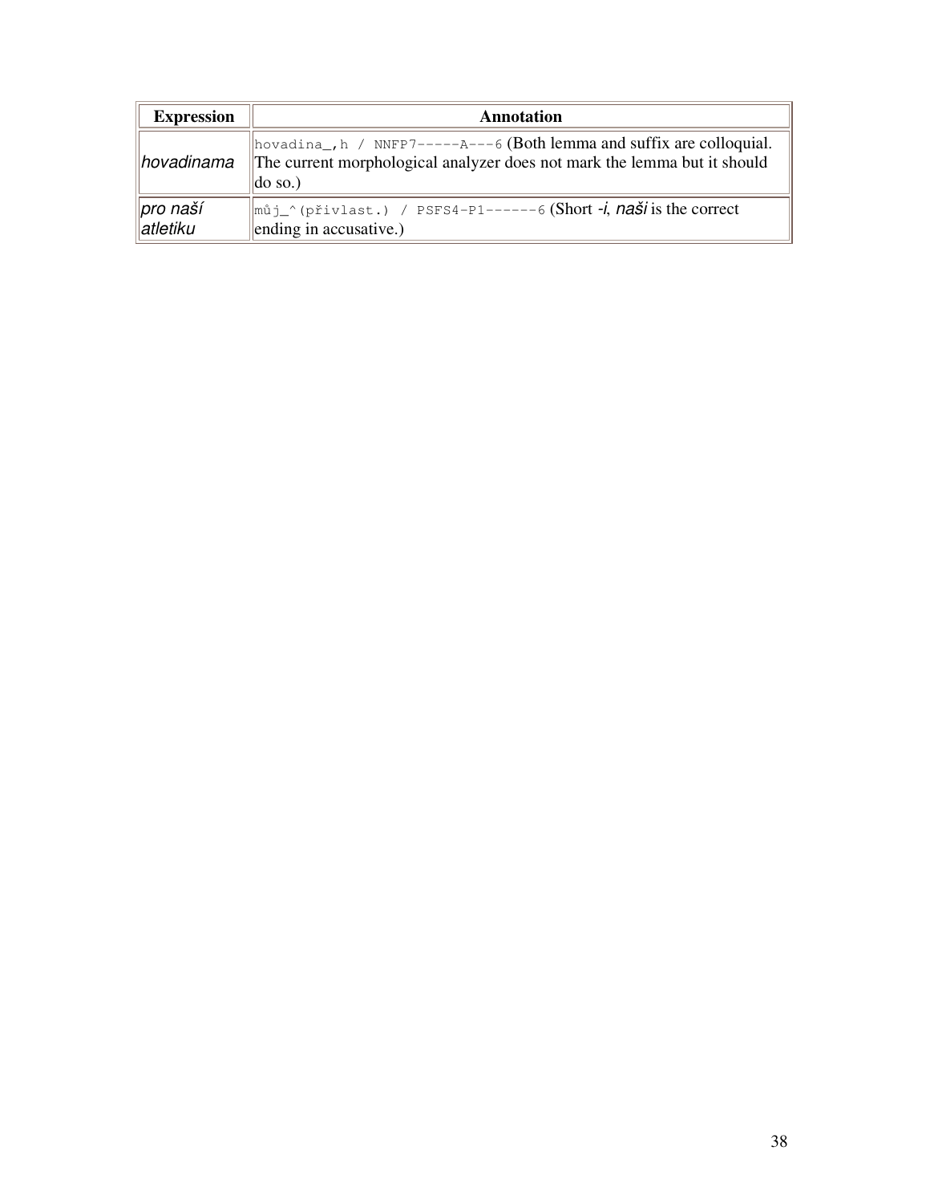| Expression | Annotation |
| --- | --- |
| *hovadinama* | `hovadina_,h / NNFP7-----A---6` (Both lemma and suffix are colloquial. The current morphological analyzer does not mark the lemma but it should do so.) |
| *pro naší atletiku* | `můj_^(přivlast.) / PSFS4-P1------6` (Short *-i*, ***naši*** is the correct ending in accusative.) |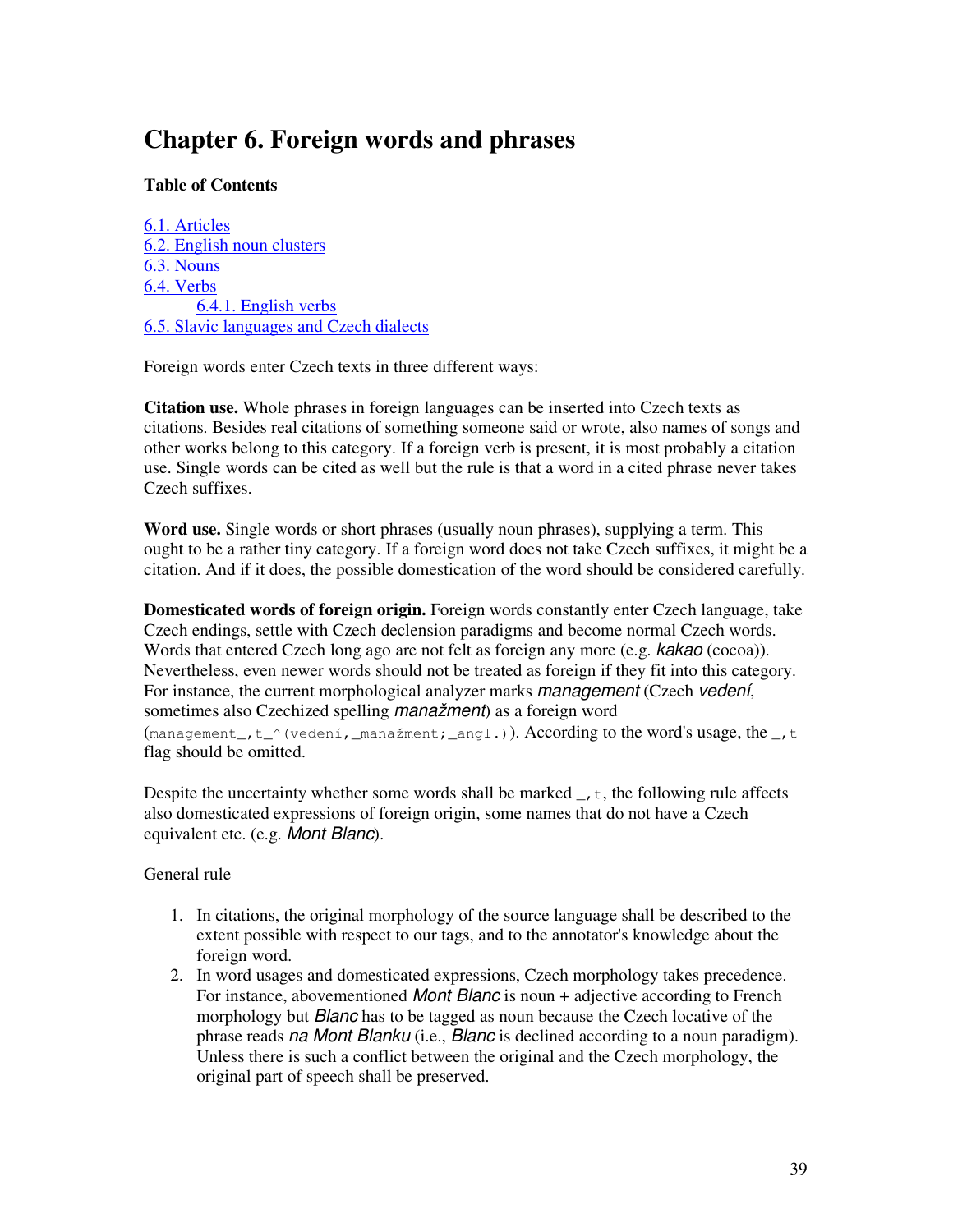# Chapter 6. Foreign words and phrases

**Table of Contents**

6.1. Articles
6.2. English noun clusters
6.3. Nouns
6.4. Verbs
    6.4.1. English verbs
6.5. Slavic languages and Czech dialects

Foreign words enter Czech texts in three different ways:

**Citation use.** Whole phrases in foreign languages can be inserted into Czech texts as citations. Besides real citations of something someone said or wrote, also names of songs and other works belong to this category. If a foreign verb is present, it is most probably a citation use. Single words can be cited as well but the rule is that a word in a cited phrase never takes Czech suffixes.

**Word use.** Single words or short phrases (usually noun phrases), supplying a term. This ought to be a rather tiny category. If a foreign word does not take Czech suffixes, it might be a citation. And if it does, the possible domestication of the word should be considered carefully.

**Domesticated words of foreign origin.** Foreign words constantly enter Czech language, take Czech endings, settle with Czech declension paradigms and become normal Czech words. Words that entered Czech long ago are not felt as foreign any more (e.g. *kakao* (cocoa)). Nevertheless, even newer words should not be treated as foreign if they fit into this category. For instance, the current morphological analyzer marks *management* (Czech *vedení*, sometimes also Czechized spelling *manažment*) as a foreign word (`management_,t_^(vedení,_manažment;_angl.)`). According to the word's usage, the `_,t` flag should be omitted.

Despite the uncertainty whether some words shall be marked `_,t`, the following rule affects also domesticated expressions of foreign origin, some names that do not have a Czech equivalent etc. (e.g. *Mont Blanc*).

General rule

1. In citations, the original morphology of the source language shall be described to the extent possible with respect to our tags, and to the annotator's knowledge about the foreign word.
2. In word usages and domesticated expressions, Czech morphology takes precedence. For instance, abovementioned *Mont Blanc* is noun + adjective according to French morphology but *Blanc* has to be tagged as noun because the Czech locative of the phrase reads *na Mont Blanku* (i.e., *Blanc* is declined according to a noun paradigm). Unless there is such a conflict between the original and the Czech morphology, the original part of speech shall be preserved.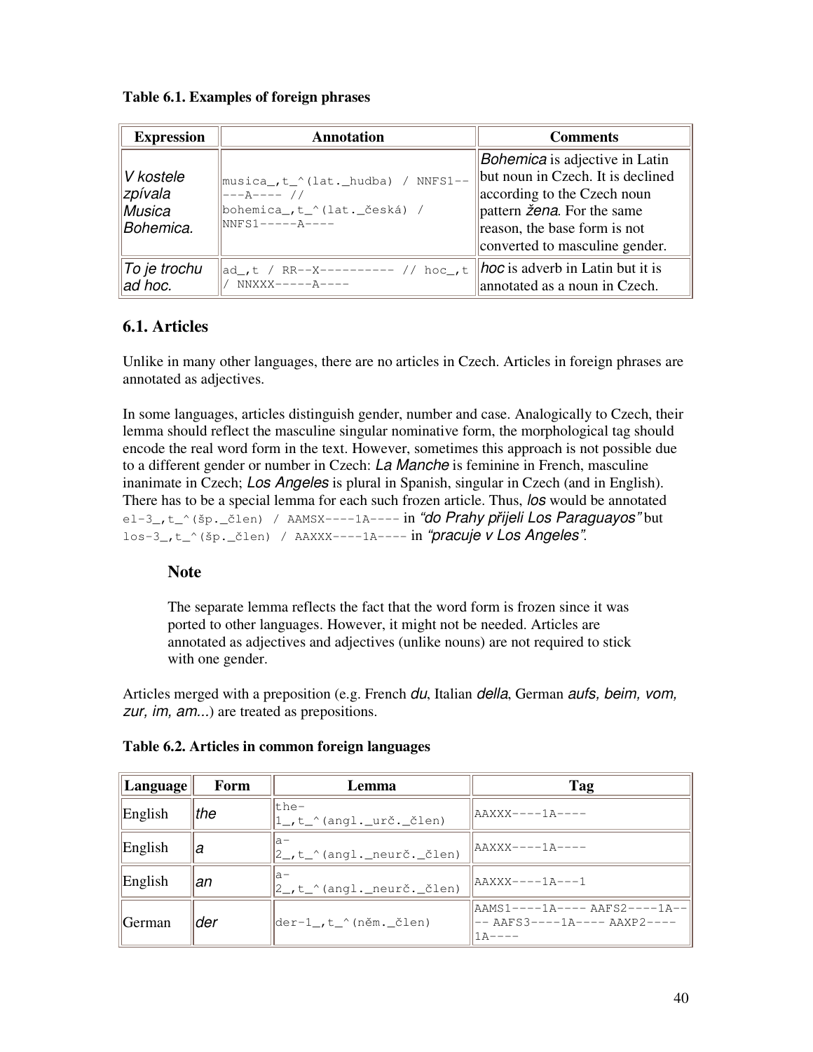**Table 6.1. Examples of foreign phrases**

| Expression | Annotation | Comments |
| --- | --- | --- |
| *V kostele zpívala Musica Bohemica.* | `musica_,t_^(lat._hudba) / NNFS1-----A---- // bohemica_,t_^(lat._česká) / NNFS1-----A----` | *Bohemica* is adjective in Latin but noun in Czech. It is declined according to the Czech noun pattern *žena*. For the same reason, the base form is not converted to masculine gender. |
| *To je trochu ad hoc.* | `ad_,t / RR--X---------- // hoc_,t / NNXXX-----A----` | *hoc* is adverb in Latin but it is annotated as a noun in Czech. |

## 6.1. Articles

Unlike in many other languages, there are no articles in Czech. Articles in foreign phrases are annotated as adjectives.

In some languages, articles distinguish gender, number and case. Analogically to Czech, their lemma should reflect the masculine singular nominative form, the morphological tag should encode the real word form in the text. However, sometimes this approach is not possible due to a different gender or number in Czech: *La Manche* is feminine in French, masculine inanimate in Czech; *Los Angeles* is plural in Spanish, singular in Czech (and in English). There has to be a special lemma for each such frozen article. Thus, *los* would be annotated `el-3_,t_^(šp._člen) / AAMSX----1A----` in *"do Prahy přijeli Los Paraguayos"* but `los-3_,t_^(šp._člen) / AAXXX----1A----` in *"pracuje v Los Angeles"*.

### Note

The separate lemma reflects the fact that the word form is frozen since it was ported to other languages. However, it might not be needed. Articles are annotated as adjectives and adjectives (unlike nouns) are not required to stick with one gender.

Articles merged with a preposition (e.g. French *du*, Italian *della*, German *aufs, beim, vom, zur, im, am...*) are treated as prepositions.

**Table 6.2. Articles in common foreign languages**

| Language | Form | Lemma | Tag |
| --- | --- | --- | --- |
| English | *the* | `the-1_,t_^(angl._urč._člen)` | `AAXXX----1A----` |
| English | *a* | `a-2_,t_^(angl._neurč._člen)` | `AAXXX----1A----` |
| English | *an* | `a-2_,t_^(angl._neurč._člen)` | `AAXXX----1A---1` |
| German | *der* | `der-1_,t_^(něm._člen)` | `AAMS1----1A---- AAFS2----1A---- AAFS3----1A---- AAXP2----1A----` |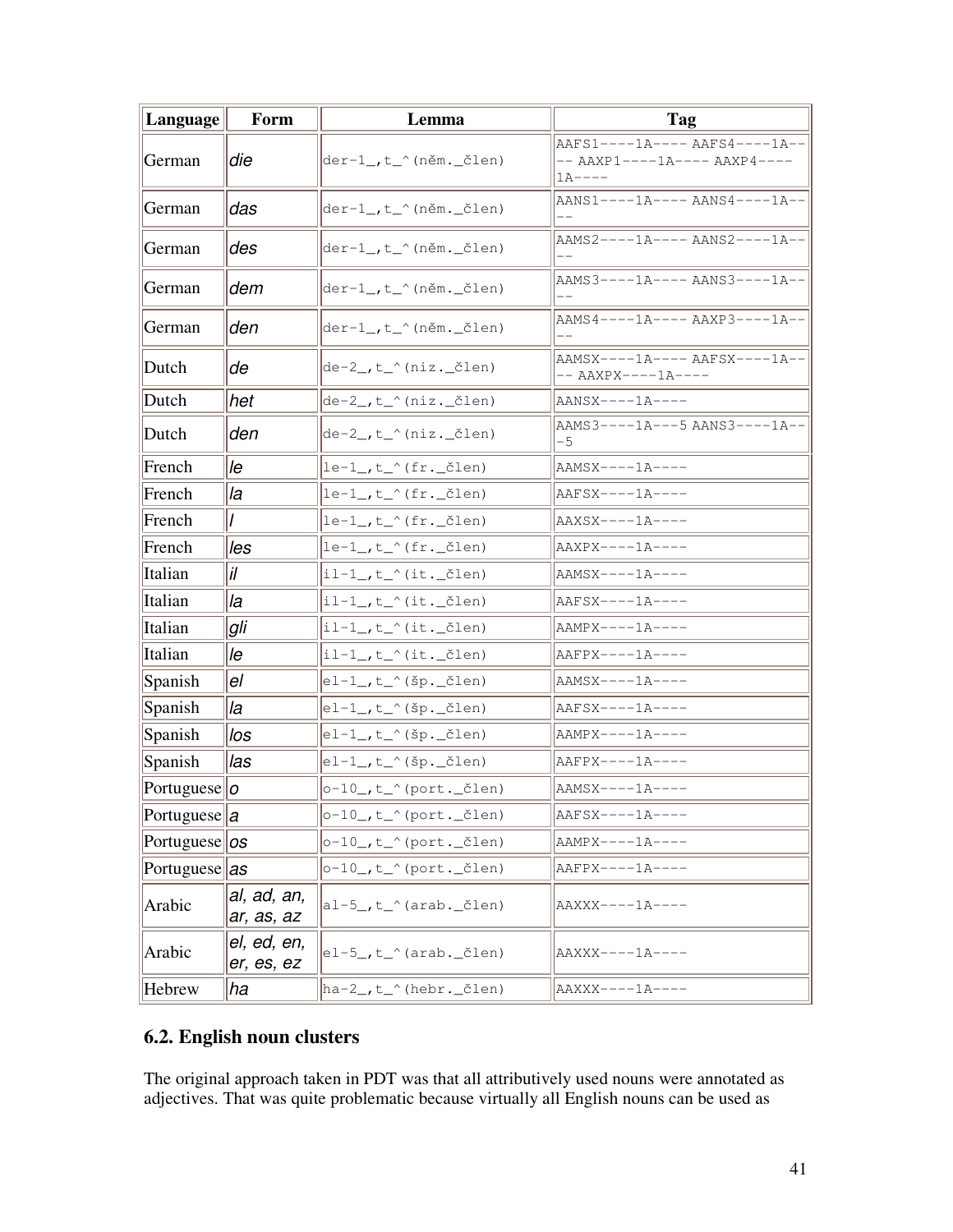| Language | Form | Lemma | Tag |
|---|---|---|---|
| German | *die* | der-1_,t_^(něm._člen) | AAFS1----1A---- AAFS4----1A---- AAXP1----1A---- AAXP4----1A---- |
| German | *das* | der-1_,t_^(něm._člen) | AANS1----1A---- AANS4----1A---- |
| German | *des* | der-1_,t_^(něm._člen) | AAMS2----1A---- AANS2----1A---- |
| German | *dem* | der-1_,t_^(něm._člen) | AAMS3----1A---- AANS3----1A---- |
| German | *den* | der-1_,t_^(něm._člen) | AAMS4----1A---- AAXP3----1A---- |
| Dutch | *de* | de-2_,t_^(niz._člen) | AAMSX----1A---- AAFSX----1A---- AAXPX----1A---- |
| Dutch | *het* | de-2_,t_^(niz._člen) | AANSX----1A---- |
| Dutch | *den* | de-2_,t_^(niz._člen) | AAMS3----1A---5 AANS3----1A---5 |
| French | *le* | le-1_,t_^(fr._člen) | AAMSX----1A---- |
| French | *la* | le-1_,t_^(fr._člen) | AAFSX----1A---- |
| French | *l* | le-1_,t_^(fr._člen) | AAXSX----1A---- |
| French | *les* | le-1_,t_^(fr._člen) | AAXPX----1A---- |
| Italian | *il* | il-1_,t_^(it._člen) | AAMSX----1A---- |
| Italian | *la* | il-1_,t_^(it._člen) | AAFSX----1A---- |
| Italian | *gli* | il-1_,t_^(it._člen) | AAMPX----1A---- |
| Italian | *le* | il-1_,t_^(it._člen) | AAFPX----1A---- |
| Spanish | *el* | el-1_,t_^(šp._člen) | AAMSX----1A---- |
| Spanish | *la* | el-1_,t_^(šp._člen) | AAFSX----1A---- |
| Spanish | *los* | el-1_,t_^(šp._člen) | AAMPX----1A---- |
| Spanish | *las* | el-1_,t_^(šp._člen) | AAFPX----1A---- |
| Portuguese | *o* | o-10_,t_^(port._člen) | AAMSX----1A---- |
| Portuguese | *a* | o-10_,t_^(port._člen) | AAFSX----1A---- |
| Portuguese | *os* | o-10_,t_^(port._člen) | AAMPX----1A---- |
| Portuguese | *as* | o-10_,t_^(port._člen) | AAFPX----1A---- |
| Arabic | *al, ad, an, ar, as, az* | al-5_,t_^(arab._člen) | AAXXX----1A---- |
| Arabic | *el, ed, en, er, es, ez* | el-5_,t_^(arab._člen) | AAXXX----1A---- |
| Hebrew | *ha* | ha-2_,t_^(hebr._člen) | AAXXX----1A---- |

## 6.2. English noun clusters

The original approach taken in PDT was that all attributively used nouns were annotated as adjectives. That was quite problematic because virtually all English nouns can be used as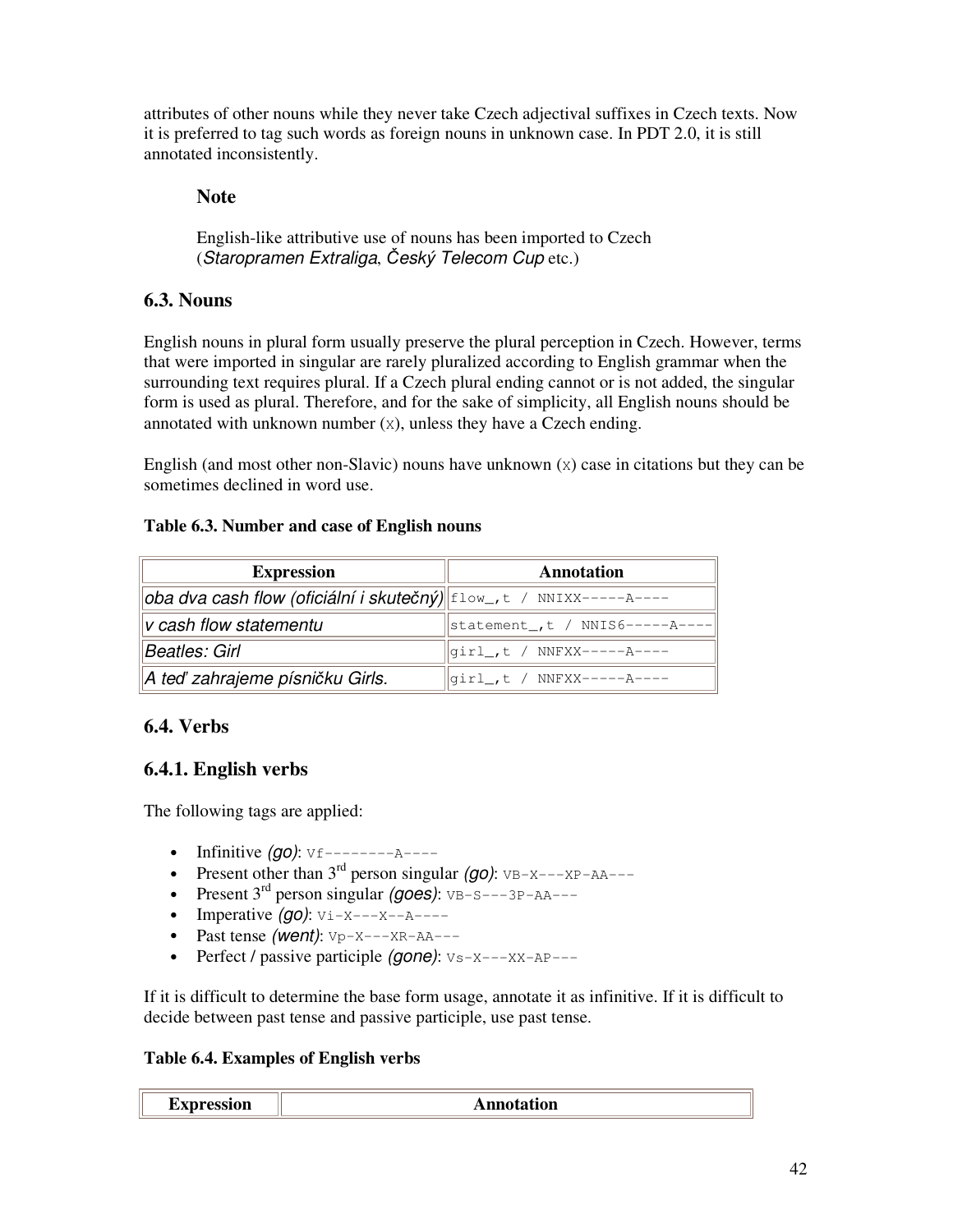attributes of other nouns while they never take Czech adjectival suffixes in Czech texts. Now it is preferred to tag such words as foreign nouns in unknown case. In PDT 2.0, it is still annotated inconsistently.

### Note

English-like attributive use of nouns has been imported to Czech (*Staropramen Extraliga*, *Český Telecom Cup* etc.)

## 6.3. Nouns

English nouns in plural form usually preserve the plural perception in Czech. However, terms that were imported in singular are rarely pluralized according to English grammar when the surrounding text requires plural. If a Czech plural ending cannot or is not added, the singular form is used as plural. Therefore, and for the sake of simplicity, all English nouns should be annotated with unknown number (`X`), unless they have a Czech ending.

English (and most other non-Slavic) nouns have unknown (`X`) case in citations but they can be sometimes declined in word use.

**Table 6.3. Number and case of English nouns**

| Expression | Annotation |
|---|---|
| *oba dva cash flow (oficiální i skutečný)* | `flow_,t / NNIXX-----A----` |
| *v cash flow statementu* | `statement_,t / NNIS6-----A----` |
| *Beatles: Girl* | `girl_,t / NNFXX-----A----` |
| *A teď zahrajeme písničku Girls.* | `girl_,t / NNFXX-----A----` |

## 6.4. Verbs

### 6.4.1. English verbs

The following tags are applied:

- Infinitive *(go)*: `Vf--------A----`
- Present other than 3rd person singular *(go)*: `VB-X---XP-AA---`
- Present 3rd person singular *(goes)*: `VB-S---3P-AA---`
- Imperative *(go)*: `Vi-X---X--A----`
- Past tense *(went)*: `Vp-X---XR-AA---`
- Perfect / passive participle *(gone)*: `Vs-X---XX-AP---`

If it is difficult to determine the base form usage, annotate it as infinitive. If it is difficult to decide between past tense and passive participle, use past tense.

**Table 6.4. Examples of English verbs**

| Expression | Annotation |
|---|---|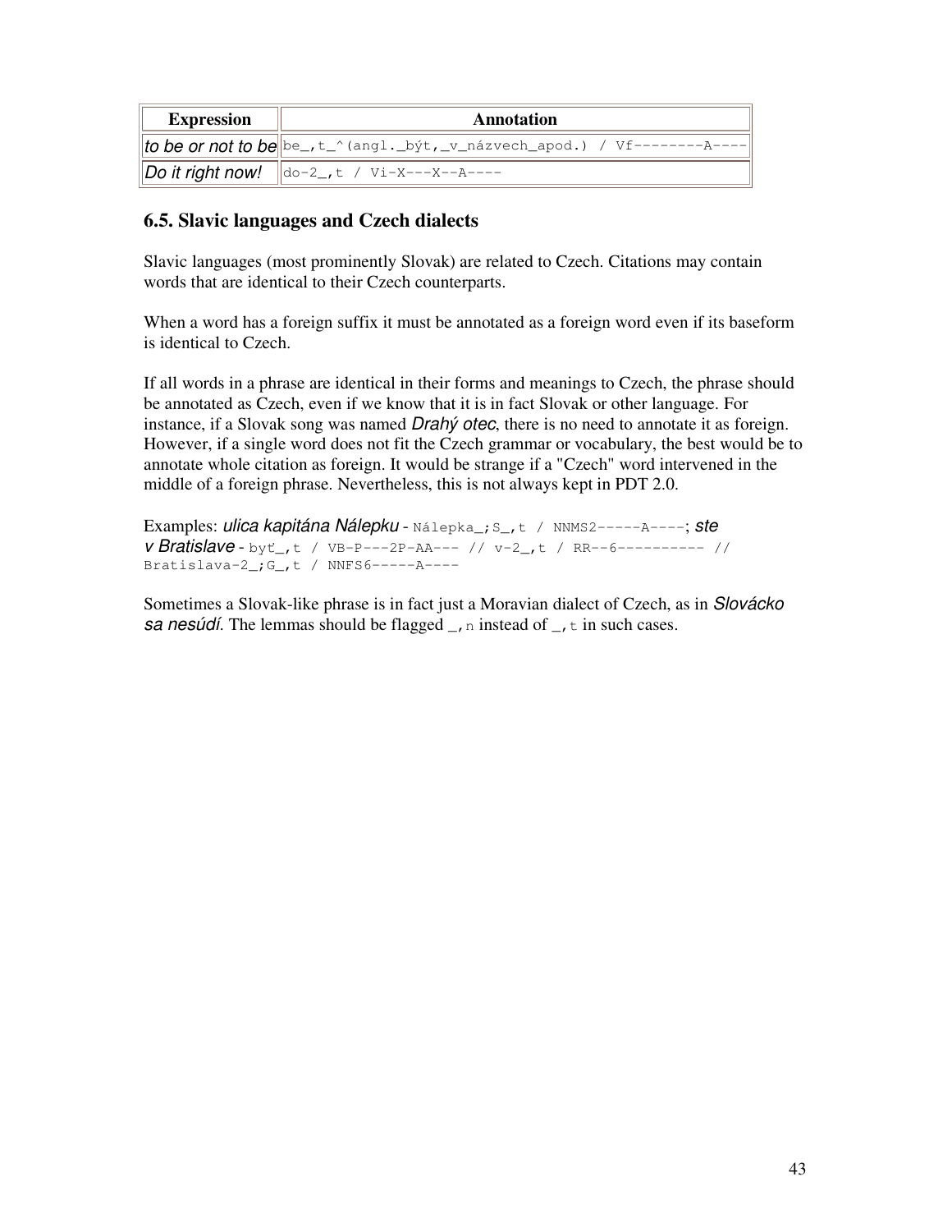| Expression | Annotation |
| --- | --- |
| *to be or not to be* | `be_,t_^(angl._být,_v_názvech_apod.) / Vf--------A----` |
| *Do it right now!* | `do-2_,t / Vi-X---X--A----` |

## 6.5. Slavic languages and Czech dialects

Slavic languages (most prominently Slovak) are related to Czech. Citations may contain words that are identical to their Czech counterparts.

When a word has a foreign suffix it must be annotated as a foreign word even if its baseform is identical to Czech.

If all words in a phrase are identical in their forms and meanings to Czech, the phrase should be annotated as Czech, even if we know that it is in fact Slovak or other language. For instance, if a Slovak song was named *Drahý otec*, there is no need to annotate it as foreign. However, if a single word does not fit the Czech grammar or vocabulary, the best would be to annotate whole citation as foreign. It would be strange if a "Czech" word intervened in the middle of a foreign phrase. Nevertheless, this is not always kept in PDT 2.0.

Examples: *ulica kapitána Nálepku* - `Nálepka_;S_,t / NNMS2-----A----`; *ste v Bratislave* - `byť_,t / VB-P---2P-AA--- // v-2_,t / RR--6---------- // Bratislava-2_;G_,t / NNFS6-----A----`

Sometimes a Slovak-like phrase is in fact just a Moravian dialect of Czech, as in *Slovácko sa nesúdí*. The lemmas should be flagged `_,n` instead of `_,t` in such cases.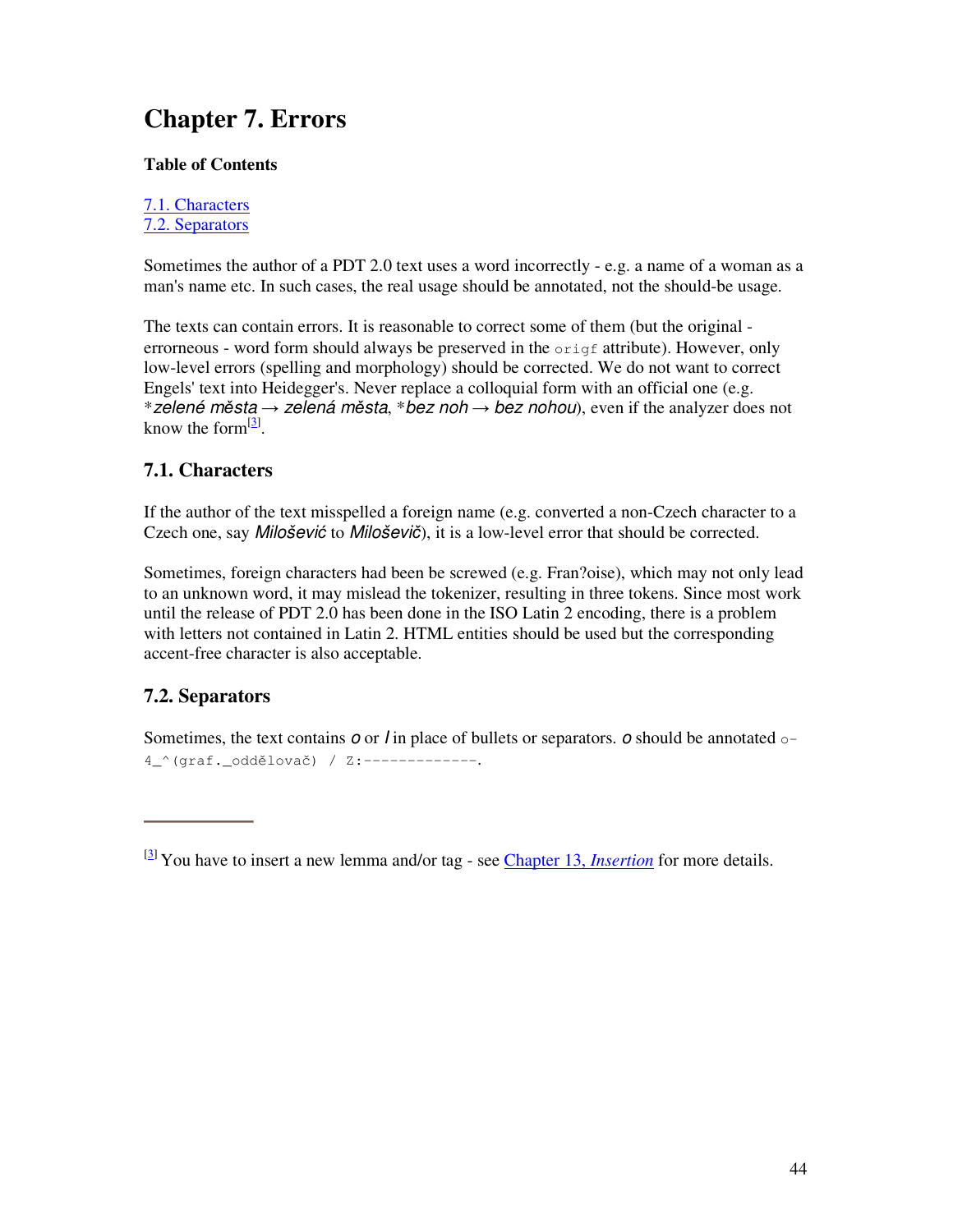# Chapter 7. Errors

**Table of Contents**

7.1. Characters
7.2. Separators

Sometimes the author of a PDT 2.0 text uses a word incorrectly - e.g. a name of a woman as a man's name etc. In such cases, the real usage should be annotated, not the should-be usage.

The texts can contain errors. It is reasonable to correct some of them (but the original - errorneous - word form should always be preserved in the `origf` attribute). However, only low-level errors (spelling and morphology) should be corrected. We do not want to correct Engels' text into Heidegger's. Never replace a colloquial form with an official one (e.g. **zelené města* → *zelená města*, **bez noh* → *bez nohou*), even if the analyzer does not know the form[3].

## 7.1. Characters

If the author of the text misspelled a foreign name (e.g. converted a non-Czech character to a Czech one, say *Milošević* to *Miloševič*), it is a low-level error that should be corrected.

Sometimes, foreign characters had been be screwed (e.g. Fran?oise), which may not only lead to an unknown word, it may mislead the tokenizer, resulting in three tokens. Since most work until the release of PDT 2.0 has been done in the ISO Latin 2 encoding, there is a problem with letters not contained in Latin 2. HTML entities should be used but the corresponding accent-free character is also acceptable.

## 7.2. Separators

Sometimes, the text contains *o* or *l* in place of bullets or separators. *o* should be annotated `o-4_^(graf._oddělovač) / Z:-------------`.

---

[3] You have to insert a new lemma and/or tag - see Chapter 13, *Insertion* for more details.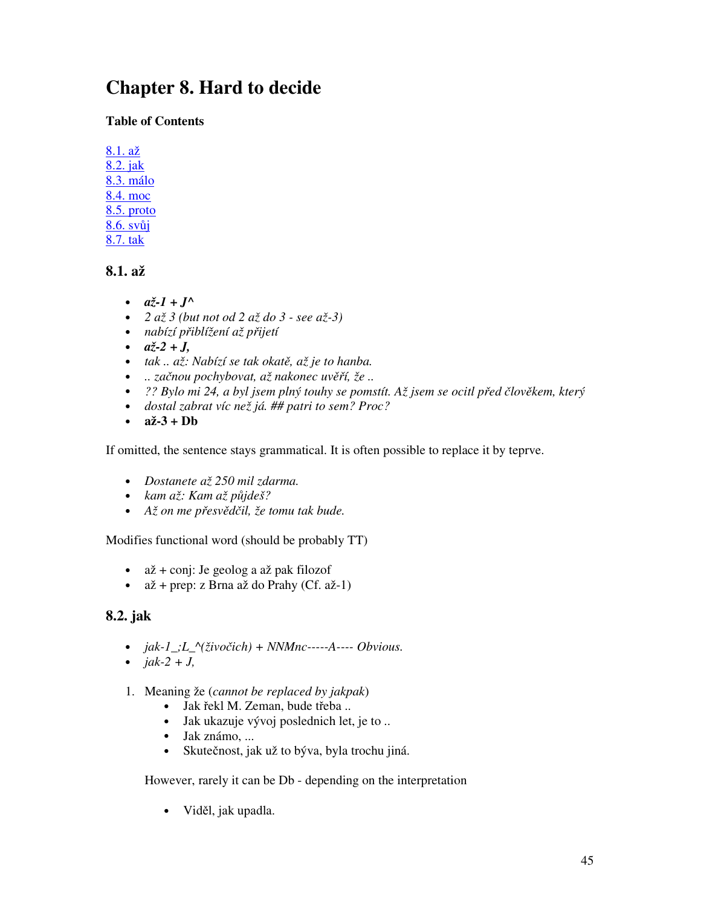# Chapter 8. Hard to decide

**Table of Contents**

8.1. až
8.2. jak
8.3. málo
8.4. moc
8.5. proto
8.6. svůj
8.7. tak

## 8.1. až

- ***až-1 + J^***
- *2 až 3 (but not od 2 až do 3 - see až-3)*
- *nabízí přiblížení až přijetí*
- ***až-2 + J,***
- *tak .. až: Nabízí se tak okatě, až je to hanba.*
- *.. začnou pochybovat, až nakonec uvěří, že ..*
- *?? Bylo mi 24, a byl jsem plný touhy se pomstít. Až jsem se ocitl před člověkem, který*
- *dostal zabrat víc než já. ## patri to sem? Proc?*
- **až-3 + Db**

If omitted, the sentence stays grammatical. It is often possible to replace it by teprve.

- *Dostanete až 250 mil zdarma.*
- *kam až: Kam až půjdeš?*
- *Až on me přesvědčil, že tomu tak bude.*

Modifies functional word (should be probably TT)

- až + conj: Je geolog a až pak filozof
- až + prep: z Brna až do Prahy (Cf. až-1)

## 8.2. jak

- *jak-1_;L_^(živočich) + NNMnc-----A---- Obvious.*
- *jak-2 + J,*

1. Meaning že (*cannot be replaced by jakpak*)
   - Jak řekl M. Zeman, bude třeba ..
   - Jak ukazuje vývoj poslednich let, je to ..
   - Jak známo, ...
   - Skutečnost, jak už to býva, byla trochu jiná.

   However, rarely it can be Db - depending on the interpretation

   - Viděl, jak upadla.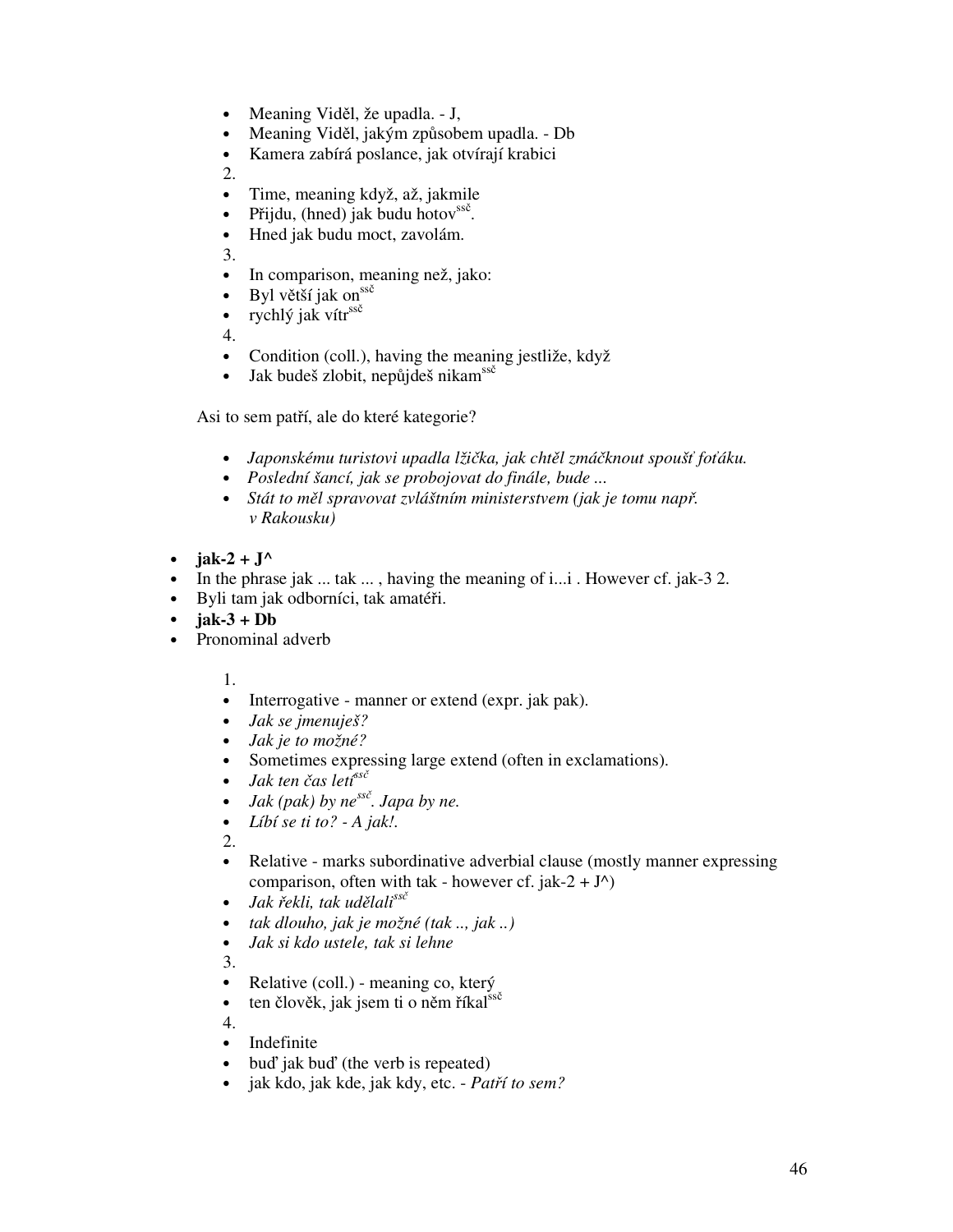- Meaning Viděl, že upadla. - J,
- Meaning Viděl, jakým způsobem upadla. - Db
- Kamera zabírá poslance, jak otvírají krabici

2.

- Time, meaning když, až, jakmile
- Přijdu, (hned) jak budu hotov[ssč].
- Hned jak budu moct, zavolám.

3.

- In comparison, meaning než, jako:
- Byl větší jak on[ssč]
- rychlý jak vítr[ssč]

4.

- Condition (coll.), having the meaning jestliže, když
- Jak budeš zlobit, nepůjdeš nikam[ssč]

Asi to sem patří, ale do které kategorie?

- *Japonskému turistovi upadla lžička, jak chtěl zmáčknout spoušť foťáku.*
- *Poslední šancí, jak se probojovat do finále, bude ...*
- *Stát to měl spravovat zvláštním ministerstvem (jak je tomu např. v Rakousku)*

- **jak-2 + J^**
- In the phrase jak ... tak ... , having the meaning of i...i . However cf. jak-3 2.
- Byli tam jak odborníci, tak amatéři.
- **jak-3 + Db**
- Pronominal adverb

1.

- Interrogative - manner or extend (expr. jak pak).
- *Jak se jmenuješ?*
- *Jak je to možné?*
- Sometimes expressing large extend (often in exclamations).
- *Jak ten čas letí[ssč]*
- *Jak (pak) by ne[ssč]. Japa by ne.*
- *Líbí se ti to? - A jak!.*

2.

- Relative - marks subordinative adverbial clause (mostly manner expressing comparison, often with tak - however cf. jak-2 + J^)
- *Jak řekli, tak udělali[ssč]*
- *tak dlouho, jak je možné (tak .., jak ..)*
- *Jak si kdo ustele, tak si lehne*

3.

- Relative (coll.) - meaning co, který
- ten člověk, jak jsem ti o něm říkal[ssč]

4.

- Indefinite
- buď jak buď (the verb is repeated)
- jak kdo, jak kde, jak kdy, etc. - *Patří to sem?*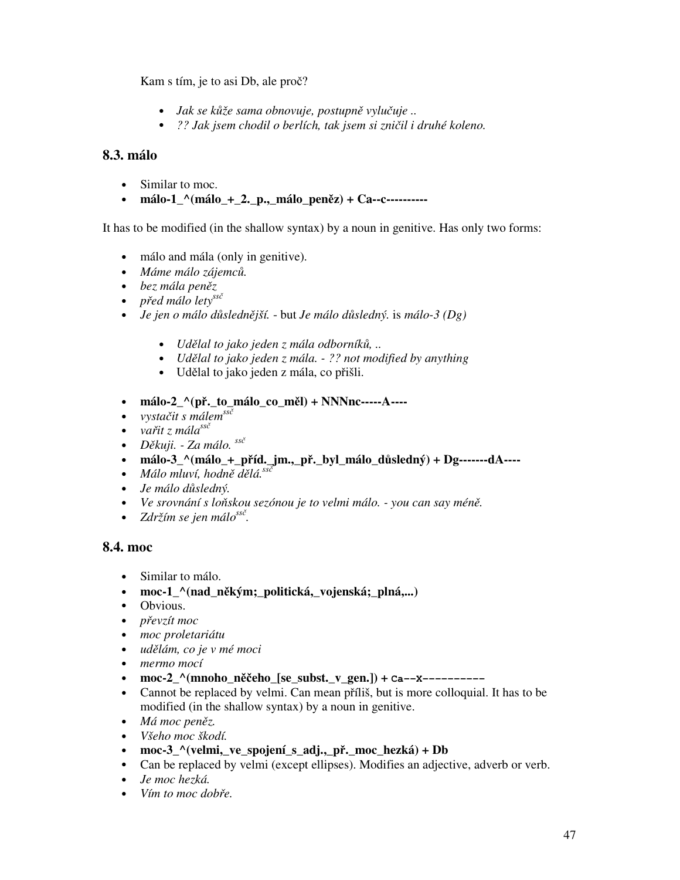Kam s tím, je to asi Db, ale proč?

- *Jak se kůže sama obnovuje, postupně vylučuje ..*
- *?? Jak jsem chodil o berlích, tak jsem si zničil i druhé koleno.*

### 8.3. málo

- Similar to moc.
- **málo-1_^(málo_+_2._p.,_málo_peněz) + Ca--c----------**

It has to be modified (in the shallow syntax) by a noun in genitive. Has only two forms:

- málo and mála (only in genitive).
- *Máme málo zájemců.*
- *bez mála peněz*
- *před málo lety*[ssč]
- *Je jen o málo důslednější.* - but *Je málo důsledný.* is *málo-3 (Dg)*
    - *Udělal to jako jeden z mála odborníků, ..*
    - *Udělal to jako jeden z mála. - ?? not modified by anything*
    - Udělal to jako jeden z mála, co přišli.
- **málo-2_^(př._to_málo_co_měl) + NNNnc-----A----**
- *vystačit s málem*[ssč]
- *vařit z mála*[ssč]
- *Děkuji. - Za málo.* [ssč]
- **málo-3_^(málo_+_příd._jm.,_př._byl_málo_důsledný) + Dg-------dA----**
- *Málo mluví, hodně dělá.*[ssč]
- *Je málo důsledný.*
- *Ve srovnání s loňskou sezónou je to velmi málo. - you can say méně.*
- *Zdržím se jen málo*[ssč].

### 8.4. moc

- Similar to málo.
- **moc-1_^(nad_někým;_politická,_vojenská;_plná,...)**
- Obvious.
- *převzít moc*
- *moc proletariátu*
- *udělám, co je v mé moci*
- *mermo mocí*
- **moc-2_^(mnoho_něčeho_[se_subst._v_gen.]) + Ca--X----------**
- Cannot be replaced by velmi. Can mean příliš, but is more colloquial. It has to be modified (in the shallow syntax) by a noun in genitive.
- *Má moc peněz.*
- *Všeho moc škodí.*
- **moc-3_^(velmi,_ve_spojení_s_adj.,_př._moc_hezká) + Db**
- Can be replaced by velmi (except ellipses). Modifies an adjective, adverb or verb.
- *Je moc hezká.*
- *Vím to moc dobře.*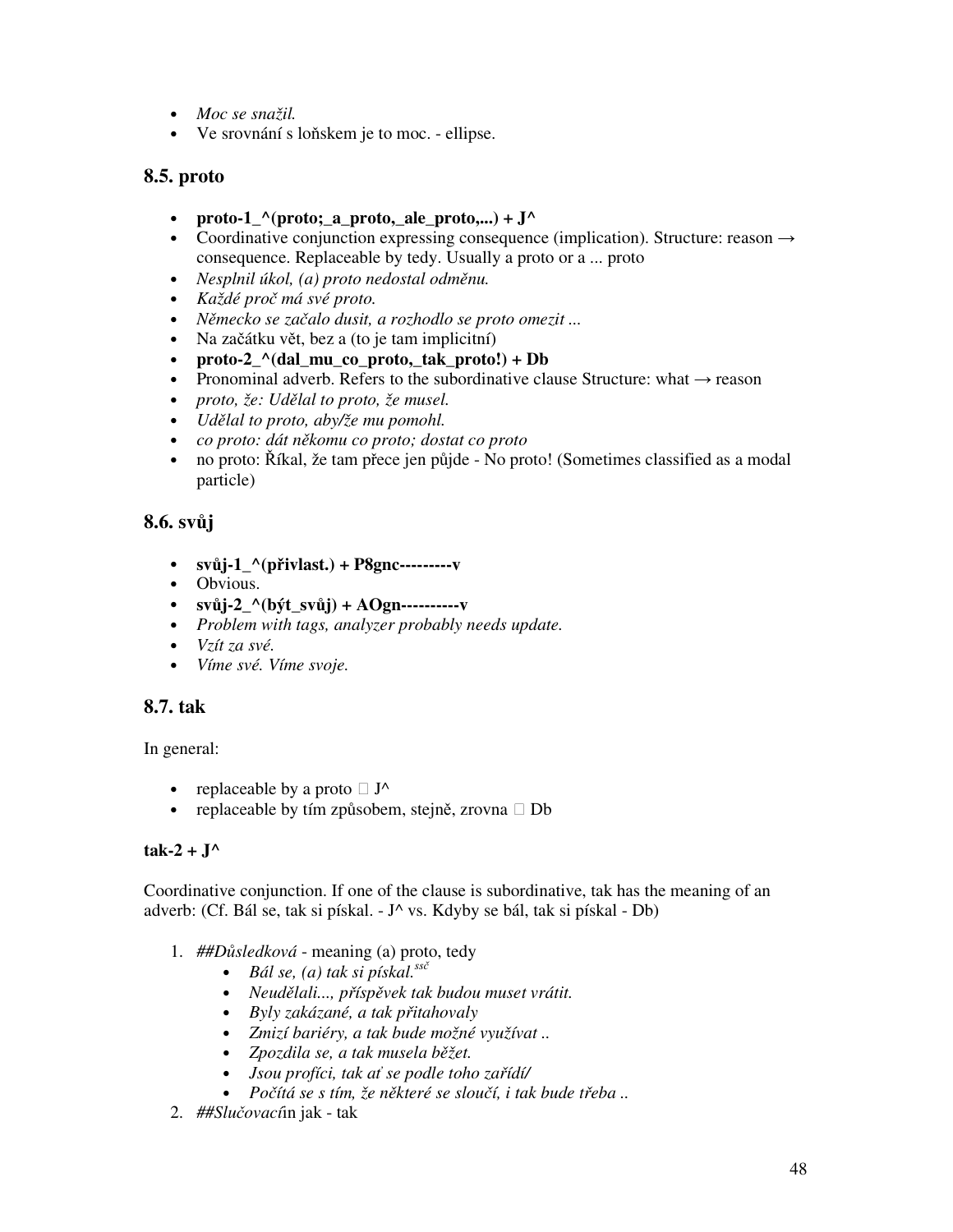- *Moc se snažil.*
- Ve srovnání s loňskem je to moc. - ellipse.

## 8.5. proto

- **proto-1_^(proto;_a_proto,_ale_proto,...) + J^**
- Coordinative conjunction expressing consequence (implication). Structure: reason → consequence. Replaceable by tedy. Usually a proto or a ... proto
- *Nesplnil úkol, (a) proto nedostal odměnu.*
- *Každé proč má své proto.*
- *Německo se začalo dusit, a rozhodlo se proto omezit ...*
- Na začátku vět, bez a (to je tam implicitní)
- **proto-2_^(dal_mu_co_proto,_tak_proto!) + Db**
- Pronominal adverb. Refers to the subordinative clause Structure: what → reason
- *proto, že: Udělal to proto, že musel.*
- *Udělal to proto, aby/že mu pomohl.*
- *co proto: dát někomu co proto; dostat co proto*
- no proto: Říkal, že tam přece jen půjde - No proto! (Sometimes classified as a modal particle)

## 8.6. svůj

- **svůj-1_^(přivlast.) + P8gnc---------v**
- Obvious.
- **svůj-2_^(být_svůj) + AOgn----------v**
- *Problem with tags, analyzer probably needs update.*
- *Vzít za své.*
- *Víme své. Víme svoje.*

## 8.7. tak

In general:

- replaceable by a proto  J^
- replaceable by tím způsobem, stejně, zrovna  Db

### tak-2 + J^

Coordinative conjunction. If one of the clause is subordinative, tak has the meaning of an adverb: (Cf. Bál se, tak si pískal. - J^ vs. Kdyby se bál, tak si pískal - Db)

1. *##Důsledková* - meaning (a) proto, tedy
   - *Bál se, (a) tak si pískal.*[ssč]
   - *Neudělali..., příspěvek tak budou muset vrátit.*
   - *Byly zakázané, a tak přitahovaly*
   - *Zmizí bariéry, a tak bude možné využívat ..*
   - *Zpozdila se, a tak musela běžet.*
   - *Jsou profíci, tak ať se podle toho zařídí/*
   - *Počítá se s tím, že některé se sloučí, i tak bude třeba ..*
2. *##Slučovací*n jak - tak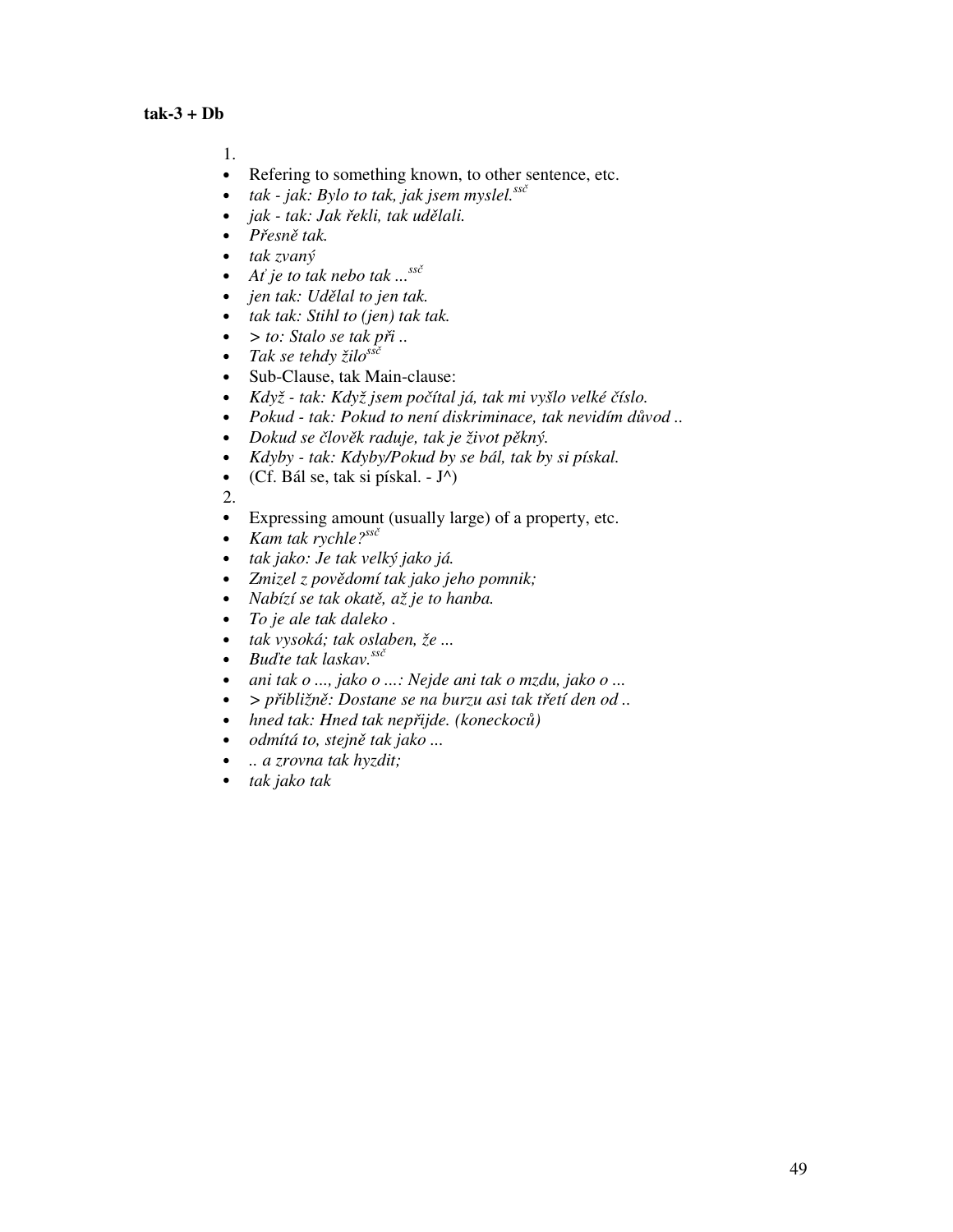**tak-3 + Db**

1.

- Refering to something known, to other sentence, etc.
- *tak - jak: Bylo to tak, jak jsem myslel.*[ssč]
- *jak - tak: Jak řekli, tak udělali.*
- *Přesně tak.*
- *tak zvaný*
- *Ať je to tak nebo tak ...*[ssč]
- *jen tak: Udělal to jen tak.*
- *tak tak: Stihl to (jen) tak tak.*
- *> to: Stalo se tak při ..*
- *Tak se tehdy žilo*[ssč]
- Sub-Clause, tak Main-clause:
- *Když - tak: Když jsem počítal já, tak mi vyšlo velké číslo.*
- *Pokud - tak: Pokud to není diskriminace, tak nevidím důvod ..*
- *Dokud se člověk raduje, tak je život pěkný.*
- *Kdyby - tak: Kdyby/Pokud by se bál, tak by si pískal.*
- (Cf. Bál se, tak si pískal. - J^)

2.

- Expressing amount (usually large) of a property, etc.
- *Kam tak rychle?*[ssč]
- *tak jako: Je tak velký jako já.*
- *Zmizel z povědomí tak jako jeho pomnik;*
- *Nabízí se tak okatě, až je to hanba.*
- *To je ale tak daleko .*
- *tak vysoká; tak oslaben, že ...*
- *Buďte tak laskav.*[ssč]
- *ani tak o ..., jako o ...: Nejde ani tak o mzdu, jako o ...*
- *> přibližně: Dostane se na burzu asi tak třetí den od ..*
- *hned tak: Hned tak nepřijde. (koneckoců)*
- *odmítá to, stejně tak jako ...*
- *.. a zrovna tak hyzdit;*
- *tak jako tak*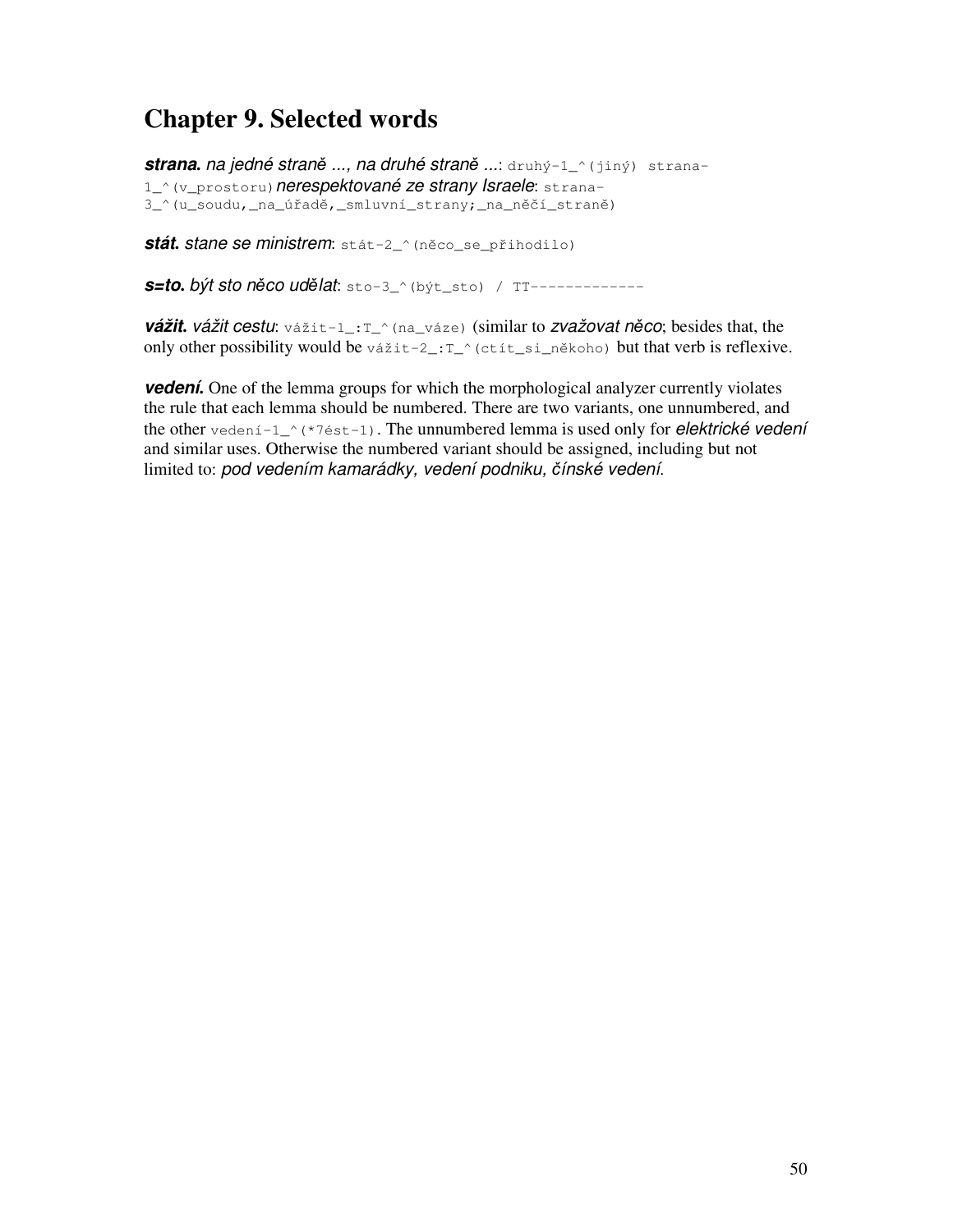# Chapter 9. Selected words

***strana.*** *na jedné straně ..., na druhé straně ...*: `druhý-1_^(jiný) strana-1_^(v_prostoru)` *nerespektované ze strany Israele*: `strana-3_^(u_soudu,_na_úřadě,_smluvní_strany;_na_něčí_straně)`

***stát.*** *stane se ministrem*: `stát-2_^(něco_se_přihodilo)`

***s=to.*** *být sto něco udělat*: `sto-3_^(být_sto) / TT-------------`

***vážit.*** *vážit cestu*: `vážit-1_:T_^(na_váze)` (similar to *zvažovat něco*; besides that, the only other possibility would be `vážit-2_:T_^(ctít_si_někoho)` but that verb is reflexive.

***vedení.*** One of the lemma groups for which the morphological analyzer currently violates the rule that each lemma should be numbered. There are two variants, one unnumbered, and the other `vedení-1_^(*7ést-1)`. The unnumbered lemma is used only for *elektrické vedení* and similar uses. Otherwise the numbered variant should be assigned, including but not limited to: *pod vedením kamarádky, vedení podniku, čínské vedení*.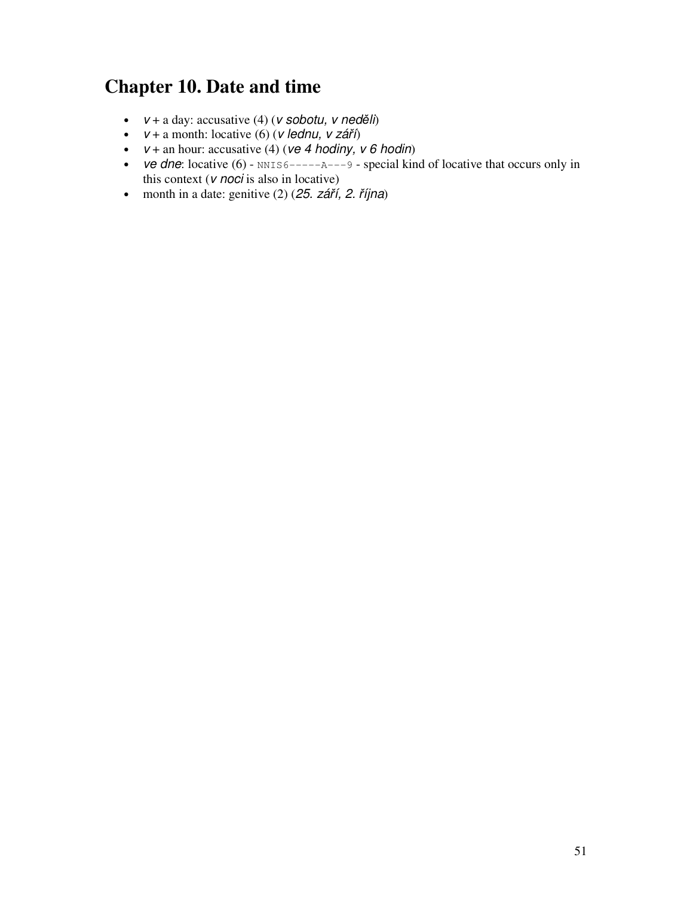# Chapter 10. Date and time

- *v* + a day: accusative (4) (*v sobotu, v neděli*)
- *v* + a month: locative (6) (*v lednu, v září*)
- *v* + an hour: accusative (4) (*ve 4 hodiny, v 6 hodin*)
- *ve dne*: locative (6) - `NNIS6-----A---9` - special kind of locative that occurs only in this context (*v noci* is also in locative)
- month in a date: genitive (2) (*25. září, 2. října*)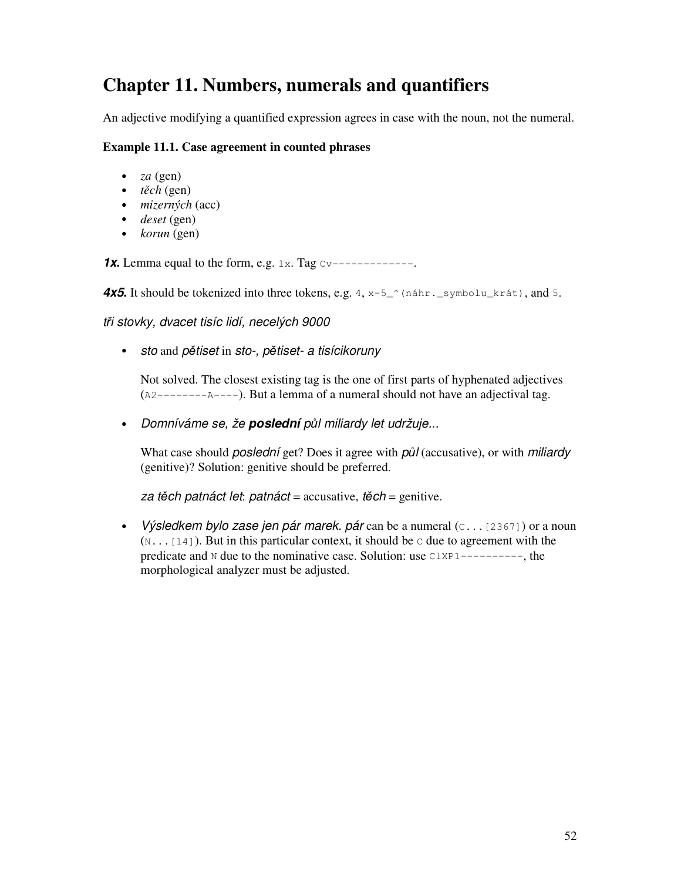# Chapter 11. Numbers, numerals and quantifiers

An adjective modifying a quantified expression agrees in case with the noun, not the numeral.

**Example 11.1. Case agreement in counted phrases**

- *za* (gen)
- *těch* (gen)
- *mizerných* (acc)
- *deset* (gen)
- *korun* (gen)

***1x.*** Lemma equal to the form, e.g. `1x`. Tag `Cv-------------`.

***4x5.*** It should be tokenized into three tokens, e.g. `4`, `x-5_^(náhr._symbolu_krát)`, and `5`.

*tři stovky, dvacet tisíc lidí, necelých 9000*

- *sto* and *pětiset* in *sto-, pětiset- a tisícikoruny*

  Not solved. The closest existing tag is the one of first parts of hyphenated adjectives (`A2--------A----`). But a lemma of a numeral should not have an adjectival tag.

- *Domníváme se, že **poslední** půl miliardy let udržuje...*

  What case should *poslední* get? Does it agree with *půl* (accusative), or with *miliardy* (genitive)? Solution: genitive should be preferred.

  *za těch patnáct let*: *patnáct* = accusative, *těch* = genitive.

- *Výsledkem bylo zase jen pár marek. pár* can be a numeral (`C...[2367]`) or a noun (`N...[14]`). But in this particular context, it should be `C` due to agreement with the predicate and `N` due to the nominative case. Solution: use `ClXP1----------`, the morphological analyzer must be adjusted.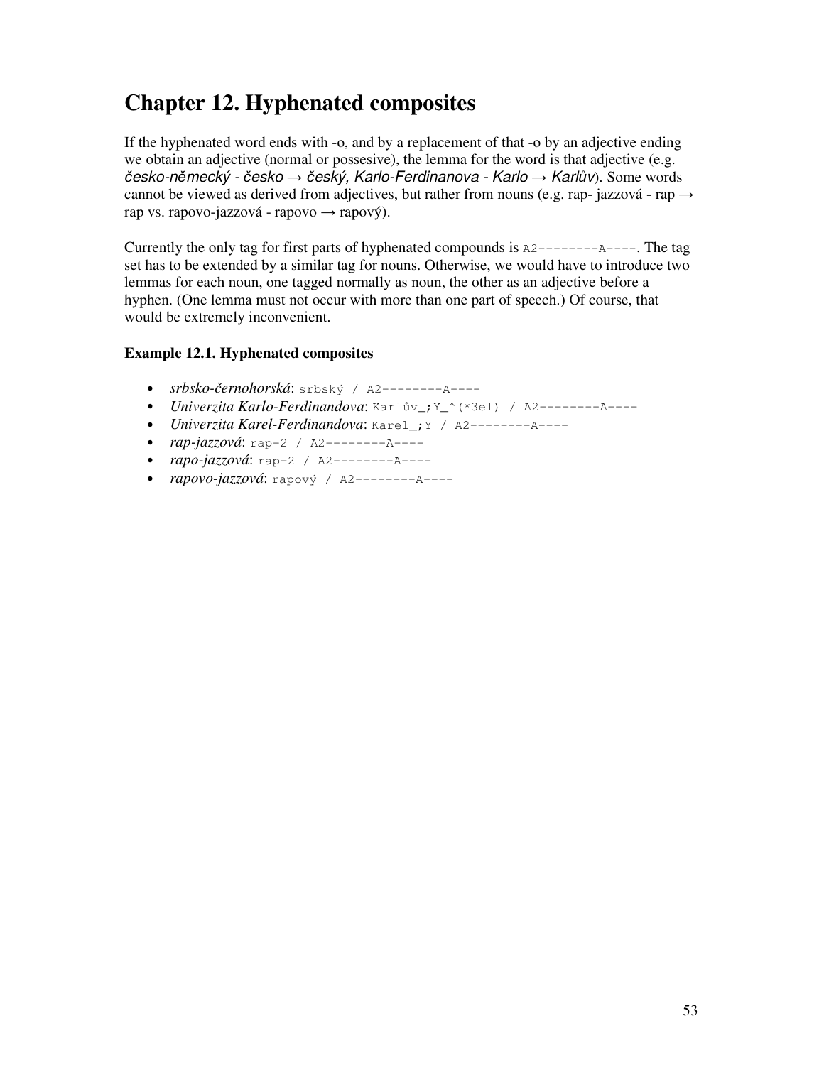# Chapter 12. Hyphenated composites

If the hyphenated word ends with -o, and by a replacement of that -o by an adjective ending we obtain an adjective (normal or possesive), the lemma for the word is that adjective (e.g. *česko-německý - česko → český, Karlo-Ferdinanova - Karlo → Karlův*). Some words cannot be viewed as derived from adjectives, but rather from nouns (e.g. rap- jazzová - rap → rap vs. rapovo-jazzová - rapovo → rapový).

Currently the only tag for first parts of hyphenated compounds is `A2--------A----`. The tag set has to be extended by a similar tag for nouns. Otherwise, we would have to introduce two lemmas for each noun, one tagged normally as noun, the other as an adjective before a hyphen. (One lemma must not occur with more than one part of speech.) Of course, that would be extremely inconvenient.

### Example 12.1. Hyphenated composites

- *srbsko-černohorská*: `srbský / A2--------A----`
- *Univerzita Karlo-Ferdinandova*: `Karlův_;Y_^(*3el) / A2--------A----`
- *Univerzita Karel-Ferdinandova*: `Karel_;Y / A2--------A----`
- *rap-jazzová*: `rap-2 / A2--------A----`
- *rapo-jazzová*: `rap-2 / A2--------A----`
- *rapovo-jazzová*: `rapový / A2--------A----`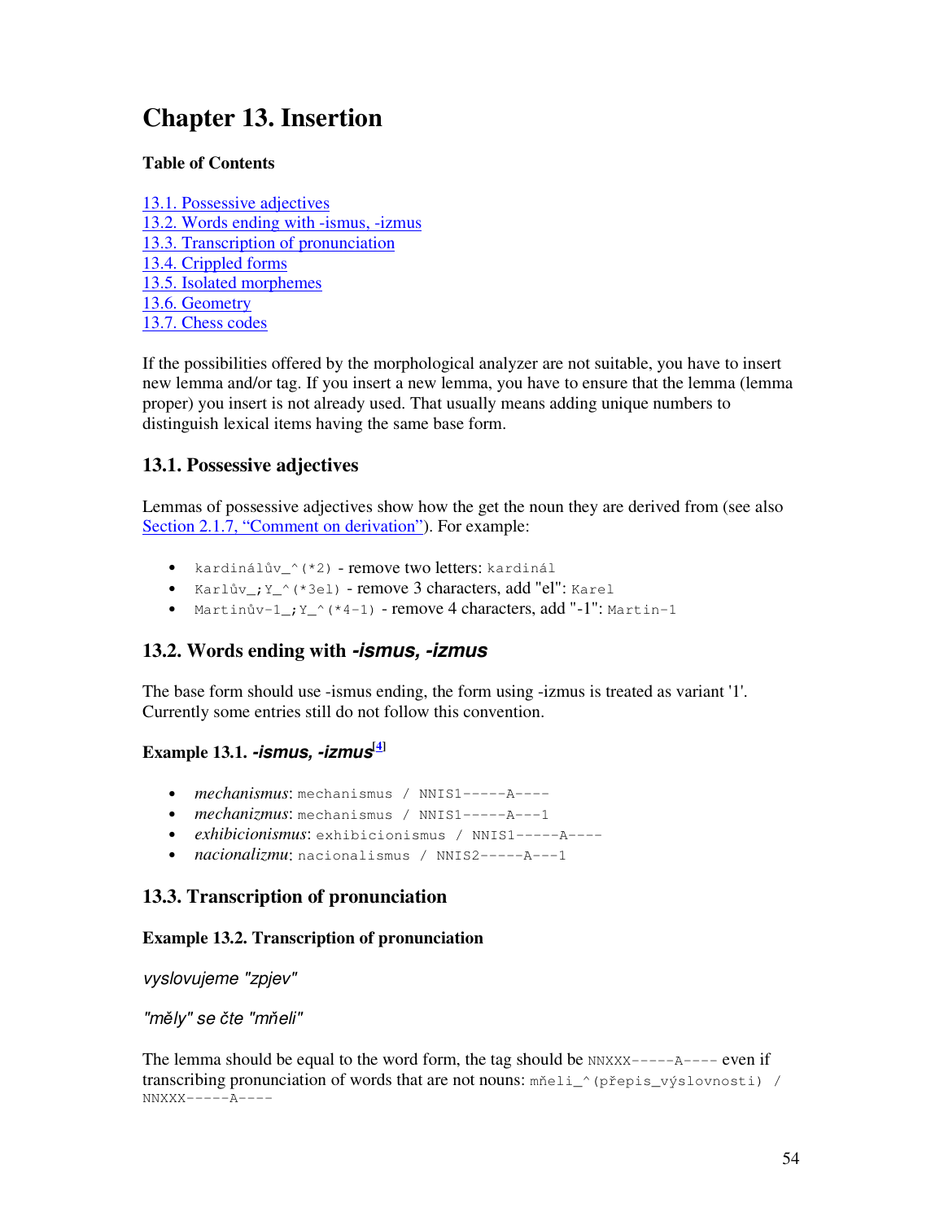# Chapter 13. Insertion

**Table of Contents**

13.1. Possessive adjectives
13.2. Words ending with -ismus, -izmus
13.3. Transcription of pronunciation
13.4. Crippled forms
13.5. Isolated morphemes
13.6. Geometry
13.7. Chess codes

If the possibilities offered by the morphological analyzer are not suitable, you have to insert new lemma and/or tag. If you insert a new lemma, you have to ensure that the lemma (lemma proper) you insert is not already used. That usually means adding unique numbers to distinguish lexical items having the same base form.

## 13.1. Possessive adjectives

Lemmas of possessive adjectives show how the get the noun they are derived from (see also Section 2.1.7, "Comment on derivation"). For example:

- `kardinálův_^(*2)` - remove two letters: `kardinál`
- `Karlův_;Y_^(*3el)` - remove 3 characters, add "el": `Karel`
- `Martinův-1_;Y_^(*4-1)` - remove 4 characters, add "-1": `Martin-1`

## 13.2. Words ending with *-ismus, -izmus*

The base form should use -ismus ending, the form using -izmus is treated as variant '1'. Currently some entries still do not follow this convention.

### Example 13.1. *-ismus, -izmus*[4]

- *mechanismus*: `mechanismus / NNIS1-----A----`
- *mechanizmus*: `mechanismus / NNIS1-----A---1`
- *exhibicionismus*: `exhibicionismus / NNIS1-----A----`
- *nacionalizmu*: `nacionalismus / NNIS2-----A---1`

## 13.3. Transcription of pronunciation

### Example 13.2. Transcription of pronunciation

*vyslovujeme "zpjev"*

*"měly" se čte "mňeli"*

The lemma should be equal to the word form, the tag should be `NNXXX-----A----` even if transcribing pronunciation of words that are not nouns: `mňeli_^(přepis_výslovnosti) / NNXXX-----A----`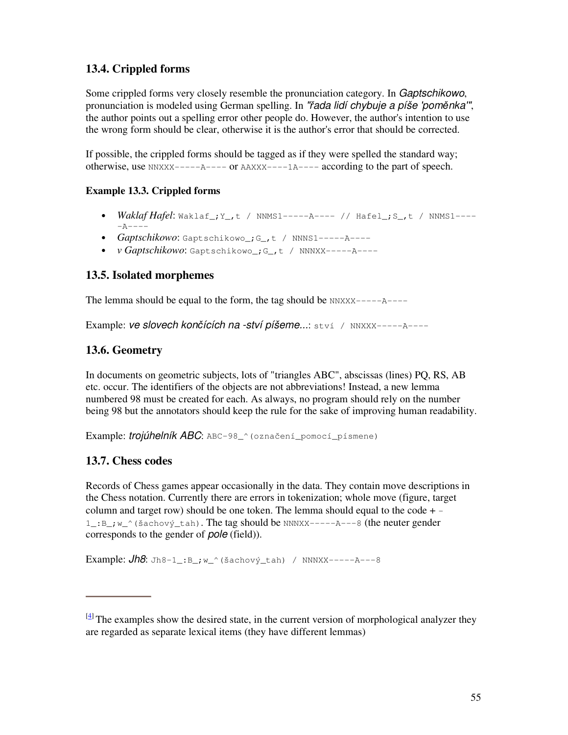### 13.4. Crippled forms

Some crippled forms very closely resemble the pronunciation category. In *Gaptschikowo*, pronunciation is modeled using German spelling. In *"řada lidí chybuje a píše 'poměnka'"*, the author points out a spelling error other people do. However, the author's intention to use the wrong form should be clear, otherwise it is the author's error that should be corrected.

If possible, the crippled forms should be tagged as if they were spelled the standard way; otherwise, use `NNXXX-----A----` or `AAXXX----1A----` according to the part of speech.

**Example 13.3. Crippled forms**

- *Waklaf Hafel*: `Waklaf_;Y_,t / NNMS1-----A---- // Hafel_;S_,t / NNMS1-----A----`
- *Gaptschikowo*: `Gaptschikowo_;G_,t / NNNS1-----A----`
- *v Gaptschikowo*: `Gaptschikowo_;G_,t / NNNXX-----A----`

### 13.5. Isolated morphemes

The lemma should be equal to the form, the tag should be `NNXXX-----A----`

Example: *ve slovech končících na -ství píšeme...*: `ství / NNXXX-----A----`

### 13.6. Geometry

In documents on geometric subjects, lots of "triangles ABC", abscissas (lines) PQ, RS, AB etc. occur. The identifiers of the objects are not abbreviations! Instead, a new lemma numbered 98 must be created for each. As always, no program should rely on the number being 98 but the annotators should keep the rule for the sake of improving human readability.

Example: *trojúhelník ABC*: `ABC-98_^(označení_pomocí_písmene)`

### 13.7. Chess codes

Records of Chess games appear occasionally in the data. They contain move descriptions in the Chess notation. Currently there are errors in tokenization; whole move (figure, target column and target row) should be one token. The lemma should equal to the code + `-1_:B_;w_^(šachový_tah)`. The tag should be `NNNXX-----A---8` (the neuter gender corresponds to the gender of *pole* (field)).

Example: *Jh8*: `Jh8-1_:B_;w_^(šachový_tah) / NNNXX-----A---8`

---

[4] The examples show the desired state, in the current version of morphological analyzer they are regarded as separate lexical items (they have different lemmas)